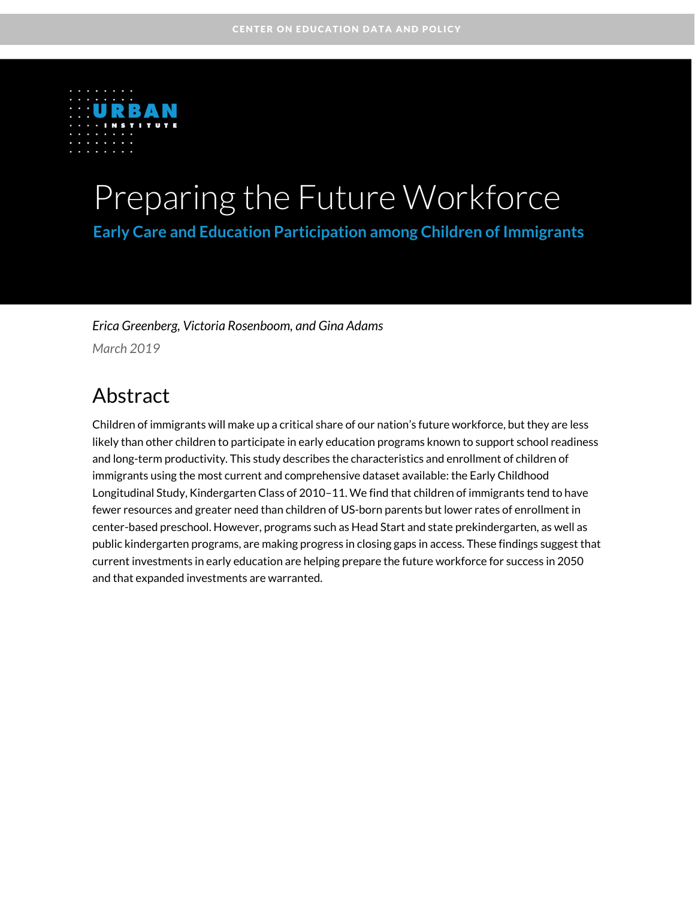CENTER ON EDUCATION DATA AND POLICY

URBAN INSTITUTE

# Preparing the Future Workforce

## Early Care and Education Participation among Children of Immigrants

*Erica Greenberg, Victoria Rosenboom, and Gina Adams*

*March 2019*

## Abstract

Children of immigrants will make up a critical share of our nation's future workforce, but they are less likely than other children to participate in early education programs known to support school readiness and long-term productivity. This study describes the characteristics and enrollment of children of immigrants using the most current and comprehensive dataset available: the Early Childhood Longitudinal Study, Kindergarten Class of 2010–11. We find that children of immigrants tend to have fewer resources and greater need than children of US-born parents but lower rates of enrollment in center-based preschool. However, programs such as Head Start and state prekindergarten, as well as public kindergarten programs, are making progress in closing gaps in access. These findings suggest that current investments in early education are helping prepare the future workforce for success in 2050 and that expanded investments are warranted.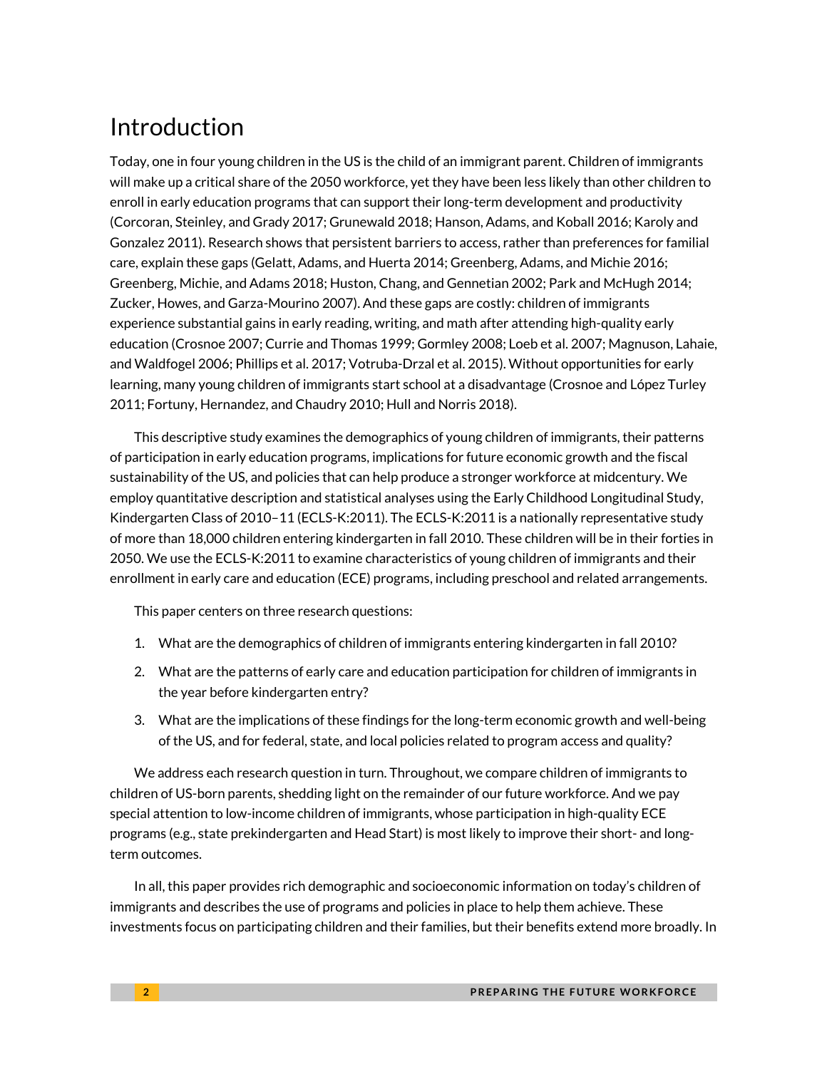# Introduction

Today, one in four young children in the US is the child of an immigrant parent. Children of immigrants will make up a critical share of the 2050 workforce, yet they have been less likely than other children to enroll in early education programs that can support their long-term development and productivity (Corcoran, Steinley, and Grady 2017; Grunewald 2018; Hanson, Adams, and Koball 2016; Karoly and Gonzalez 2011). Research shows that persistent barriers to access, rather than preferences for familial care, explain these gaps (Gelatt, Adams, and Huerta 2014; Greenberg, Adams, and Michie 2016; Greenberg, Michie, and Adams 2018; Huston, Chang, and Gennetian 2002; Park and McHugh 2014; Zucker, Howes, and Garza-Mourino 2007). And these gaps are costly: children of immigrants experience substantial gains in early reading, writing, and math after attending high-quality early education (Crosnoe 2007; Currie and Thomas 1999; Gormley 2008; Loeb et al. 2007; Magnuson, Lahaie, and Waldfogel 2006; Phillips et al. 2017; Votruba-Drzal et al. 2015). Without opportunities for early learning, many young children of immigrants start school at a disadvantage (Crosnoe and López Turley 2011; Fortuny, Hernandez, and Chaudry 2010; Hull and Norris 2018).

This descriptive study examines the demographics of young children of immigrants, their patterns of participation in early education programs, implications for future economic growth and the fiscal sustainability of the US, and policies that can help produce a stronger workforce at midcentury. We employ quantitative description and statistical analyses using the Early Childhood Longitudinal Study, Kindergarten Class of 2010–11 (ECLS-K:2011). The ECLS-K:2011 is a nationally representative study of more than 18,000 children entering kindergarten in fall 2010. These children will be in their forties in 2050. We use the ECLS-K:2011 to examine characteristics of young children of immigrants and their enrollment in early care and education (ECE) programs, including preschool and related arrangements.

This paper centers on three research questions:

1. What are the demographics of children of immigrants entering kindergarten in fall 2010?
2. What are the patterns of early care and education participation for children of immigrants in the year before kindergarten entry?
3. What are the implications of these findings for the long-term economic growth and well-being of the US, and for federal, state, and local policies related to program access and quality?

We address each research question in turn. Throughout, we compare children of immigrants to children of US-born parents, shedding light on the remainder of our future workforce. And we pay special attention to low-income children of immigrants, whose participation in high-quality ECE programs (e.g., state prekindergarten and Head Start) is most likely to improve their short- and long-term outcomes.

In all, this paper provides rich demographic and socioeconomic information on today's children of immigrants and describes the use of programs and policies in place to help them achieve. These investments focus on participating children and their families, but their benefits extend more broadly. In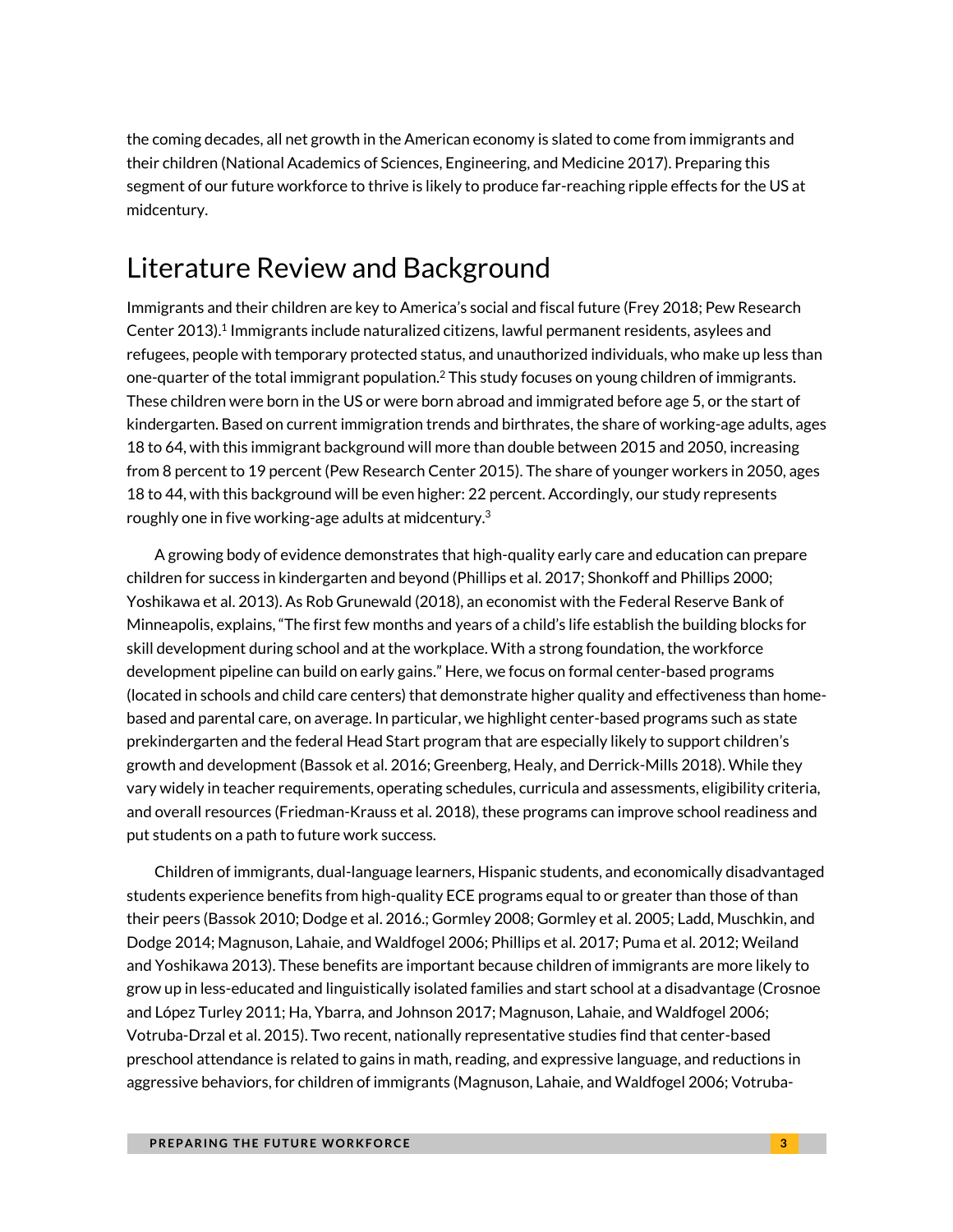the coming decades, all net growth in the American economy is slated to come from immigrants and their children (National Academics of Sciences, Engineering, and Medicine 2017). Preparing this segment of our future workforce to thrive is likely to produce far-reaching ripple effects for the US at midcentury.

## Literature Review and Background

Immigrants and their children are key to America's social and fiscal future (Frey 2018; Pew Research Center 2013).[1] Immigrants include naturalized citizens, lawful permanent residents, asylees and refugees, people with temporary protected status, and unauthorized individuals, who make up less than one-quarter of the total immigrant population.[2] This study focuses on young children of immigrants. These children were born in the US or were born abroad and immigrated before age 5, or the start of kindergarten. Based on current immigration trends and birthrates, the share of working-age adults, ages 18 to 64, with this immigrant background will more than double between 2015 and 2050, increasing from 8 percent to 19 percent (Pew Research Center 2015). The share of younger workers in 2050, ages 18 to 44, with this background will be even higher: 22 percent. Accordingly, our study represents roughly one in five working-age adults at midcentury.[3]

A growing body of evidence demonstrates that high-quality early care and education can prepare children for success in kindergarten and beyond (Phillips et al. 2017; Shonkoff and Phillips 2000; Yoshikawa et al. 2013). As Rob Grunewald (2018), an economist with the Federal Reserve Bank of Minneapolis, explains, "The first few months and years of a child's life establish the building blocks for skill development during school and at the workplace. With a strong foundation, the workforce development pipeline can build on early gains." Here, we focus on formal center-based programs (located in schools and child care centers) that demonstrate higher quality and effectiveness than home-based and parental care, on average. In particular, we highlight center-based programs such as state prekindergarten and the federal Head Start program that are especially likely to support children's growth and development (Bassok et al. 2016; Greenberg, Healy, and Derrick-Mills 2018). While they vary widely in teacher requirements, operating schedules, curricula and assessments, eligibility criteria, and overall resources (Friedman-Krauss et al. 2018), these programs can improve school readiness and put students on a path to future work success.

Children of immigrants, dual-language learners, Hispanic students, and economically disadvantaged students experience benefits from high-quality ECE programs equal to or greater than those of than their peers (Bassok 2010; Dodge et al. 2016.; Gormley 2008; Gormley et al. 2005; Ladd, Muschkin, and Dodge 2014; Magnuson, Lahaie, and Waldfogel 2006; Phillips et al. 2017; Puma et al. 2012; Weiland and Yoshikawa 2013). These benefits are important because children of immigrants are more likely to grow up in less-educated and linguistically isolated families and start school at a disadvantage (Crosnoe and López Turley 2011; Ha, Ybarra, and Johnson 2017; Magnuson, Lahaie, and Waldfogel 2006; Votruba-Drzal et al. 2015). Two recent, nationally representative studies find that center-based preschool attendance is related to gains in math, reading, and expressive language, and reductions in aggressive behaviors, for children of immigrants (Magnuson, Lahaie, and Waldfogel 2006; Votruba-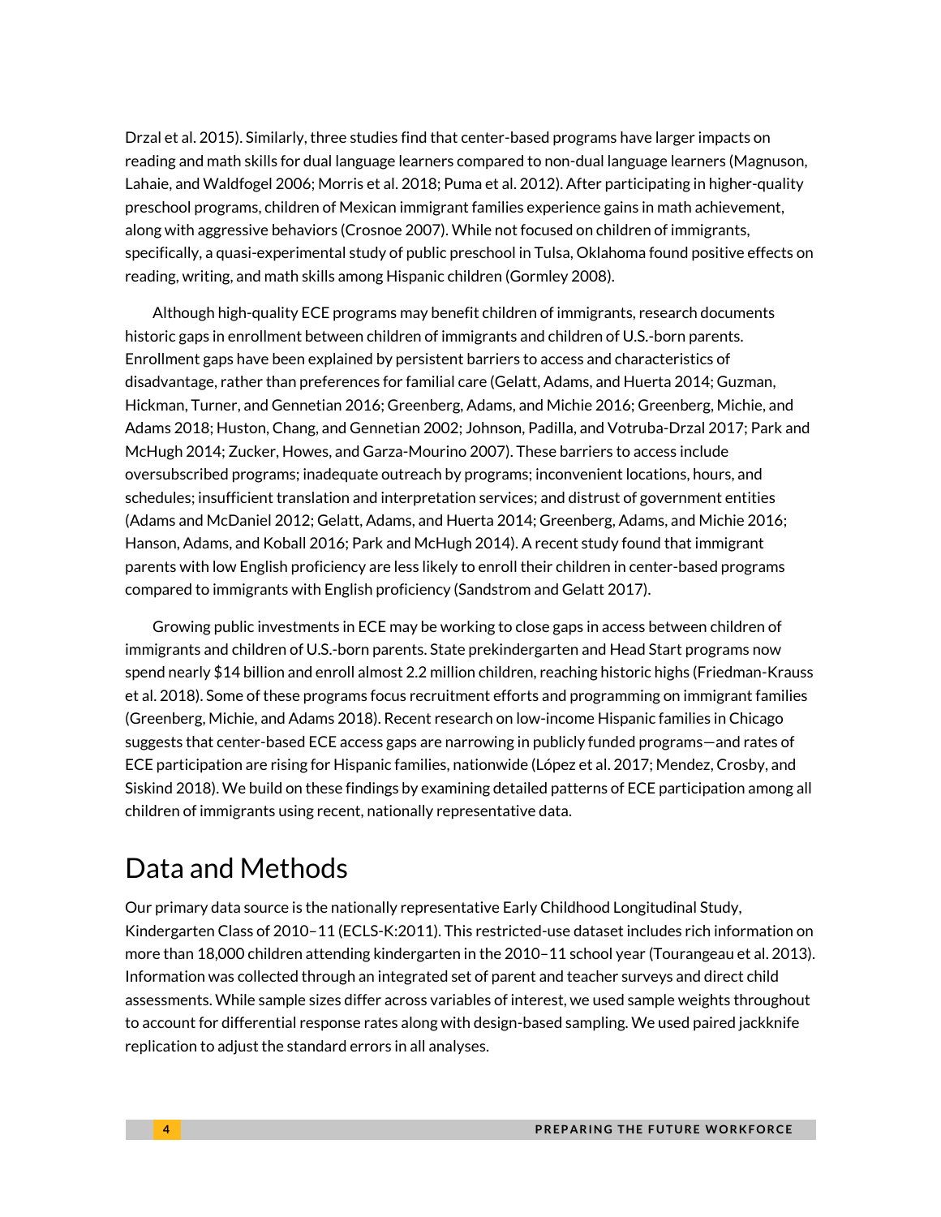Drzal et al. 2015). Similarly, three studies find that center-based programs have larger impacts on reading and math skills for dual language learners compared to non-dual language learners (Magnuson, Lahaie, and Waldfogel 2006; Morris et al. 2018; Puma et al. 2012). After participating in higher-quality preschool programs, children of Mexican immigrant families experience gains in math achievement, along with aggressive behaviors (Crosnoe 2007). While not focused on children of immigrants, specifically, a quasi-experimental study of public preschool in Tulsa, Oklahoma found positive effects on reading, writing, and math skills among Hispanic children (Gormley 2008).

Although high-quality ECE programs may benefit children of immigrants, research documents historic gaps in enrollment between children of immigrants and children of U.S.-born parents. Enrollment gaps have been explained by persistent barriers to access and characteristics of disadvantage, rather than preferences for familial care (Gelatt, Adams, and Huerta 2014; Guzman, Hickman, Turner, and Gennetian 2016; Greenberg, Adams, and Michie 2016; Greenberg, Michie, and Adams 2018; Huston, Chang, and Gennetian 2002; Johnson, Padilla, and Votruba-Drzal 2017; Park and McHugh 2014; Zucker, Howes, and Garza-Mourino 2007). These barriers to access include oversubscribed programs; inadequate outreach by programs; inconvenient locations, hours, and schedules; insufficient translation and interpretation services; and distrust of government entities (Adams and McDaniel 2012; Gelatt, Adams, and Huerta 2014; Greenberg, Adams, and Michie 2016; Hanson, Adams, and Koball 2016; Park and McHugh 2014). A recent study found that immigrant parents with low English proficiency are less likely to enroll their children in center-based programs compared to immigrants with English proficiency (Sandstrom and Gelatt 2017).

Growing public investments in ECE may be working to close gaps in access between children of immigrants and children of U.S.-born parents. State prekindergarten and Head Start programs now spend nearly $14 billion and enroll almost 2.2 million children, reaching historic highs (Friedman-Krauss et al. 2018). Some of these programs focus recruitment efforts and programming on immigrant families (Greenberg, Michie, and Adams 2018). Recent research on low-income Hispanic families in Chicago suggests that center-based ECE access gaps are narrowing in publicly funded programs—and rates of ECE participation are rising for Hispanic families, nationwide (López et al. 2017; Mendez, Crosby, and Siskind 2018). We build on these findings by examining detailed patterns of ECE participation among all children of immigrants using recent, nationally representative data.

# Data and Methods

Our primary data source is the nationally representative Early Childhood Longitudinal Study, Kindergarten Class of 2010–11 (ECLS-K:2011). This restricted-use dataset includes rich information on more than 18,000 children attending kindergarten in the 2010–11 school year (Tourangeau et al. 2013). Information was collected through an integrated set of parent and teacher surveys and direct child assessments. While sample sizes differ across variables of interest, we used sample weights throughout to account for differential response rates along with design-based sampling. We used paired jackknife replication to adjust the standard errors in all analyses.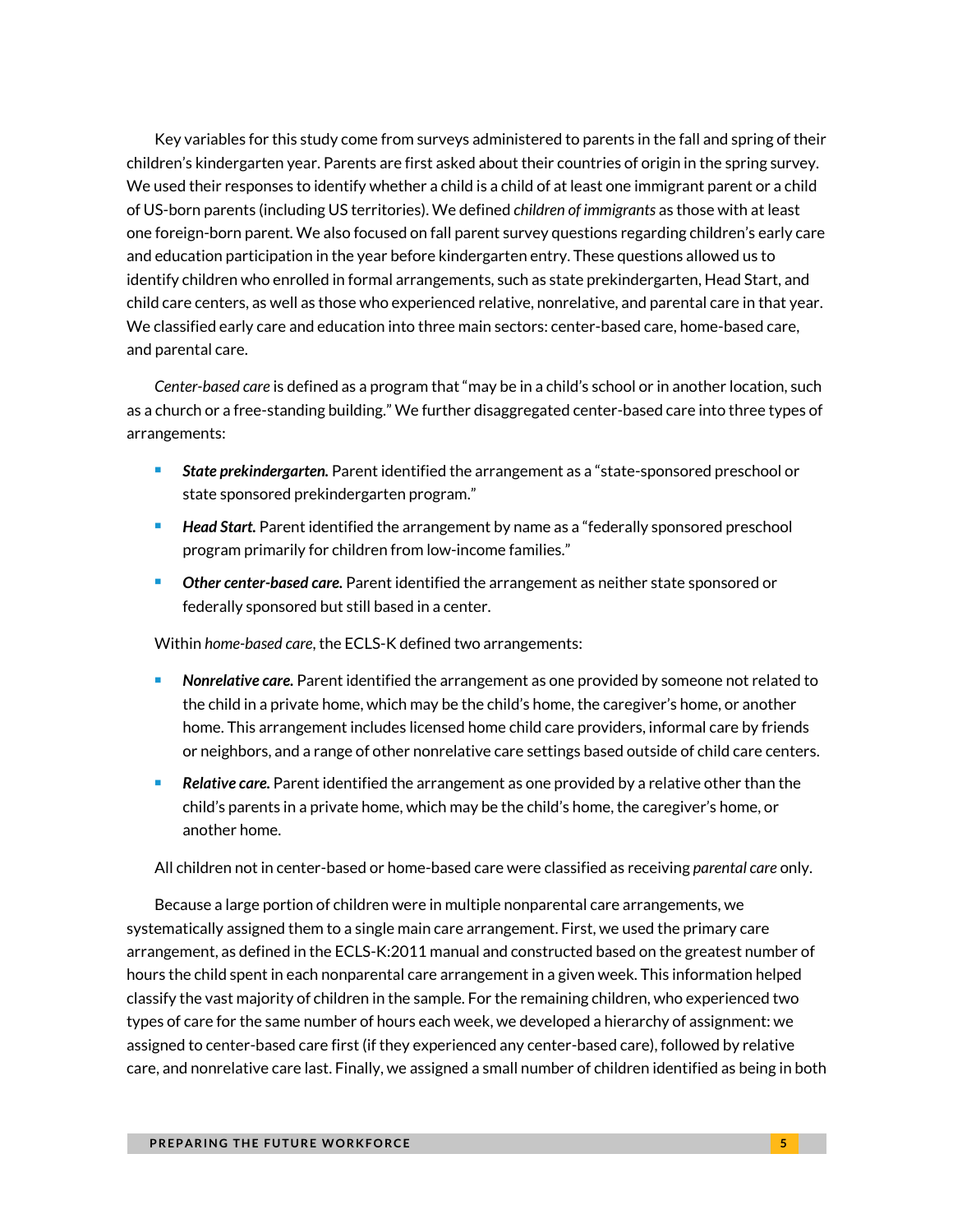Key variables for this study come from surveys administered to parents in the fall and spring of their children's kindergarten year. Parents are first asked about their countries of origin in the spring survey. We used their responses to identify whether a child is a child of at least one immigrant parent or a child of US-born parents (including US territories). We defined *children of immigrants* as those with at least one foreign-born parent. We also focused on fall parent survey questions regarding children's early care and education participation in the year before kindergarten entry. These questions allowed us to identify children who enrolled in formal arrangements, such as state prekindergarten, Head Start, and child care centers, as well as those who experienced relative, nonrelative, and parental care in that year. We classified early care and education into three main sectors: center-based care, home-based care, and parental care.

*Center-based care* is defined as a program that "may be in a child's school or in another location, such as a church or a free-standing building." We further disaggregated center-based care into three types of arrangements:

- ***State prekindergarten.*** Parent identified the arrangement as a "state-sponsored preschool or state sponsored prekindergarten program."
- ***Head Start.*** Parent identified the arrangement by name as a "federally sponsored preschool program primarily for children from low-income families."
- ***Other center-based care.*** Parent identified the arrangement as neither state sponsored or federally sponsored but still based in a center.

Within *home-based care*, the ECLS-K defined two arrangements:

- ***Nonrelative care.*** Parent identified the arrangement as one provided by someone not related to the child in a private home, which may be the child's home, the caregiver's home, or another home. This arrangement includes licensed home child care providers, informal care by friends or neighbors, and a range of other nonrelative care settings based outside of child care centers.
- ***Relative care.*** Parent identified the arrangement as one provided by a relative other than the child's parents in a private home, which may be the child's home, the caregiver's home, or another home.

All children not in center-based or home-based care were classified as receiving *parental care* only.

Because a large portion of children were in multiple nonparental care arrangements, we systematically assigned them to a single main care arrangement. First, we used the primary care arrangement, as defined in the ECLS-K:2011 manual and constructed based on the greatest number of hours the child spent in each nonparental care arrangement in a given week. This information helped classify the vast majority of children in the sample. For the remaining children, who experienced two types of care for the same number of hours each week, we developed a hierarchy of assignment: we assigned to center-based care first (if they experienced any center-based care), followed by relative care, and nonrelative care last. Finally, we assigned a small number of children identified as being in both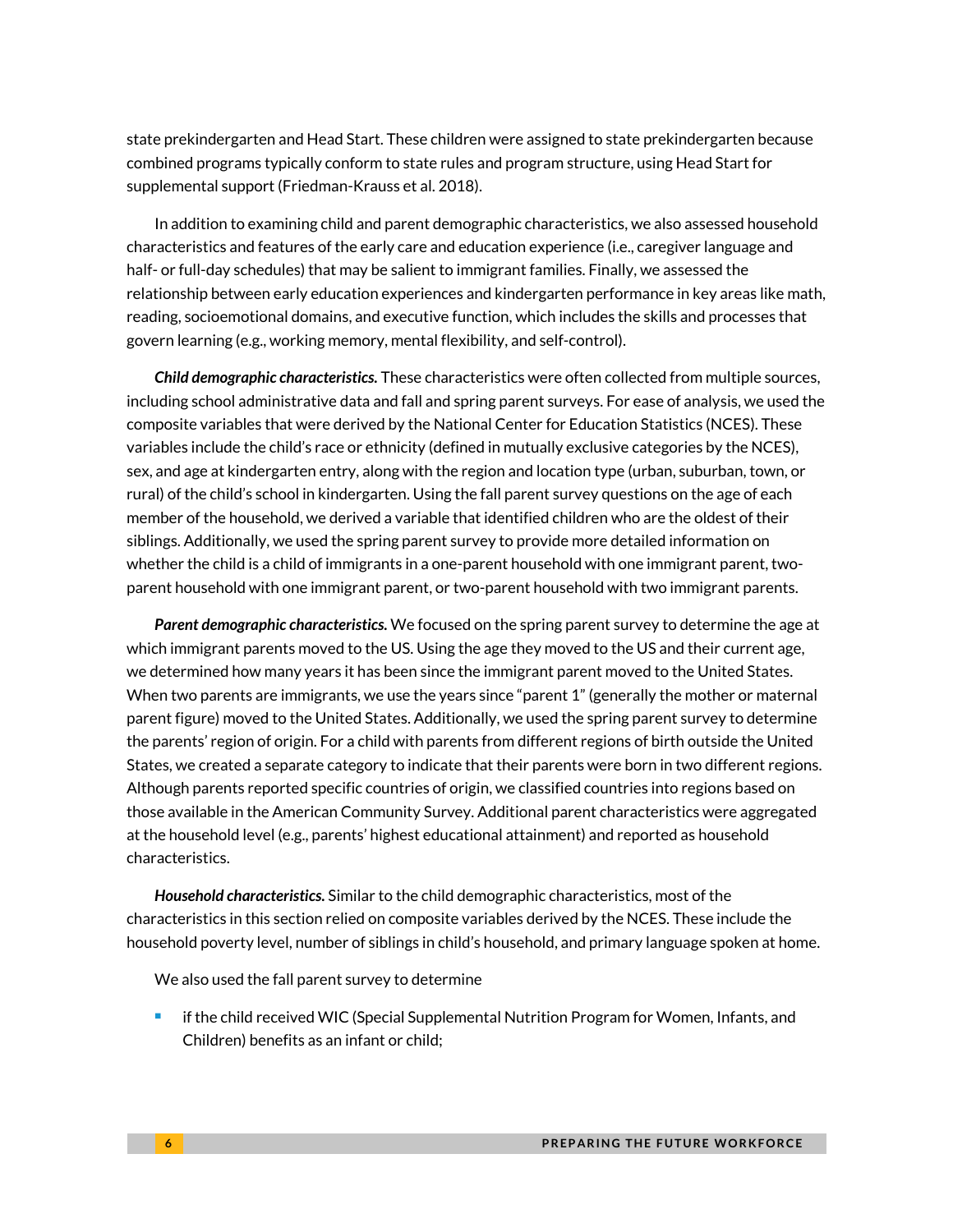state prekindergarten and Head Start. These children were assigned to state prekindergarten because combined programs typically conform to state rules and program structure, using Head Start for supplemental support (Friedman-Krauss et al. 2018).

In addition to examining child and parent demographic characteristics, we also assessed household characteristics and features of the early care and education experience (i.e., caregiver language and half- or full-day schedules) that may be salient to immigrant families. Finally, we assessed the relationship between early education experiences and kindergarten performance in key areas like math, reading, socioemotional domains, and executive function, which includes the skills and processes that govern learning (e.g., working memory, mental flexibility, and self-control).

***Child demographic characteristics.*** These characteristics were often collected from multiple sources, including school administrative data and fall and spring parent surveys. For ease of analysis, we used the composite variables that were derived by the National Center for Education Statistics (NCES). These variables include the child's race or ethnicity (defined in mutually exclusive categories by the NCES), sex, and age at kindergarten entry, along with the region and location type (urban, suburban, town, or rural) of the child's school in kindergarten. Using the fall parent survey questions on the age of each member of the household, we derived a variable that identified children who are the oldest of their siblings. Additionally, we used the spring parent survey to provide more detailed information on whether the child is a child of immigrants in a one-parent household with one immigrant parent, two-parent household with one immigrant parent, or two-parent household with two immigrant parents.

***Parent demographic characteristics.*** We focused on the spring parent survey to determine the age at which immigrant parents moved to the US. Using the age they moved to the US and their current age, we determined how many years it has been since the immigrant parent moved to the United States. When two parents are immigrants, we use the years since "parent 1" (generally the mother or maternal parent figure) moved to the United States. Additionally, we used the spring parent survey to determine the parents' region of origin. For a child with parents from different regions of birth outside the United States, we created a separate category to indicate that their parents were born in two different regions. Although parents reported specific countries of origin, we classified countries into regions based on those available in the American Community Survey. Additional parent characteristics were aggregated at the household level (e.g., parents' highest educational attainment) and reported as household characteristics.

***Household characteristics.*** Similar to the child demographic characteristics, most of the characteristics in this section relied on composite variables derived by the NCES. These include the household poverty level, number of siblings in child's household, and primary language spoken at home.

We also used the fall parent survey to determine

- if the child received WIC (Special Supplemental Nutrition Program for Women, Infants, and Children) benefits as an infant or child;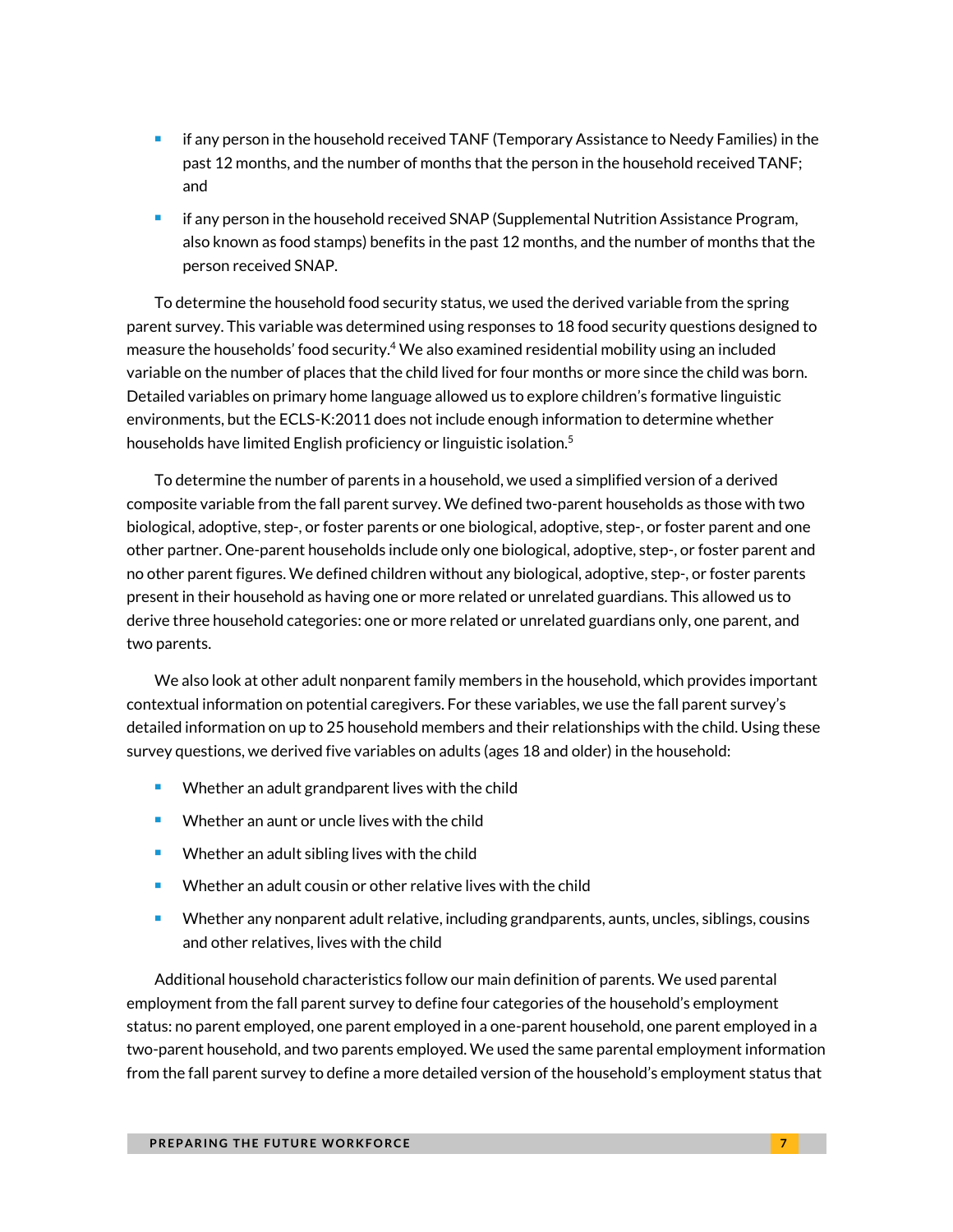- if any person in the household received TANF (Temporary Assistance to Needy Families) in the past 12 months, and the number of months that the person in the household received TANF; and
- if any person in the household received SNAP (Supplemental Nutrition Assistance Program, also known as food stamps) benefits in the past 12 months, and the number of months that the person received SNAP.

To determine the household food security status, we used the derived variable from the spring parent survey. This variable was determined using responses to 18 food security questions designed to measure the households' food security.[4] We also examined residential mobility using an included variable on the number of places that the child lived for four months or more since the child was born. Detailed variables on primary home language allowed us to explore children's formative linguistic environments, but the ECLS-K:2011 does not include enough information to determine whether households have limited English proficiency or linguistic isolation.[5]

To determine the number of parents in a household, we used a simplified version of a derived composite variable from the fall parent survey. We defined two-parent households as those with two biological, adoptive, step-, or foster parents or one biological, adoptive, step-, or foster parent and one other partner. One-parent households include only one biological, adoptive, step-, or foster parent and no other parent figures. We defined children without any biological, adoptive, step-, or foster parents present in their household as having one or more related or unrelated guardians. This allowed us to derive three household categories: one or more related or unrelated guardians only, one parent, and two parents.

We also look at other adult nonparent family members in the household, which provides important contextual information on potential caregivers. For these variables, we use the fall parent survey's detailed information on up to 25 household members and their relationships with the child. Using these survey questions, we derived five variables on adults (ages 18 and older) in the household:

- Whether an adult grandparent lives with the child
- Whether an aunt or uncle lives with the child
- Whether an adult sibling lives with the child
- Whether an adult cousin or other relative lives with the child
- Whether any nonparent adult relative, including grandparents, aunts, uncles, siblings, cousins and other relatives, lives with the child

Additional household characteristics follow our main definition of parents. We used parental employment from the fall parent survey to define four categories of the household's employment status: no parent employed, one parent employed in a one-parent household, one parent employed in a two-parent household, and two parents employed. We used the same parental employment information from the fall parent survey to define a more detailed version of the household's employment status that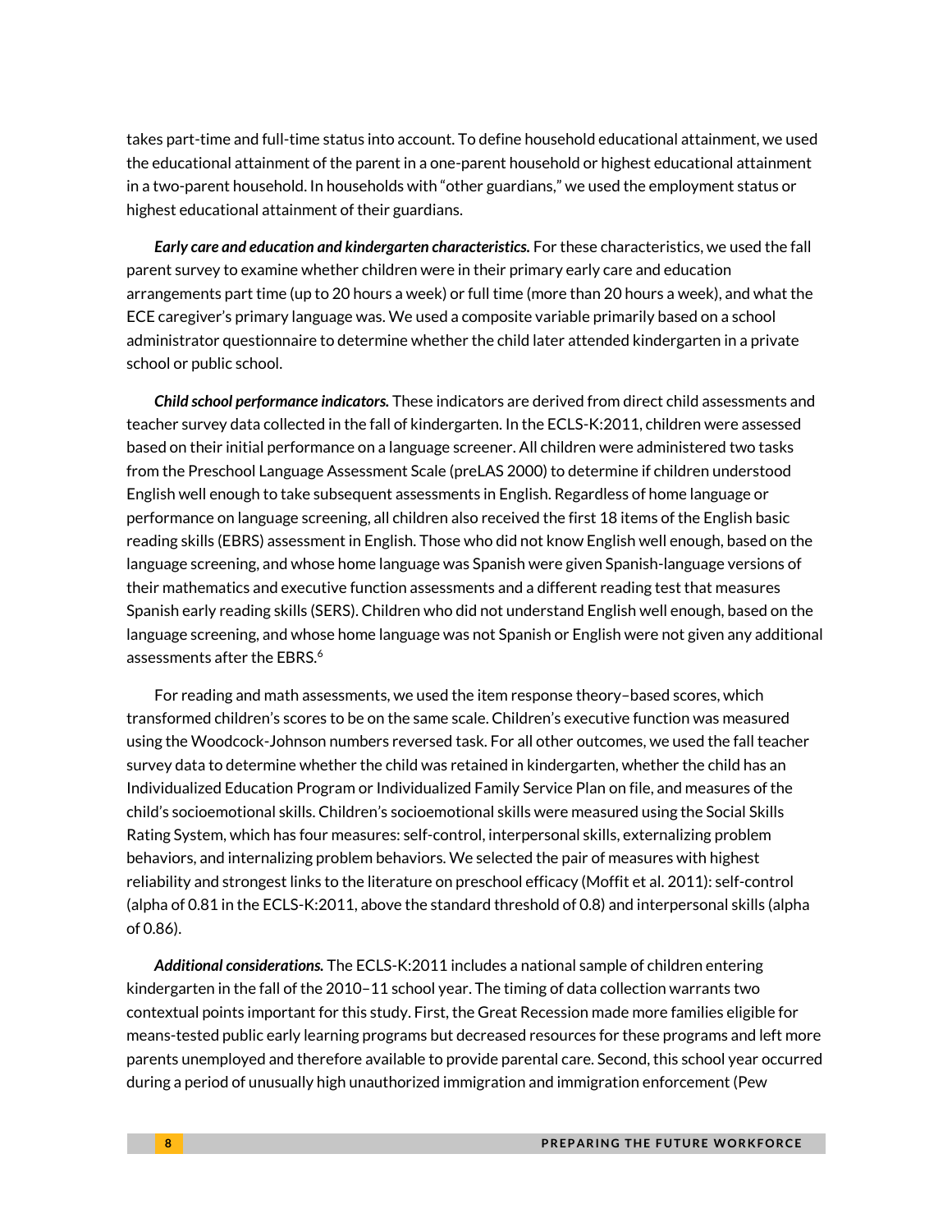takes part-time and full-time status into account. To define household educational attainment, we used the educational attainment of the parent in a one-parent household or highest educational attainment in a two-parent household. In households with "other guardians," we used the employment status or highest educational attainment of their guardians.

***Early care and education and kindergarten characteristics.*** For these characteristics, we used the fall parent survey to examine whether children were in their primary early care and education arrangements part time (up to 20 hours a week) or full time (more than 20 hours a week), and what the ECE caregiver's primary language was. We used a composite variable primarily based on a school administrator questionnaire to determine whether the child later attended kindergarten in a private school or public school.

***Child school performance indicators.*** These indicators are derived from direct child assessments and teacher survey data collected in the fall of kindergarten. In the ECLS-K:2011, children were assessed based on their initial performance on a language screener. All children were administered two tasks from the Preschool Language Assessment Scale (preLAS 2000) to determine if children understood English well enough to take subsequent assessments in English. Regardless of home language or performance on language screening, all children also received the first 18 items of the English basic reading skills (EBRS) assessment in English. Those who did not know English well enough, based on the language screening, and whose home language was Spanish were given Spanish-language versions of their mathematics and executive function assessments and a different reading test that measures Spanish early reading skills (SERS). Children who did not understand English well enough, based on the language screening, and whose home language was not Spanish or English were not given any additional assessments after the EBRS.[6]

For reading and math assessments, we used the item response theory–based scores, which transformed children's scores to be on the same scale. Children's executive function was measured using the Woodcock-Johnson numbers reversed task. For all other outcomes, we used the fall teacher survey data to determine whether the child was retained in kindergarten, whether the child has an Individualized Education Program or Individualized Family Service Plan on file, and measures of the child's socioemotional skills. Children's socioemotional skills were measured using the Social Skills Rating System, which has four measures: self-control, interpersonal skills, externalizing problem behaviors, and internalizing problem behaviors. We selected the pair of measures with highest reliability and strongest links to the literature on preschool efficacy (Moffit et al. 2011): self-control (alpha of 0.81 in the ECLS-K:2011, above the standard threshold of 0.8) and interpersonal skills (alpha of 0.86).

***Additional considerations.*** The ECLS-K:2011 includes a national sample of children entering kindergarten in the fall of the 2010–11 school year. The timing of data collection warrants two contextual points important for this study. First, the Great Recession made more families eligible for means-tested public early learning programs but decreased resources for these programs and left more parents unemployed and therefore available to provide parental care. Second, this school year occurred during a period of unusually high unauthorized immigration and immigration enforcement (Pew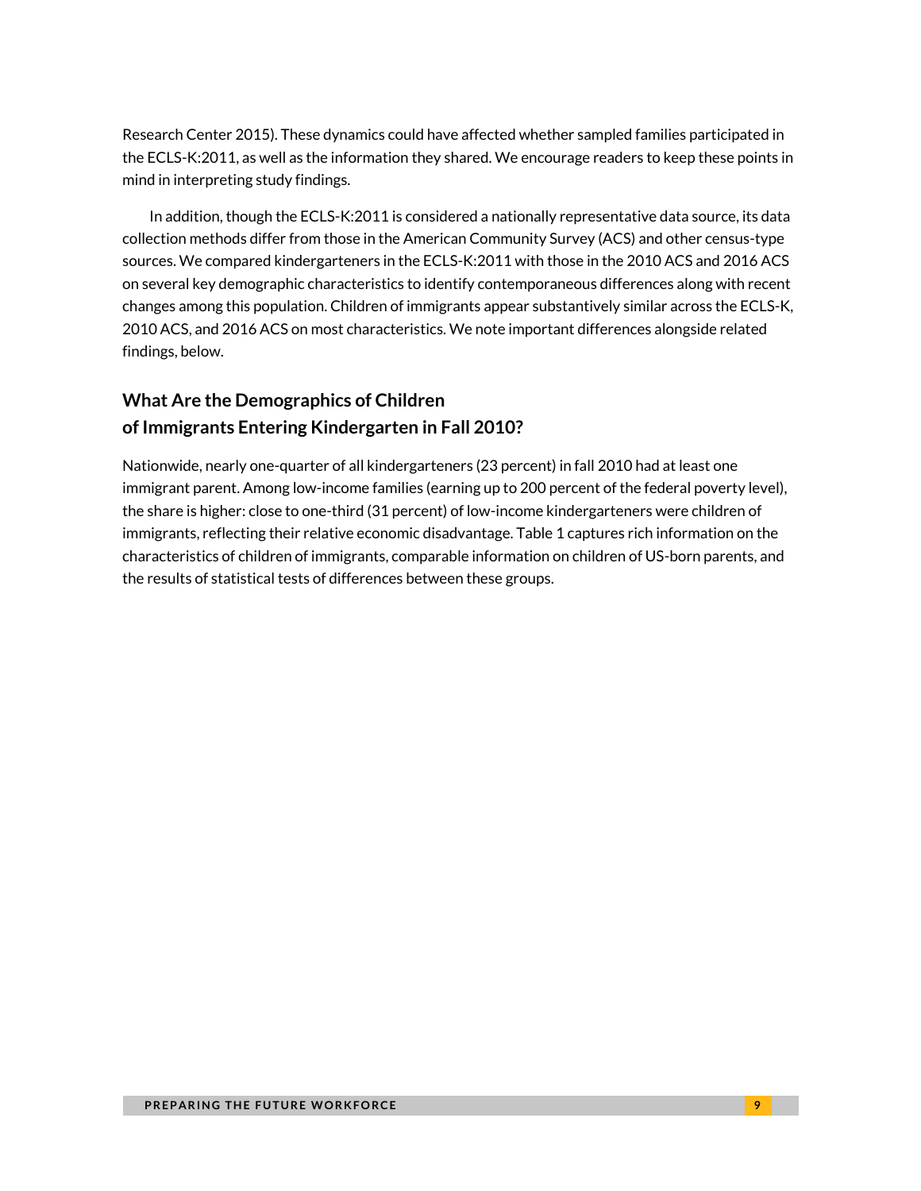Research Center 2015). These dynamics could have affected whether sampled families participated in the ECLS-K:2011, as well as the information they shared. We encourage readers to keep these points in mind in interpreting study findings.

In addition, though the ECLS-K:2011 is considered a nationally representative data source, its data collection methods differ from those in the American Community Survey (ACS) and other census-type sources. We compared kindergarteners in the ECLS-K:2011 with those in the 2010 ACS and 2016 ACS on several key demographic characteristics to identify contemporaneous differences along with recent changes among this population. Children of immigrants appear substantively similar across the ECLS-K, 2010 ACS, and 2016 ACS on most characteristics. We note important differences alongside related findings, below.

## What Are the Demographics of Children of Immigrants Entering Kindergarten in Fall 2010?

Nationwide, nearly one-quarter of all kindergarteners (23 percent) in fall 2010 had at least one immigrant parent. Among low-income families (earning up to 200 percent of the federal poverty level), the share is higher: close to one-third (31 percent) of low-income kindergarteners were children of immigrants, reflecting their relative economic disadvantage. Table 1 captures rich information on the characteristics of children of immigrants, comparable information on children of US-born parents, and the results of statistical tests of differences between these groups.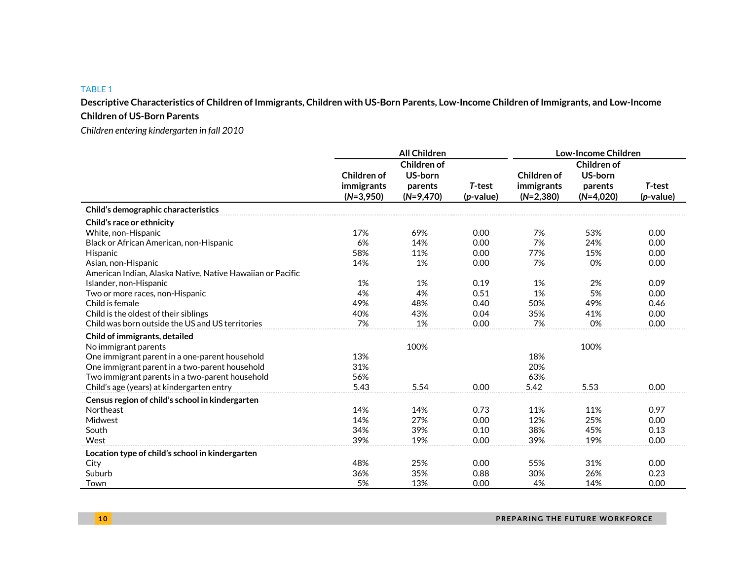TABLE 1

**Descriptive Characteristics of Children of Immigrants, Children with US-Born Parents, Low-Income Children of Immigrants, and Low-Income Children of US-Born Parents**

*Children entering kindergarten in fall 2010*

| | All Children | | | Low-Income Children | | |
|---|---|---|---|---|---|---|
| | Children of immigrants (*N*=3,950) | Children of US-born parents (*N*=9,470) | *T*-test (*p*-value) | Children of immigrants (*N*=2,380) | Children of US-born parents (*N*=4,020) | *T*-test (*p*-value) |
| **Child's demographic characteristics** | | | | | | |
| **Child's race or ethnicity** | | | | | | |
| White, non-Hispanic | 17% | 69% | 0.00 | 7% | 53% | 0.00 |
| Black or African American, non-Hispanic | 6% | 14% | 0.00 | 7% | 24% | 0.00 |
| Hispanic | 58% | 11% | 0.00 | 77% | 15% | 0.00 |
| Asian, non-Hispanic | 14% | 1% | 0.00 | 7% | 0% | 0.00 |
| American Indian, Alaska Native, Native Hawaiian or Pacific Islander, non-Hispanic | 1% | 1% | 0.19 | 1% | 2% | 0.09 |
| Two or more races, non-Hispanic | 4% | 4% | 0.51 | 1% | 5% | 0.00 |
| Child is female | 49% | 48% | 0.40 | 50% | 49% | 0.46 |
| Child is the oldest of their siblings | 40% | 43% | 0.04 | 35% | 41% | 0.00 |
| Child was born outside the US and US territories | 7% | 1% | 0.00 | 7% | 0% | 0.00 |
| **Child of immigrants, detailed** | | | | | | |
| No immigrant parents | | 100% | | | 100% | |
| One immigrant parent in a one-parent household | 13% | | | 18% | | |
| One immigrant parent in a two-parent household | 31% | | | 20% | | |
| Two immigrant parents in a two-parent household | 56% | | | 63% | | |
| Child's age (years) at kindergarten entry | 5.43 | 5.54 | 0.00 | 5.42 | 5.53 | 0.00 |
| **Census region of child's school in kindergarten** | | | | | | |
| Northeast | 14% | 14% | 0.73 | 11% | 11% | 0.97 |
| Midwest | 14% | 27% | 0.00 | 12% | 25% | 0.00 |
| South | 34% | 39% | 0.10 | 38% | 45% | 0.13 |
| West | 39% | 19% | 0.00 | 39% | 19% | 0.00 |
| **Location type of child's school in kindergarten** | | | | | | |
| City | 48% | 25% | 0.00 | 55% | 31% | 0.00 |
| Suburb | 36% | 35% | 0.88 | 30% | 26% | 0.23 |
| Town | 5% | 13% | 0.00 | 4% | 14% | 0.00 |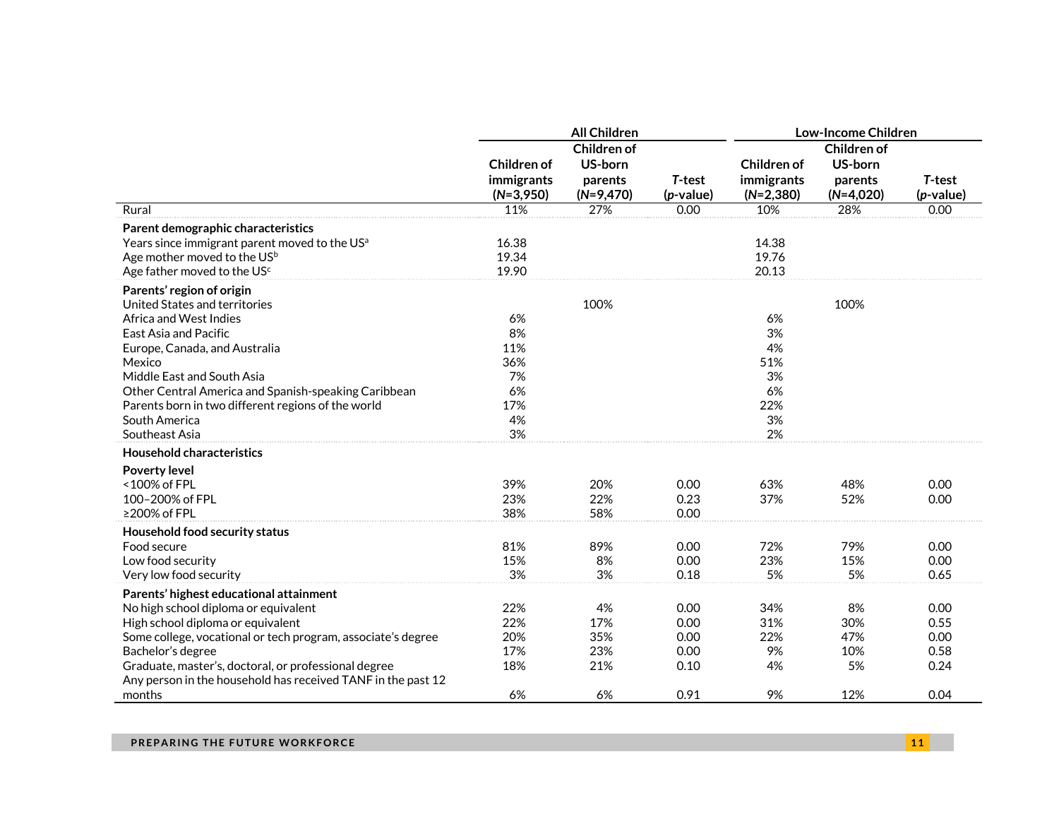| | All Children | | | Low-Income Children | | |
|---|---|---|---|---|---|---|
| | Children of immigrants (*N*=3,950) | Children of US-born parents (*N*=9,470) | *T*-test (*p*-value) | Children of immigrants (*N*=2,380) | Children of US-born parents (*N*=4,020) | *T*-test (*p*-value) |
| Rural | 11% | 27% | 0.00 | 10% | 28% | 0.00 |
| **Parent demographic characteristics** | | | | | | |
| Years since immigrant parent moved to the US[a] | 16.38 | | | 14.38 | | |
| Age mother moved to the US[b] | 19.34 | | | 19.76 | | |
| Age father moved to the US[c] | 19.90 | | | 20.13 | | |
| **Parents' region of origin** | | | | | | |
| United States and territories | | 100% | | | 100% | |
| Africa and West Indies | 6% | | | 6% | | |
| East Asia and Pacific | 8% | | | 3% | | |
| Europe, Canada, and Australia | 11% | | | 4% | | |
| Mexico | 36% | | | 51% | | |
| Middle East and South Asia | 7% | | | 3% | | |
| Other Central America and Spanish-speaking Caribbean | 6% | | | 6% | | |
| Parents born in two different regions of the world | 17% | | | 22% | | |
| South America | 4% | | | 3% | | |
| Southeast Asia | 3% | | | 2% | | |
| **Household characteristics** | | | | | | |
| **Poverty level** | | | | | | |
| <100% of FPL | 39% | 20% | 0.00 | 63% | 48% | 0.00 |
| 100–200% of FPL | 23% | 22% | 0.23 | 37% | 52% | 0.00 |
| ≥200% of FPL | 38% | 58% | 0.00 | | | |
| **Household food security status** | | | | | | |
| Food secure | 81% | 89% | 0.00 | 72% | 79% | 0.00 |
| Low food security | 15% | 8% | 0.00 | 23% | 15% | 0.00 |
| Very low food security | 3% | 3% | 0.18 | 5% | 5% | 0.65 |
| **Parents' highest educational attainment** | | | | | | |
| No high school diploma or equivalent | 22% | 4% | 0.00 | 34% | 8% | 0.00 |
| High school diploma or equivalent | 22% | 17% | 0.00 | 31% | 30% | 0.55 |
| Some college, vocational or tech program, associate's degree | 20% | 35% | 0.00 | 22% | 47% | 0.00 |
| Bachelor's degree | 17% | 23% | 0.00 | 9% | 10% | 0.58 |
| Graduate, master's, doctoral, or professional degree | 18% | 21% | 0.10 | 4% | 5% | 0.24 |
| Any person in the household has received TANF in the past 12 months | 6% | 6% | 0.91 | 9% | 12% | 0.04 |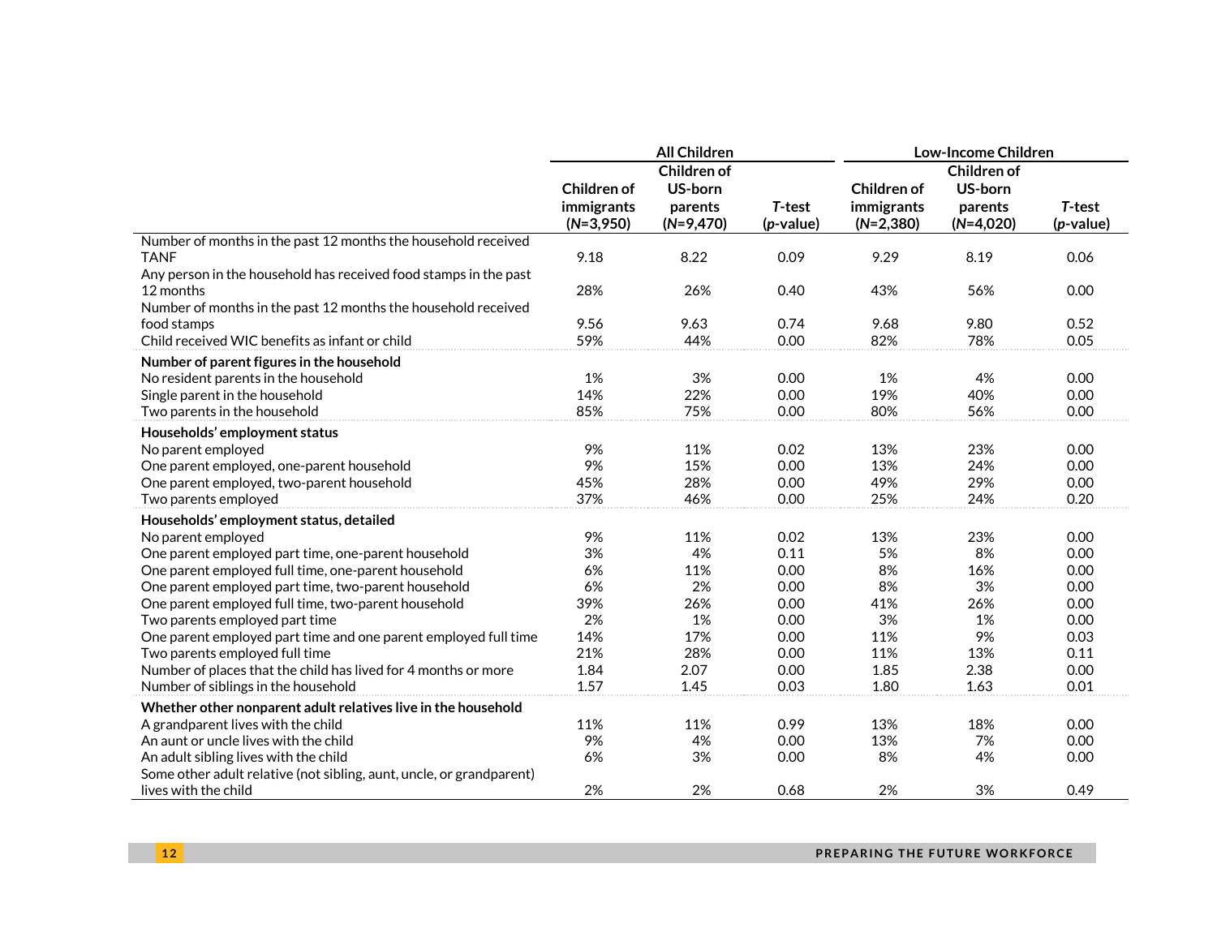| | All Children | | | Low-Income Children | | |
|---|---|---|---|---|---|---|
| | Children of immigrants (*N*=3,950) | Children of US-born parents (*N*=9,470) | *T*-test (*p*-value) | Children of immigrants (*N*=2,380) | Children of US-born parents (*N*=4,020) | *T*-test (*p*-value) |
| Number of months in the past 12 months the household received TANF | 9.18 | 8.22 | 0.09 | 9.29 | 8.19 | 0.06 |
| Any person in the household has received food stamps in the past 12 months | 28% | 26% | 0.40 | 43% | 56% | 0.00 |
| Number of months in the past 12 months the household received food stamps | 9.56 | 9.63 | 0.74 | 9.68 | 9.80 | 0.52 |
| Child received WIC benefits as infant or child | 59% | 44% | 0.00 | 82% | 78% | 0.05 |
| **Number of parent figures in the household** | | | | | | |
| No resident parents in the household | 1% | 3% | 0.00 | 1% | 4% | 0.00 |
| Single parent in the household | 14% | 22% | 0.00 | 19% | 40% | 0.00 |
| Two parents in the household | 85% | 75% | 0.00 | 80% | 56% | 0.00 |
| **Households' employment status** | | | | | | |
| No parent employed | 9% | 11% | 0.02 | 13% | 23% | 0.00 |
| One parent employed, one-parent household | 9% | 15% | 0.00 | 13% | 24% | 0.00 |
| One parent employed, two-parent household | 45% | 28% | 0.00 | 49% | 29% | 0.00 |
| Two parents employed | 37% | 46% | 0.00 | 25% | 24% | 0.20 |
| **Households' employment status, detailed** | | | | | | |
| No parent employed | 9% | 11% | 0.02 | 13% | 23% | 0.00 |
| One parent employed part time, one-parent household | 3% | 4% | 0.11 | 5% | 8% | 0.00 |
| One parent employed full time, one-parent household | 6% | 11% | 0.00 | 8% | 16% | 0.00 |
| One parent employed part time, two-parent household | 6% | 2% | 0.00 | 8% | 3% | 0.00 |
| One parent employed full time, two-parent household | 39% | 26% | 0.00 | 41% | 26% | 0.00 |
| Two parents employed part time | 2% | 1% | 0.00 | 3% | 1% | 0.00 |
| One parent employed part time and one parent employed full time | 14% | 17% | 0.00 | 11% | 9% | 0.03 |
| Two parents employed full time | 21% | 28% | 0.00 | 11% | 13% | 0.11 |
| Number of places that the child has lived for 4 months or more | 1.84 | 2.07 | 0.00 | 1.85 | 2.38 | 0.00 |
| Number of siblings in the household | 1.57 | 1.45 | 0.03 | 1.80 | 1.63 | 0.01 |
| **Whether other nonparent adult relatives live in the household** | | | | | | |
| A grandparent lives with the child | 11% | 11% | 0.99 | 13% | 18% | 0.00 |
| An aunt or uncle lives with the child | 9% | 4% | 0.00 | 13% | 7% | 0.00 |
| An adult sibling lives with the child | 6% | 3% | 0.00 | 8% | 4% | 0.00 |
| Some other adult relative (not sibling, aunt, uncle, or grandparent) lives with the child | 2% | 2% | 0.68 | 2% | 3% | 0.49 |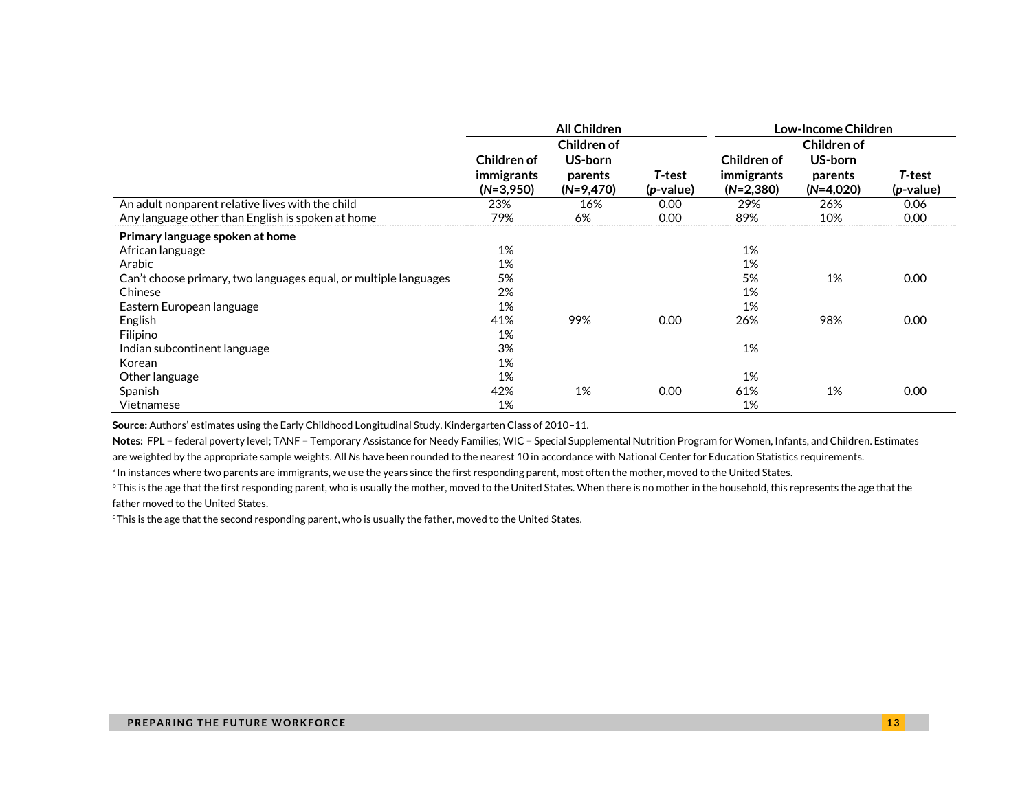| | All Children | | | Low-Income Children | | |
|---|---|---|---|---|---|---|
| | **Children of immigrants (*N*=3,950)** | **Children of US-born parents (*N*=9,470)** | ***T*-test (*p*-value)** | **Children of immigrants (*N*=2,380)** | **Children of US-born parents (*N*=4,020)** | ***T*-test (*p*-value)** |
| An adult nonparent relative lives with the child | 23% | 16% | 0.00 | 29% | 26% | 0.06 |
| Any language other than English is spoken at home | 79% | 6% | 0.00 | 89% | 10% | 0.00 |
| **Primary language spoken at home** | | | | | | |
| African language | 1% | | | 1% | | |
| Arabic | 1% | | | 1% | | |
| Can't choose primary, two languages equal, or multiple languages | 5% | | | 5% | 1% | 0.00 |
| Chinese | 2% | | | 1% | | |
| Eastern European language | 1% | | | 1% | | |
| English | 41% | 99% | 0.00 | 26% | 98% | 0.00 |
| Filipino | 1% | | | | | |
| Indian subcontinent language | 3% | | | 1% | | |
| Korean | 1% | | | | | |
| Other language | 1% | | | 1% | | |
| Spanish | 42% | 1% | 0.00 | 61% | 1% | 0.00 |
| Vietnamese | 1% | | | 1% | | |

**Source:** Authors' estimates using the Early Childhood Longitudinal Study, Kindergarten Class of 2010–11.

**Notes:** FPL = federal poverty level; TANF = Temporary Assistance for Needy Families; WIC = Special Supplemental Nutrition Program for Women, Infants, and Children. Estimates are weighted by the appropriate sample weights. All *N*s have been rounded to the nearest 10 in accordance with National Center for Education Statistics requirements.

[a] In instances where two parents are immigrants, we use the years since the first responding parent, most often the mother, moved to the United States.

[b] This is the age that the first responding parent, who is usually the mother, moved to the United States. When there is no mother in the household, this represents the age that the father moved to the United States.

[c] This is the age that the second responding parent, who is usually the father, moved to the United States.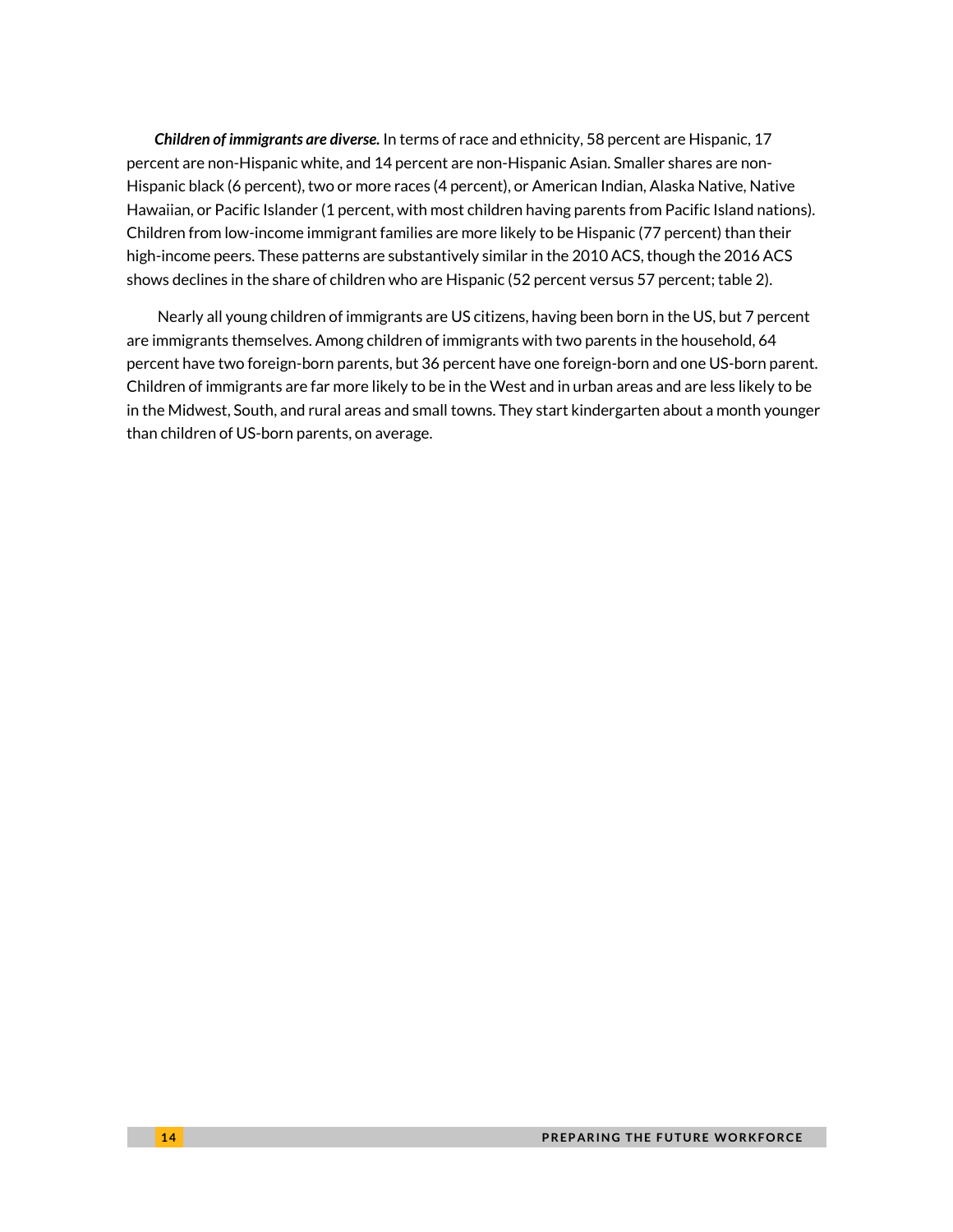***Children of immigrants are diverse.*** In terms of race and ethnicity, 58 percent are Hispanic, 17 percent are non-Hispanic white, and 14 percent are non-Hispanic Asian. Smaller shares are non-Hispanic black (6 percent), two or more races (4 percent), or American Indian, Alaska Native, Native Hawaiian, or Pacific Islander (1 percent, with most children having parents from Pacific Island nations). Children from low-income immigrant families are more likely to be Hispanic (77 percent) than their high-income peers. These patterns are substantively similar in the 2010 ACS, though the 2016 ACS shows declines in the share of children who are Hispanic (52 percent versus 57 percent; table 2).

Nearly all young children of immigrants are US citizens, having been born in the US, but 7 percent are immigrants themselves. Among children of immigrants with two parents in the household, 64 percent have two foreign-born parents, but 36 percent have one foreign-born and one US-born parent. Children of immigrants are far more likely to be in the West and in urban areas and are less likely to be in the Midwest, South, and rural areas and small towns. They start kindergarten about a month younger than children of US-born parents, on average.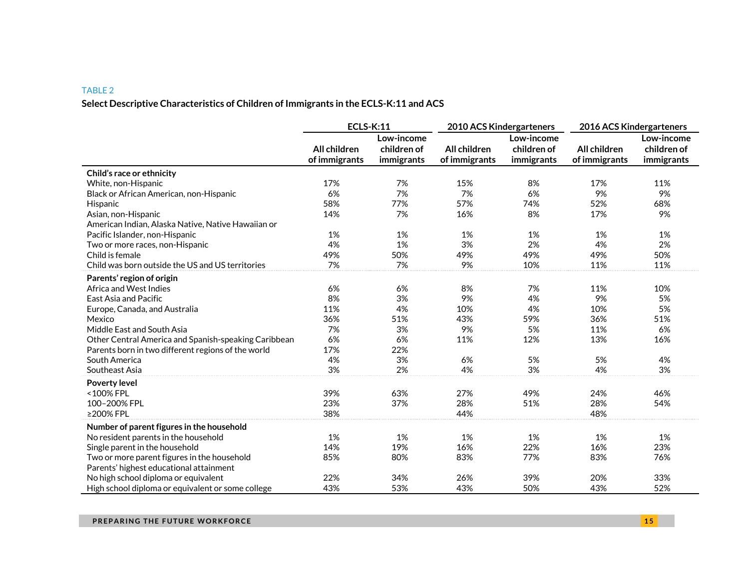TABLE 2

**Select Descriptive Characteristics of Children of Immigrants in the ECLS-K:11 and ACS**

| | ECLS-K:11 | | 2010 ACS Kindergarteners | | 2016 ACS Kindergarteners | |
|---|---|---|---|---|---|---|
| | All children of immigrants | Low-income children of immigrants | All children of immigrants | Low-income children of immigrants | All children of immigrants | Low-income children of immigrants |
| **Child's race or ethnicity** | | | | | | |
| White, non-Hispanic | 17% | 7% | 15% | 8% | 17% | 11% |
| Black or African American, non-Hispanic | 6% | 7% | 7% | 6% | 9% | 9% |
| Hispanic | 58% | 77% | 57% | 74% | 52% | 68% |
| Asian, non-Hispanic | 14% | 7% | 16% | 8% | 17% | 9% |
| American Indian, Alaska Native, Native Hawaiian or Pacific Islander, non-Hispanic | 1% | 1% | 1% | 1% | 1% | 1% |
| Two or more races, non-Hispanic | 4% | 1% | 3% | 2% | 4% | 2% |
| Child is female | 49% | 50% | 49% | 49% | 49% | 50% |
| Child was born outside the US and US territories | 7% | 7% | 9% | 10% | 11% | 11% |
| **Parents' region of origin** | | | | | | |
| Africa and West Indies | 6% | 6% | 8% | 7% | 11% | 10% |
| East Asia and Pacific | 8% | 3% | 9% | 4% | 9% | 5% |
| Europe, Canada, and Australia | 11% | 4% | 10% | 4% | 10% | 5% |
| Mexico | 36% | 51% | 43% | 59% | 36% | 51% |
| Middle East and South Asia | 7% | 3% | 9% | 5% | 11% | 6% |
| Other Central America and Spanish-speaking Caribbean | 6% | 6% | 11% | 12% | 13% | 16% |
| Parents born in two different regions of the world | 17% | 22% | | | | |
| South America | 4% | 3% | 6% | 5% | 5% | 4% |
| Southeast Asia | 3% | 2% | 4% | 3% | 4% | 3% |
| **Poverty level** | | | | | | |
| <100% FPL | 39% | 63% | 27% | 49% | 24% | 46% |
| 100–200% FPL | 23% | 37% | 28% | 51% | 28% | 54% |
| ≥200% FPL | 38% | | 44% | | 48% | |
| **Number of parent figures in the household** | | | | | | |
| No resident parents in the household | 1% | 1% | 1% | 1% | 1% | 1% |
| Single parent in the household | 14% | 19% | 16% | 22% | 16% | 23% |
| Two or more parent figures in the household | 85% | 80% | 83% | 77% | 83% | 76% |
| Parents' highest educational attainment | | | | | | |
| No high school diploma or equivalent | 22% | 34% | 26% | 39% | 20% | 33% |
| High school diploma or equivalent or some college | 43% | 53% | 43% | 50% | 43% | 52% |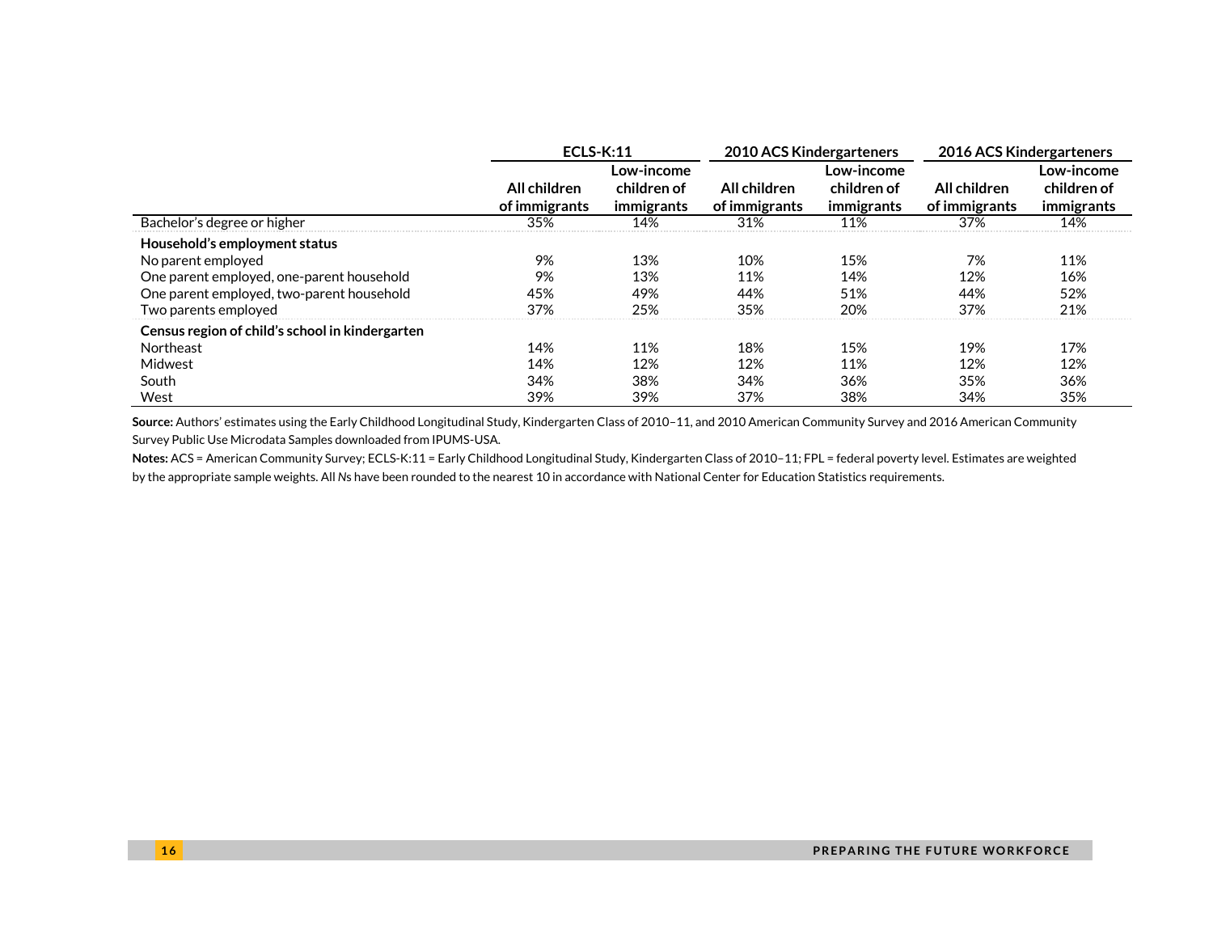| | ECLS-K:11 | | 2010 ACS Kindergarteners | | 2016 ACS Kindergarteners | |
|---|---|---|---|---|---|---|
| | All children of immigrants | Low-income children of immigrants | All children of immigrants | Low-income children of immigrants | All children of immigrants | Low-income children of immigrants |
| Bachelor's degree or higher | 35% | 14% | 31% | 11% | 37% | 14% |
| **Household's employment status** | | | | | | |
| No parent employed | 9% | 13% | 10% | 15% | 7% | 11% |
| One parent employed, one-parent household | 9% | 13% | 11% | 14% | 12% | 16% |
| One parent employed, two-parent household | 45% | 49% | 44% | 51% | 44% | 52% |
| Two parents employed | 37% | 25% | 35% | 20% | 37% | 21% |
| **Census region of child's school in kindergarten** | | | | | | |
| Northeast | 14% | 11% | 18% | 15% | 19% | 17% |
| Midwest | 14% | 12% | 12% | 11% | 12% | 12% |
| South | 34% | 38% | 34% | 36% | 35% | 36% |
| West | 39% | 39% | 37% | 38% | 34% | 35% |

**Source:** Authors' estimates using the Early Childhood Longitudinal Study, Kindergarten Class of 2010–11, and 2010 American Community Survey and 2016 American Community Survey Public Use Microdata Samples downloaded from IPUMS-USA.

**Notes:** ACS = American Community Survey; ECLS-K:11 = Early Childhood Longitudinal Study, Kindergarten Class of 2010–11; FPL = federal poverty level. Estimates are weighted by the appropriate sample weights. All *N*s have been rounded to the nearest 10 in accordance with National Center for Education Statistics requirements.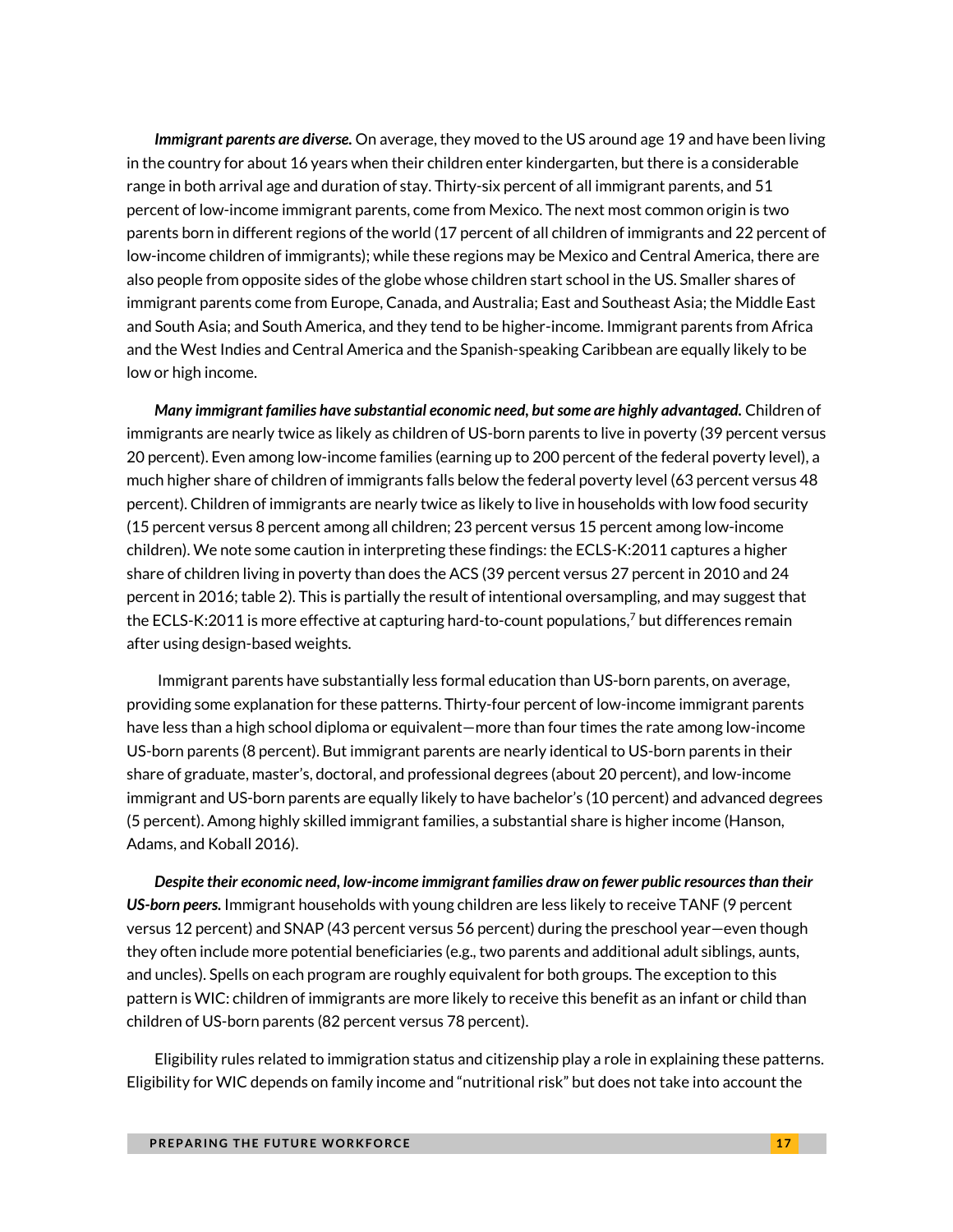***Immigrant parents are diverse.*** On average, they moved to the US around age 19 and have been living in the country for about 16 years when their children enter kindergarten, but there is a considerable range in both arrival age and duration of stay. Thirty-six percent of all immigrant parents, and 51 percent of low-income immigrant parents, come from Mexico. The next most common origin is two parents born in different regions of the world (17 percent of all children of immigrants and 22 percent of low-income children of immigrants); while these regions may be Mexico and Central America, there are also people from opposite sides of the globe whose children start school in the US. Smaller shares of immigrant parents come from Europe, Canada, and Australia; East and Southeast Asia; the Middle East and South Asia; and South America, and they tend to be higher-income. Immigrant parents from Africa and the West Indies and Central America and the Spanish-speaking Caribbean are equally likely to be low or high income.

***Many immigrant families have substantial economic need, but some are highly advantaged.*** Children of immigrants are nearly twice as likely as children of US-born parents to live in poverty (39 percent versus 20 percent). Even among low-income families (earning up to 200 percent of the federal poverty level), a much higher share of children of immigrants falls below the federal poverty level (63 percent versus 48 percent). Children of immigrants are nearly twice as likely to live in households with low food security (15 percent versus 8 percent among all children; 23 percent versus 15 percent among low-income children). We note some caution in interpreting these findings: the ECLS-K:2011 captures a higher share of children living in poverty than does the ACS (39 percent versus 27 percent in 2010 and 24 percent in 2016; table 2). This is partially the result of intentional oversampling, and may suggest that the ECLS-K:2011 is more effective at capturing hard-to-count populations,[7] but differences remain after using design-based weights.

Immigrant parents have substantially less formal education than US-born parents, on average, providing some explanation for these patterns. Thirty-four percent of low-income immigrant parents have less than a high school diploma or equivalent—more than four times the rate among low-income US-born parents (8 percent). But immigrant parents are nearly identical to US-born parents in their share of graduate, master's, doctoral, and professional degrees (about 20 percent), and low-income immigrant and US-born parents are equally likely to have bachelor's (10 percent) and advanced degrees (5 percent). Among highly skilled immigrant families, a substantial share is higher income (Hanson, Adams, and Koball 2016).

***Despite their economic need, low-income immigrant families draw on fewer public resources than their US-born peers.*** Immigrant households with young children are less likely to receive TANF (9 percent versus 12 percent) and SNAP (43 percent versus 56 percent) during the preschool year—even though they often include more potential beneficiaries (e.g., two parents and additional adult siblings, aunts, and uncles). Spells on each program are roughly equivalent for both groups. The exception to this pattern is WIC: children of immigrants are more likely to receive this benefit as an infant or child than children of US-born parents (82 percent versus 78 percent).

Eligibility rules related to immigration status and citizenship play a role in explaining these patterns. Eligibility for WIC depends on family income and "nutritional risk" but does not take into account the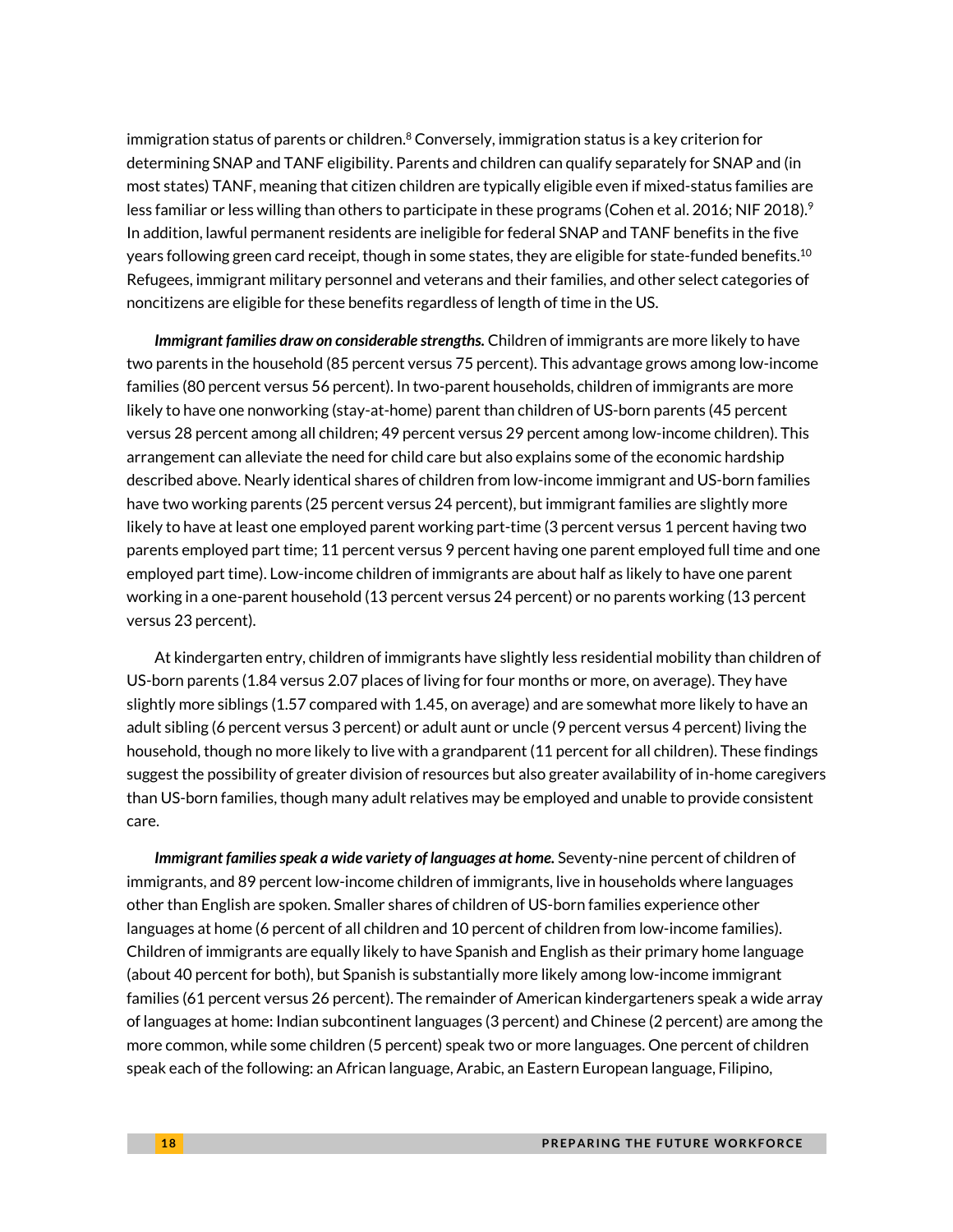immigration status of parents or children.[8] Conversely, immigration status is a key criterion for determining SNAP and TANF eligibility. Parents and children can qualify separately for SNAP and (in most states) TANF, meaning that citizen children are typically eligible even if mixed-status families are less familiar or less willing than others to participate in these programs (Cohen et al. 2016; NIF 2018).[9] In addition, lawful permanent residents are ineligible for federal SNAP and TANF benefits in the five years following green card receipt, though in some states, they are eligible for state-funded benefits.[10] Refugees, immigrant military personnel and veterans and their families, and other select categories of noncitizens are eligible for these benefits regardless of length of time in the US.

***Immigrant families draw on considerable strengths.*** Children of immigrants are more likely to have two parents in the household (85 percent versus 75 percent). This advantage grows among low-income families (80 percent versus 56 percent). In two-parent households, children of immigrants are more likely to have one nonworking (stay-at-home) parent than children of US-born parents (45 percent versus 28 percent among all children; 49 percent versus 29 percent among low-income children). This arrangement can alleviate the need for child care but also explains some of the economic hardship described above. Nearly identical shares of children from low-income immigrant and US-born families have two working parents (25 percent versus 24 percent), but immigrant families are slightly more likely to have at least one employed parent working part-time (3 percent versus 1 percent having two parents employed part time; 11 percent versus 9 percent having one parent employed full time and one employed part time). Low-income children of immigrants are about half as likely to have one parent working in a one-parent household (13 percent versus 24 percent) or no parents working (13 percent versus 23 percent).

At kindergarten entry, children of immigrants have slightly less residential mobility than children of US-born parents (1.84 versus 2.07 places of living for four months or more, on average). They have slightly more siblings (1.57 compared with 1.45, on average) and are somewhat more likely to have an adult sibling (6 percent versus 3 percent) or adult aunt or uncle (9 percent versus 4 percent) living the household, though no more likely to live with a grandparent (11 percent for all children). These findings suggest the possibility of greater division of resources but also greater availability of in-home caregivers than US-born families, though many adult relatives may be employed and unable to provide consistent care.

***Immigrant families speak a wide variety of languages at home.*** Seventy-nine percent of children of immigrants, and 89 percent low-income children of immigrants, live in households where languages other than English are spoken. Smaller shares of children of US-born families experience other languages at home (6 percent of all children and 10 percent of children from low-income families). Children of immigrants are equally likely to have Spanish and English as their primary home language (about 40 percent for both), but Spanish is substantially more likely among low-income immigrant families (61 percent versus 26 percent). The remainder of American kindergarteners speak a wide array of languages at home: Indian subcontinent languages (3 percent) and Chinese (2 percent) are among the more common, while some children (5 percent) speak two or more languages. One percent of children speak each of the following: an African language, Arabic, an Eastern European language, Filipino,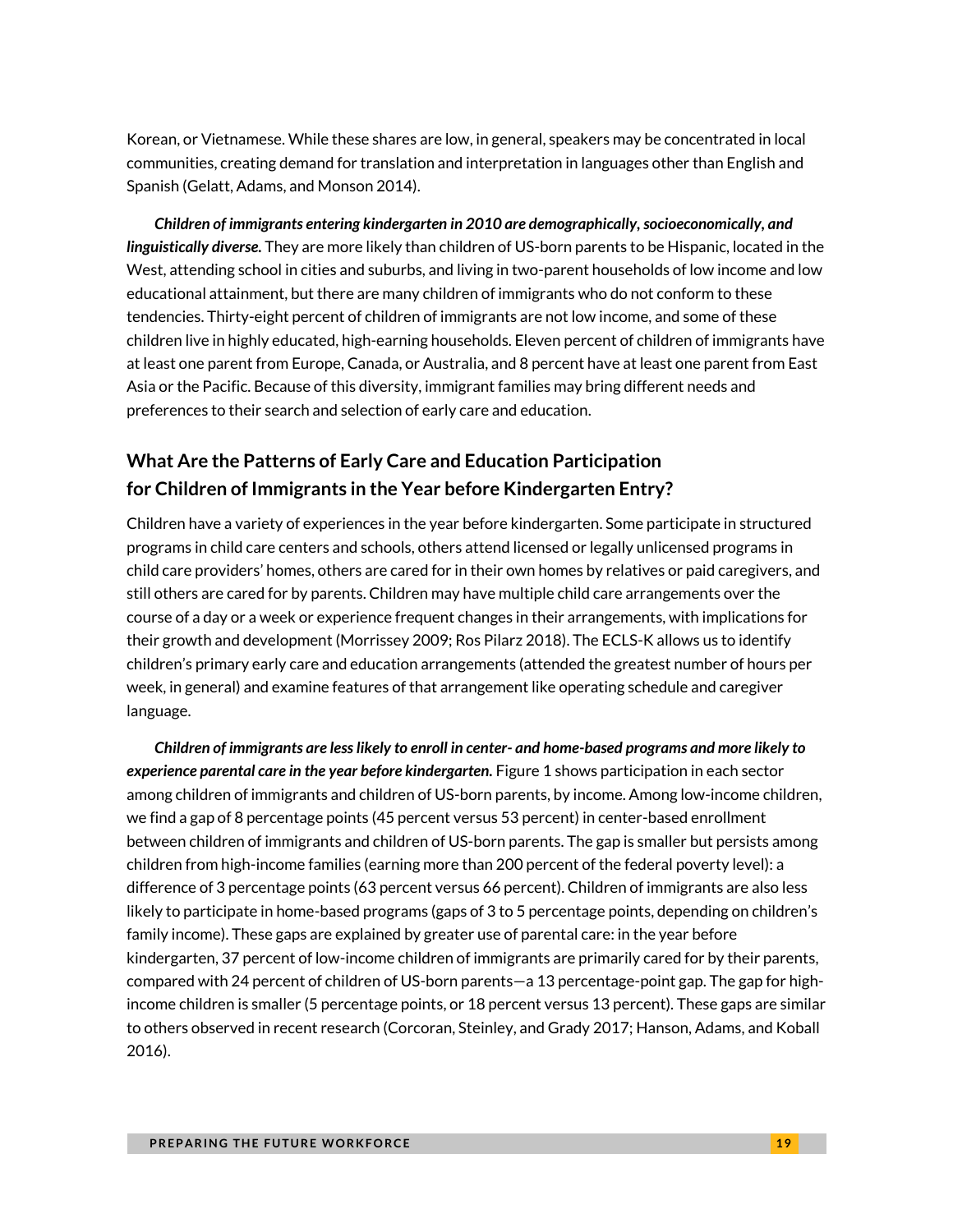Korean, or Vietnamese. While these shares are low, in general, speakers may be concentrated in local communities, creating demand for translation and interpretation in languages other than English and Spanish (Gelatt, Adams, and Monson 2014).

***Children of immigrants entering kindergarten in 2010 are demographically, socioeconomically, and linguistically diverse.*** They are more likely than children of US-born parents to be Hispanic, located in the West, attending school in cities and suburbs, and living in two-parent households of low income and low educational attainment, but there are many children of immigrants who do not conform to these tendencies. Thirty-eight percent of children of immigrants are not low income, and some of these children live in highly educated, high-earning households. Eleven percent of children of immigrants have at least one parent from Europe, Canada, or Australia, and 8 percent have at least one parent from East Asia or the Pacific. Because of this diversity, immigrant families may bring different needs and preferences to their search and selection of early care and education.

## What Are the Patterns of Early Care and Education Participation for Children of Immigrants in the Year before Kindergarten Entry?

Children have a variety of experiences in the year before kindergarten. Some participate in structured programs in child care centers and schools, others attend licensed or legally unlicensed programs in child care providers' homes, others are cared for in their own homes by relatives or paid caregivers, and still others are cared for by parents. Children may have multiple child care arrangements over the course of a day or a week or experience frequent changes in their arrangements, with implications for their growth and development (Morrissey 2009; Ros Pilarz 2018). The ECLS-K allows us to identify children's primary early care and education arrangements (attended the greatest number of hours per week, in general) and examine features of that arrangement like operating schedule and caregiver language.

***Children of immigrants are less likely to enroll in center- and home-based programs and more likely to experience parental care in the year before kindergarten.*** Figure 1 shows participation in each sector among children of immigrants and children of US-born parents, by income. Among low-income children, we find a gap of 8 percentage points (45 percent versus 53 percent) in center-based enrollment between children of immigrants and children of US-born parents. The gap is smaller but persists among children from high-income families (earning more than 200 percent of the federal poverty level): a difference of 3 percentage points (63 percent versus 66 percent). Children of immigrants are also less likely to participate in home-based programs (gaps of 3 to 5 percentage points, depending on children's family income). These gaps are explained by greater use of parental care: in the year before kindergarten, 37 percent of low-income children of immigrants are primarily cared for by their parents, compared with 24 percent of children of US-born parents—a 13 percentage-point gap. The gap for high-income children is smaller (5 percentage points, or 18 percent versus 13 percent). These gaps are similar to others observed in recent research (Corcoran, Steinley, and Grady 2017; Hanson, Adams, and Koball 2016).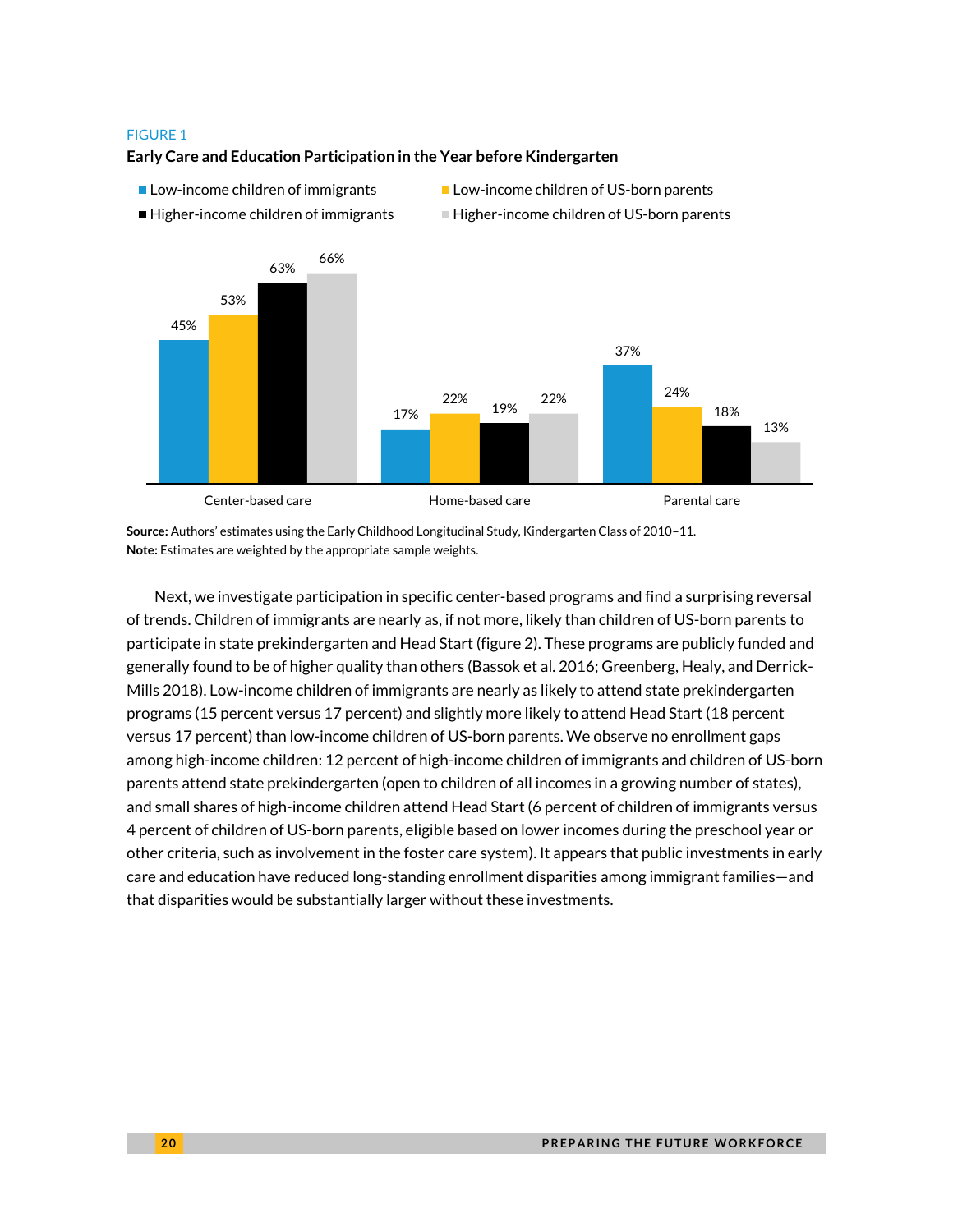FIGURE 1

**Early Care and Education Participation in the Year before Kindergarten**

| | Low-income children of immigrants | Low-income children of US-born parents | Higher-income children of immigrants | Higher-income children of US-born parents |
|---|---|---|---|---|
| Center-based care | 45% | 53% | 63% | 66% |
| Home-based care | 17% | 22% | 19% | 22% |
| Parental care | 37% | 24% | 18% | 13% |

**Source:** Authors' estimates using the Early Childhood Longitudinal Study, Kindergarten Class of 2010–11.
**Note:** Estimates are weighted by the appropriate sample weights.

Next, we investigate participation in specific center-based programs and find a surprising reversal of trends. Children of immigrants are nearly as, if not more, likely than children of US-born parents to participate in state prekindergarten and Head Start (figure 2). These programs are publicly funded and generally found to be of higher quality than others (Bassok et al. 2016; Greenberg, Healy, and Derrick-Mills 2018). Low-income children of immigrants are nearly as likely to attend state prekindergarten programs (15 percent versus 17 percent) and slightly more likely to attend Head Start (18 percent versus 17 percent) than low-income children of US-born parents. We observe no enrollment gaps among high-income children: 12 percent of high-income children of immigrants and children of US-born parents attend state prekindergarten (open to children of all incomes in a growing number of states), and small shares of high-income children attend Head Start (6 percent of children of immigrants versus 4 percent of children of US-born parents, eligible based on lower incomes during the preschool year or other criteria, such as involvement in the foster care system). It appears that public investments in early care and education have reduced long-standing enrollment disparities among immigrant families—and that disparities would be substantially larger without these investments.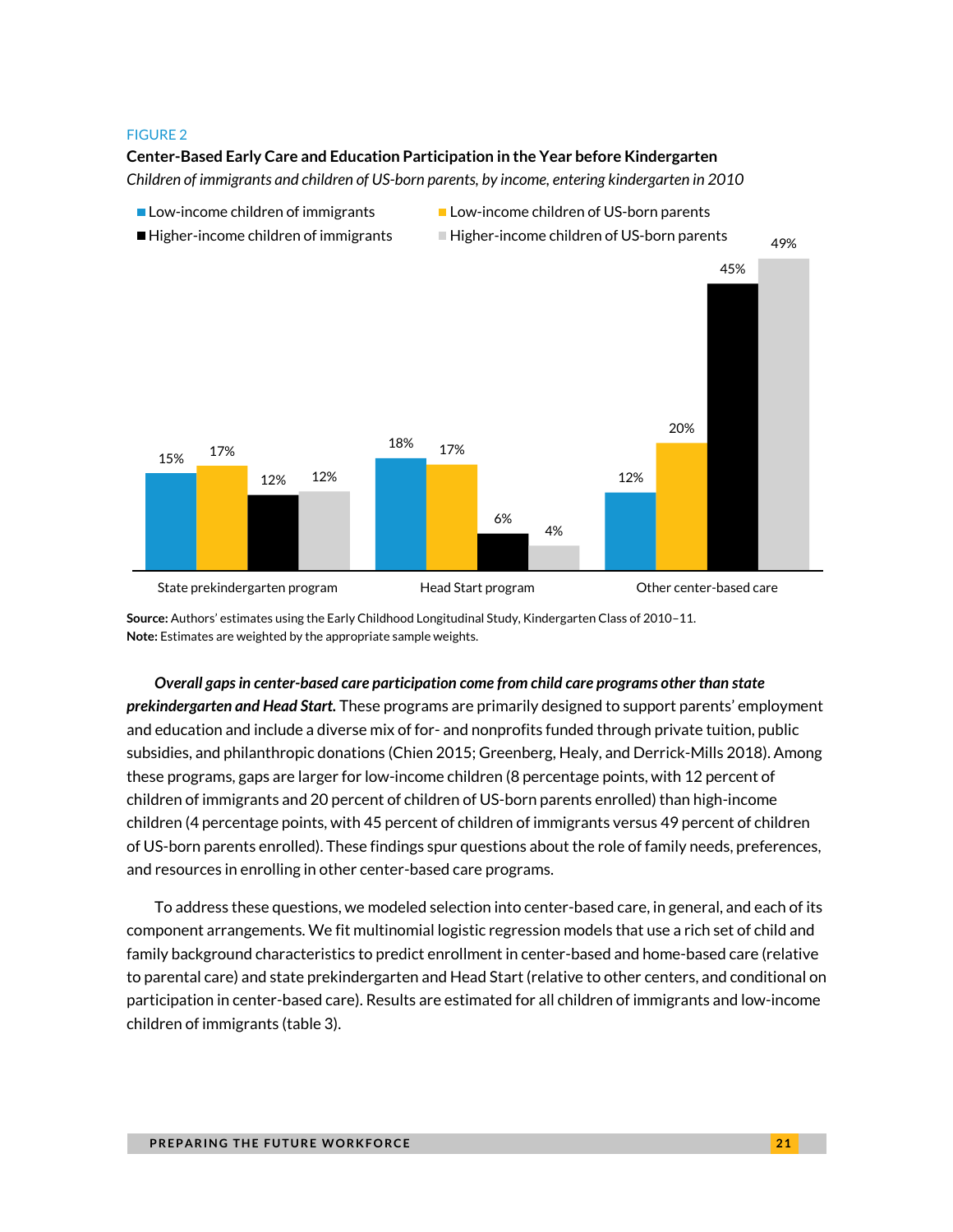FIGURE 2

**Center-Based Early Care and Education Participation in the Year before Kindergarten**

*Children of immigrants and children of US-born parents, by income, entering kindergarten in 2010*

| | Low-income children of immigrants | Low-income children of US-born parents | Higher-income children of immigrants | Higher-income children of US-born parents |
|---|---|---|---|---|
| State prekindergarten program | 15% | 17% | 12% | 12% |
| Head Start program | 18% | 17% | 6% | 4% |
| Other center-based care | 12% | 20% | 45% | 49% |

**Source:** Authors' estimates using the Early Childhood Longitudinal Study, Kindergarten Class of 2010–11.
**Note:** Estimates are weighted by the appropriate sample weights.

***Overall gaps in center-based care participation come from child care programs other than state prekindergarten and Head Start.*** These programs are primarily designed to support parents' employment and education and include a diverse mix of for- and nonprofits funded through private tuition, public subsidies, and philanthropic donations (Chien 2015; Greenberg, Healy, and Derrick-Mills 2018). Among these programs, gaps are larger for low-income children (8 percentage points, with 12 percent of children of immigrants and 20 percent of children of US-born parents enrolled) than high-income children (4 percentage points, with 45 percent of children of immigrants versus 49 percent of children of US-born parents enrolled). These findings spur questions about the role of family needs, preferences, and resources in enrolling in other center-based care programs.

To address these questions, we modeled selection into center-based care, in general, and each of its component arrangements. We fit multinomial logistic regression models that use a rich set of child and family background characteristics to predict enrollment in center-based and home-based care (relative to parental care) and state prekindergarten and Head Start (relative to other centers, and conditional on participation in center-based care). Results are estimated for all children of immigrants and low-income children of immigrants (table 3).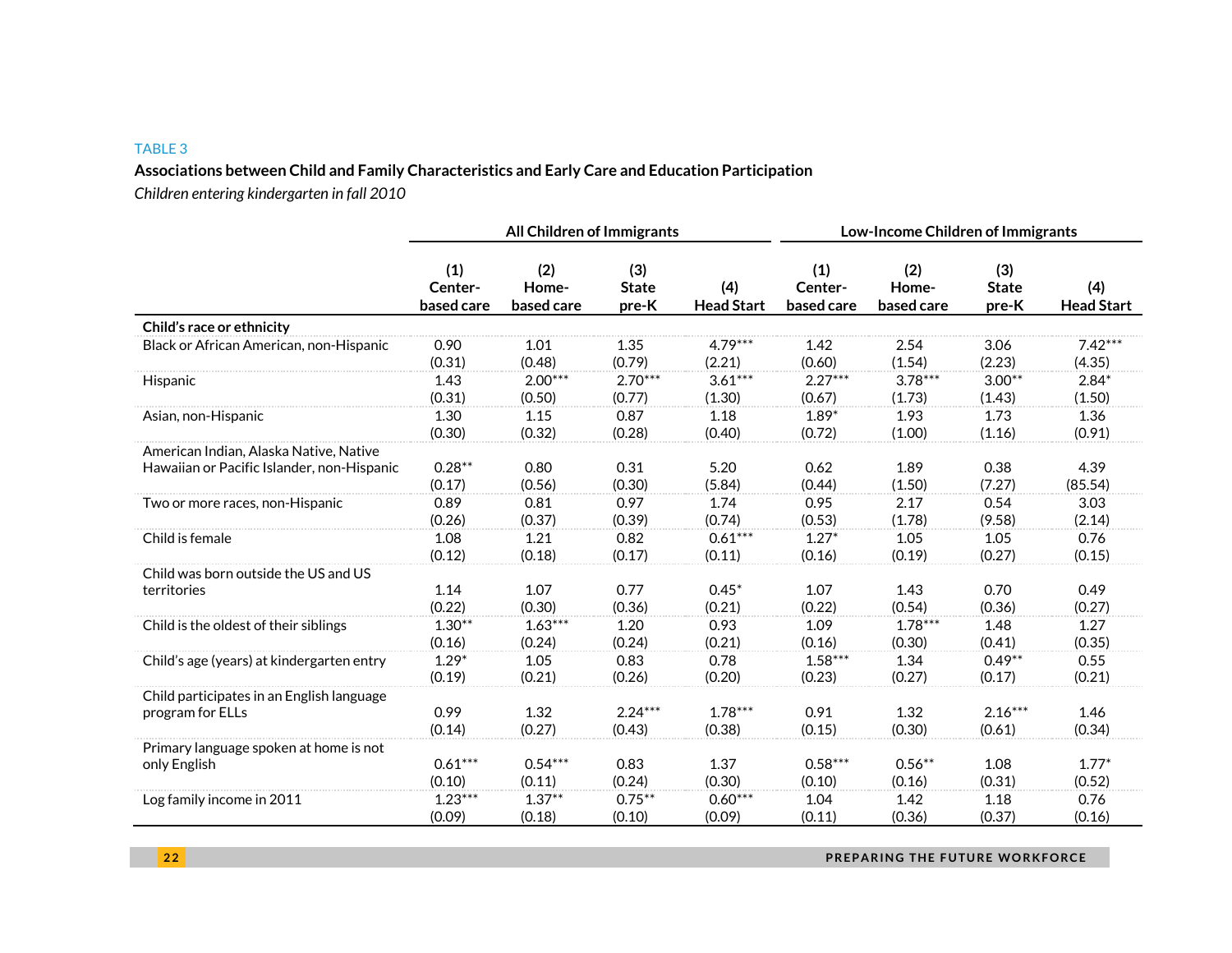TABLE 3

**Associations between Child and Family Characteristics and Early Care and Education Participation**

*Children entering kindergarten in fall 2010*

| | All Children of Immigrants | | | | Low-Income Children of Immigrants | | | |
|---|---|---|---|---|---|---|---|---|
| | (1) Center-based care | (2) Home-based care | (3) State pre-K | (4) Head Start | (1) Center-based care | (2) Home-based care | (3) State pre-K | (4) Head Start |
| **Child's race or ethnicity** | | | | | | | | |
| Black or African American, non-Hispanic | 0.90 | 1.01 | 1.35 | 4.79*** | 1.42 | 2.54 | 3.06 | 7.42*** |
| | (0.31) | (0.48) | (0.79) | (2.21) | (0.60) | (1.54) | (2.23) | (4.35) |
| Hispanic | 1.43 | 2.00*** | 2.70*** | 3.61*** | 2.27*** | 3.78*** | 3.00** | 2.84* |
| | (0.31) | (0.50) | (0.77) | (1.30) | (0.67) | (1.73) | (1.43) | (1.50) |
| Asian, non-Hispanic | 1.30 | 1.15 | 0.87 | 1.18 | 1.89* | 1.93 | 1.73 | 1.36 |
| | (0.30) | (0.32) | (0.28) | (0.40) | (0.72) | (1.00) | (1.16) | (0.91) |
| American Indian, Alaska Native, Native Hawaiian or Pacific Islander, non-Hispanic | 0.28** | 0.80 | 0.31 | 5.20 | 0.62 | 1.89 | 0.38 | 4.39 |
| | (0.17) | (0.56) | (0.30) | (5.84) | (0.44) | (1.50) | (7.27) | (85.54) |
| Two or more races, non-Hispanic | 0.89 | 0.81 | 0.97 | 1.74 | 0.95 | 2.17 | 0.54 | 3.03 |
| | (0.26) | (0.37) | (0.39) | (0.74) | (0.53) | (1.78) | (9.58) | (2.14) |
| Child is female | 1.08 | 1.21 | 0.82 | 0.61*** | 1.27* | 1.05 | 1.05 | 0.76 |
| | (0.12) | (0.18) | (0.17) | (0.11) | (0.16) | (0.19) | (0.27) | (0.15) |
| Child was born outside the US and US territories | 1.14 | 1.07 | 0.77 | 0.45* | 1.07 | 1.43 | 0.70 | 0.49 |
| | (0.22) | (0.30) | (0.36) | (0.21) | (0.22) | (0.54) | (0.36) | (0.27) |
| Child is the oldest of their siblings | 1.30** | 1.63*** | 1.20 | 0.93 | 1.09 | 1.78*** | 1.48 | 1.27 |
| | (0.16) | (0.24) | (0.24) | (0.21) | (0.16) | (0.30) | (0.41) | (0.35) |
| Child's age (years) at kindergarten entry | 1.29* | 1.05 | 0.83 | 0.78 | 1.58*** | 1.34 | 0.49** | 0.55 |
| | (0.19) | (0.21) | (0.26) | (0.20) | (0.23) | (0.27) | (0.17) | (0.21) |
| Child participates in an English language program for ELLs | 0.99 | 1.32 | 2.24*** | 1.78*** | 0.91 | 1.32 | 2.16*** | 1.46 |
| | (0.14) | (0.27) | (0.43) | (0.38) | (0.15) | (0.30) | (0.61) | (0.34) |
| Primary language spoken at home is not only English | 0.61*** | 0.54*** | 0.83 | 1.37 | 0.58*** | 0.56** | 1.08 | 1.77* |
| | (0.10) | (0.11) | (0.24) | (0.30) | (0.10) | (0.16) | (0.31) | (0.52) |
| Log family income in 2011 | 1.23*** | 1.37** | 0.75** | 0.60*** | 1.04 | 1.42 | 1.18 | 0.76 |
| | (0.09) | (0.18) | (0.10) | (0.09) | (0.11) | (0.36) | (0.37) | (0.16) |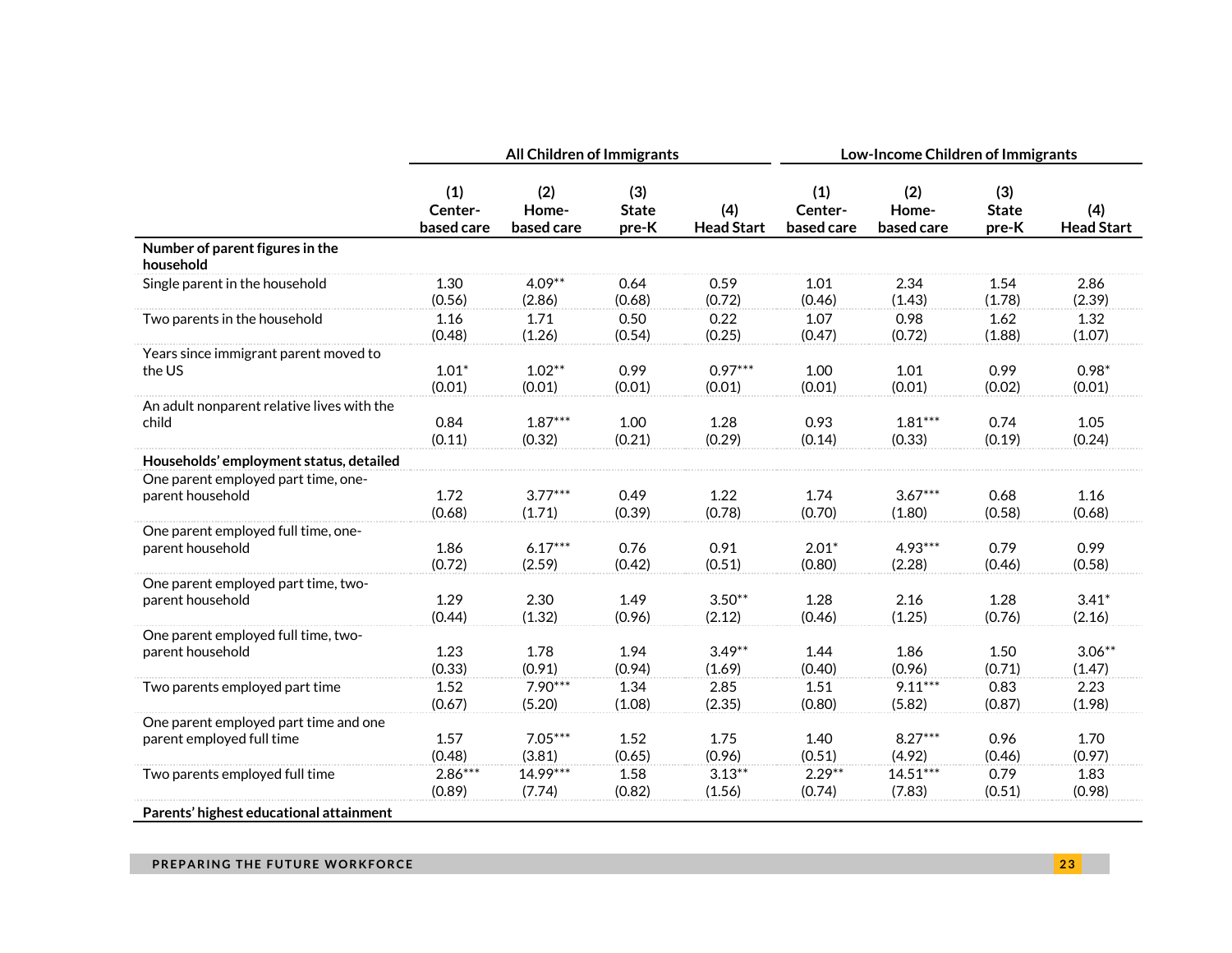| | All Children of Immigrants | | | | Low-Income Children of Immigrants | | | |
|---|---|---|---|---|---|---|---|---|
| | (1) Center-based care | (2) Home-based care | (3) State pre-K | (4) Head Start | (1) Center-based care | (2) Home-based care | (3) State pre-K | (4) Head Start |
| **Number of parent figures in the household** | | | | | | | | |
| Single parent in the household | 1.30 | 4.09** | 0.64 | 0.59 | 1.01 | 2.34 | 1.54 | 2.86 |
| | (0.56) | (2.86) | (0.68) | (0.72) | (0.46) | (1.43) | (1.78) | (2.39) |
| Two parents in the household | 1.16 | 1.71 | 0.50 | 0.22 | 1.07 | 0.98 | 1.62 | 1.32 |
| | (0.48) | (1.26) | (0.54) | (0.25) | (0.47) | (0.72) | (1.88) | (1.07) |
| Years since immigrant parent moved to the US | 1.01* | 1.02** | 0.99 | 0.97*** | 1.00 | 1.01 | 0.99 | 0.98* |
| | (0.01) | (0.01) | (0.01) | (0.01) | (0.01) | (0.01) | (0.02) | (0.01) |
| An adult nonparent relative lives with the child | 0.84 | 1.87*** | 1.00 | 1.28 | 0.93 | 1.81*** | 0.74 | 1.05 |
| | (0.11) | (0.32) | (0.21) | (0.29) | (0.14) | (0.33) | (0.19) | (0.24) |
| **Households' employment status, detailed** | | | | | | | | |
| One parent employed part time, one-parent household | 1.72 | 3.77*** | 0.49 | 1.22 | 1.74 | 3.67*** | 0.68 | 1.16 |
| | (0.68) | (1.71) | (0.39) | (0.78) | (0.70) | (1.80) | (0.58) | (0.68) |
| One parent employed full time, one-parent household | 1.86 | 6.17*** | 0.76 | 0.91 | 2.01* | 4.93*** | 0.79 | 0.99 |
| | (0.72) | (2.59) | (0.42) | (0.51) | (0.80) | (2.28) | (0.46) | (0.58) |
| One parent employed part time, two-parent household | 1.29 | 2.30 | 1.49 | 3.50** | 1.28 | 2.16 | 1.28 | 3.41* |
| | (0.44) | (1.32) | (0.96) | (2.12) | (0.46) | (1.25) | (0.76) | (2.16) |
| One parent employed full time, two-parent household | 1.23 | 1.78 | 1.94 | 3.49** | 1.44 | 1.86 | 1.50 | 3.06** |
| | (0.33) | (0.91) | (0.94) | (1.69) | (0.40) | (0.96) | (0.71) | (1.47) |
| Two parents employed part time | 1.52 | 7.90*** | 1.34 | 2.85 | 1.51 | 9.11*** | 0.83 | 2.23 |
| | (0.67) | (5.20) | (1.08) | (2.35) | (0.80) | (5.82) | (0.87) | (1.98) |
| One parent employed part time and one parent employed full time | 1.57 | 7.05*** | 1.52 | 1.75 | 1.40 | 8.27*** | 0.96 | 1.70 |
| | (0.48) | (3.81) | (0.65) | (0.96) | (0.51) | (4.92) | (0.46) | (0.97) |
| Two parents employed full time | 2.86*** | 14.99*** | 1.58 | 3.13** | 2.29** | 14.51*** | 0.79 | 1.83 |
| | (0.89) | (7.74) | (0.82) | (1.56) | (0.74) | (7.83) | (0.51) | (0.98) |
| **Parents' highest educational attainment** | | | | | | | | |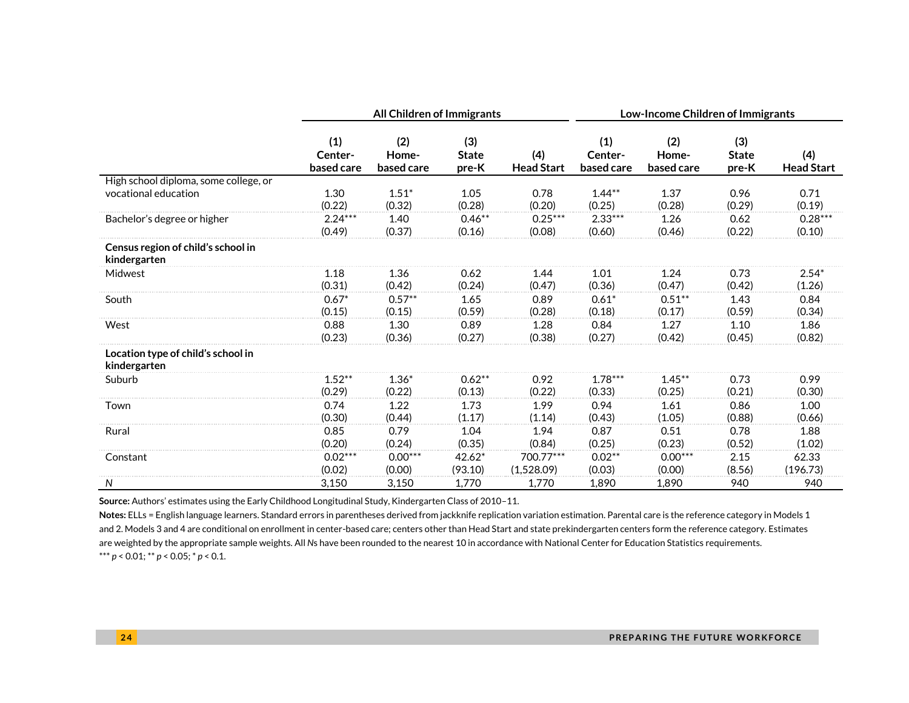| | All Children of Immigrants | | | | Low-Income Children of Immigrants | | | |
|---|---|---|---|---|---|---|---|---|
| | (1) Center-based care | (2) Home-based care | (3) State pre-K | (4) Head Start | (1) Center-based care | (2) Home-based care | (3) State pre-K | (4) Head Start |
| High school diploma, some college, or vocational education | 1.30 | 1.51* | 1.05 | 0.78 | 1.44** | 1.37 | 0.96 | 0.71 |
| | (0.22) | (0.32) | (0.28) | (0.20) | (0.25) | (0.28) | (0.29) | (0.19) |
| Bachelor's degree or higher | 2.24*** | 1.40 | 0.46** | 0.25*** | 2.33*** | 1.26 | 0.62 | 0.28*** |
| | (0.49) | (0.37) | (0.16) | (0.08) | (0.60) | (0.46) | (0.22) | (0.10) |
| **Census region of child's school in kindergarten** | | | | | | | | |
| Midwest | 1.18 | 1.36 | 0.62 | 1.44 | 1.01 | 1.24 | 0.73 | 2.54* |
| | (0.31) | (0.42) | (0.24) | (0.47) | (0.36) | (0.47) | (0.42) | (1.26) |
| South | 0.67* | 0.57** | 1.65 | 0.89 | 0.61* | 0.51** | 1.43 | 0.84 |
| | (0.15) | (0.15) | (0.59) | (0.28) | (0.18) | (0.17) | (0.59) | (0.34) |
| West | 0.88 | 1.30 | 0.89 | 1.28 | 0.84 | 1.27 | 1.10 | 1.86 |
| | (0.23) | (0.36) | (0.27) | (0.38) | (0.27) | (0.42) | (0.45) | (0.82) |
| **Location type of child's school in kindergarten** | | | | | | | | |
| Suburb | 1.52** | 1.36* | 0.62** | 0.92 | 1.78*** | 1.45** | 0.73 | 0.99 |
| | (0.29) | (0.22) | (0.13) | (0.22) | (0.33) | (0.25) | (0.21) | (0.30) |
| Town | 0.74 | 1.22 | 1.73 | 1.99 | 0.94 | 1.61 | 0.86 | 1.00 |
| | (0.30) | (0.44) | (1.17) | (1.14) | (0.43) | (1.05) | (0.88) | (0.66) |
| Rural | 0.85 | 0.79 | 1.04 | 1.94 | 0.87 | 0.51 | 0.78 | 1.88 |
| | (0.20) | (0.24) | (0.35) | (0.84) | (0.25) | (0.23) | (0.52) | (1.02) |
| Constant | 0.02*** | 0.00*** | 42.62* | 700.77*** | 0.02** | 0.00*** | 2.15 | 62.33 |
| | (0.02) | (0.00) | (93.10) | (1,528.09) | (0.03) | (0.00) | (8.56) | (196.73) |
| *N* | 3,150 | 3,150 | 1,770 | 1,770 | 1,890 | 1,890 | 940 | 940 |

**Source:** Authors' estimates using the Early Childhood Longitudinal Study, Kindergarten Class of 2010–11.

**Notes:** ELLs = English language learners. Standard errors in parentheses derived from jackknife replication variation estimation. Parental care is the reference category in Models 1 and 2. Models 3 and 4 are conditional on enrollment in center-based care; centers other than Head Start and state prekindergarten centers form the reference category. Estimates are weighted by the appropriate sample weights. All *N*s have been rounded to the nearest 10 in accordance with National Center for Education Statistics requirements.

*** $p < 0.01$; ** $p < 0.05$; * $p < 0.1$.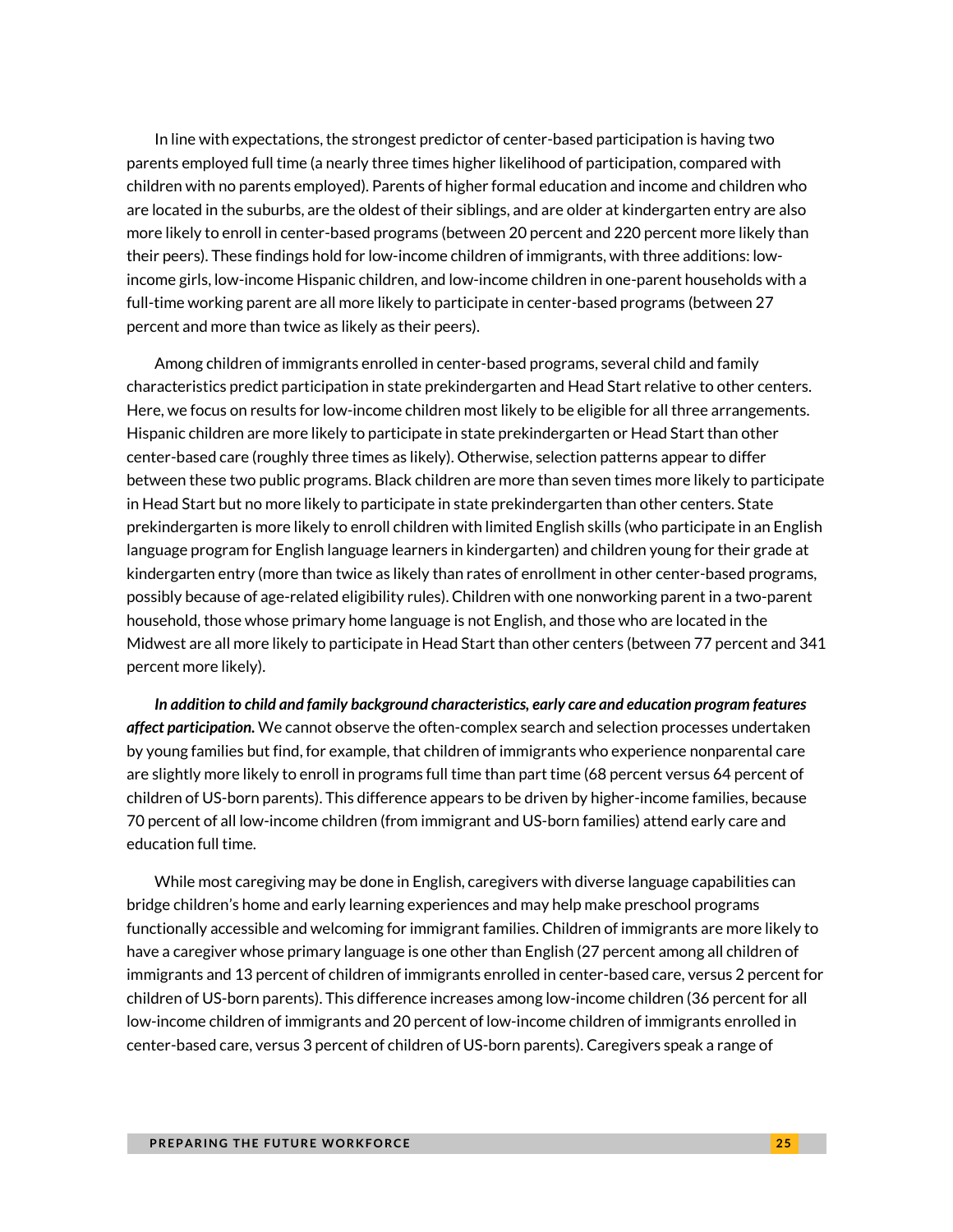In line with expectations, the strongest predictor of center-based participation is having two parents employed full time (a nearly three times higher likelihood of participation, compared with children with no parents employed). Parents of higher formal education and income and children who are located in the suburbs, are the oldest of their siblings, and are older at kindergarten entry are also more likely to enroll in center-based programs (between 20 percent and 220 percent more likely than their peers). These findings hold for low-income children of immigrants, with three additions: low-income girls, low-income Hispanic children, and low-income children in one-parent households with a full-time working parent are all more likely to participate in center-based programs (between 27 percent and more than twice as likely as their peers).

Among children of immigrants enrolled in center-based programs, several child and family characteristics predict participation in state prekindergarten and Head Start relative to other centers. Here, we focus on results for low-income children most likely to be eligible for all three arrangements. Hispanic children are more likely to participate in state prekindergarten or Head Start than other center-based care (roughly three times as likely). Otherwise, selection patterns appear to differ between these two public programs. Black children are more than seven times more likely to participate in Head Start but no more likely to participate in state prekindergarten than other centers. State prekindergarten is more likely to enroll children with limited English skills (who participate in an English language program for English language learners in kindergarten) and children young for their grade at kindergarten entry (more than twice as likely than rates of enrollment in other center-based programs, possibly because of age-related eligibility rules). Children with one nonworking parent in a two-parent household, those whose primary home language is not English, and those who are located in the Midwest are all more likely to participate in Head Start than other centers (between 77 percent and 341 percent more likely).

***In addition to child and family background characteristics, early care and education program features affect participation.*** We cannot observe the often-complex search and selection processes undertaken by young families but find, for example, that children of immigrants who experience nonparental care are slightly more likely to enroll in programs full time than part time (68 percent versus 64 percent of children of US-born parents). This difference appears to be driven by higher-income families, because 70 percent of all low-income children (from immigrant and US-born families) attend early care and education full time.

While most caregiving may be done in English, caregivers with diverse language capabilities can bridge children's home and early learning experiences and may help make preschool programs functionally accessible and welcoming for immigrant families. Children of immigrants are more likely to have a caregiver whose primary language is one other than English (27 percent among all children of immigrants and 13 percent of children of immigrants enrolled in center-based care, versus 2 percent for children of US-born parents). This difference increases among low-income children (36 percent for all low-income children of immigrants and 20 percent of low-income children of immigrants enrolled in center-based care, versus 3 percent of children of US-born parents). Caregivers speak a range of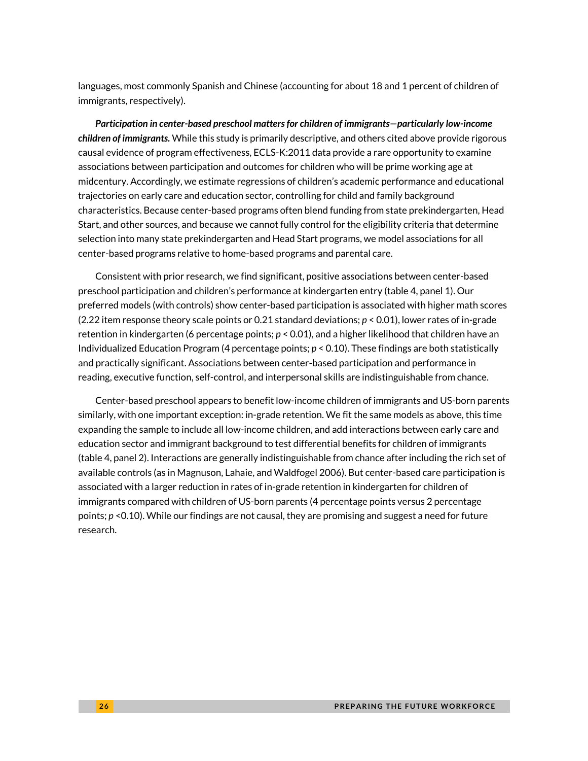languages, most commonly Spanish and Chinese (accounting for about 18 and 1 percent of children of immigrants, respectively).

***Participation in center-based preschool matters for children of immigrants—particularly low-income children of immigrants.*** While this study is primarily descriptive, and others cited above provide rigorous causal evidence of program effectiveness, ECLS-K:2011 data provide a rare opportunity to examine associations between participation and outcomes for children who will be prime working age at midcentury. Accordingly, we estimate regressions of children's academic performance and educational trajectories on early care and education sector, controlling for child and family background characteristics. Because center-based programs often blend funding from state prekindergarten, Head Start, and other sources, and because we cannot fully control for the eligibility criteria that determine selection into many state prekindergarten and Head Start programs, we model associations for all center-based programs relative to home-based programs and parental care.

Consistent with prior research, we find significant, positive associations between center-based preschool participation and children's performance at kindergarten entry (table 4, panel 1). Our preferred models (with controls) show center-based participation is associated with higher math scores (2.22 item response theory scale points or 0.21 standard deviations; $p < 0.01$), lower rates of in-grade retention in kindergarten (6 percentage points; $p < 0.01$), and a higher likelihood that children have an Individualized Education Program (4 percentage points; $p < 0.10$). These findings are both statistically and practically significant. Associations between center-based participation and performance in reading, executive function, self-control, and interpersonal skills are indistinguishable from chance.

Center-based preschool appears to benefit low-income children of immigrants and US-born parents similarly, with one important exception: in-grade retention. We fit the same models as above, this time expanding the sample to include all low-income children, and add interactions between early care and education sector and immigrant background to test differential benefits for children of immigrants (table 4, panel 2). Interactions are generally indistinguishable from chance after including the rich set of available controls (as in Magnuson, Lahaie, and Waldfogel 2006). But center-based care participation is associated with a larger reduction in rates of in-grade retention in kindergarten for children of immigrants compared with children of US-born parents (4 percentage points versus 2 percentage points; $p < 0.10$). While our findings are not causal, they are promising and suggest a need for future research.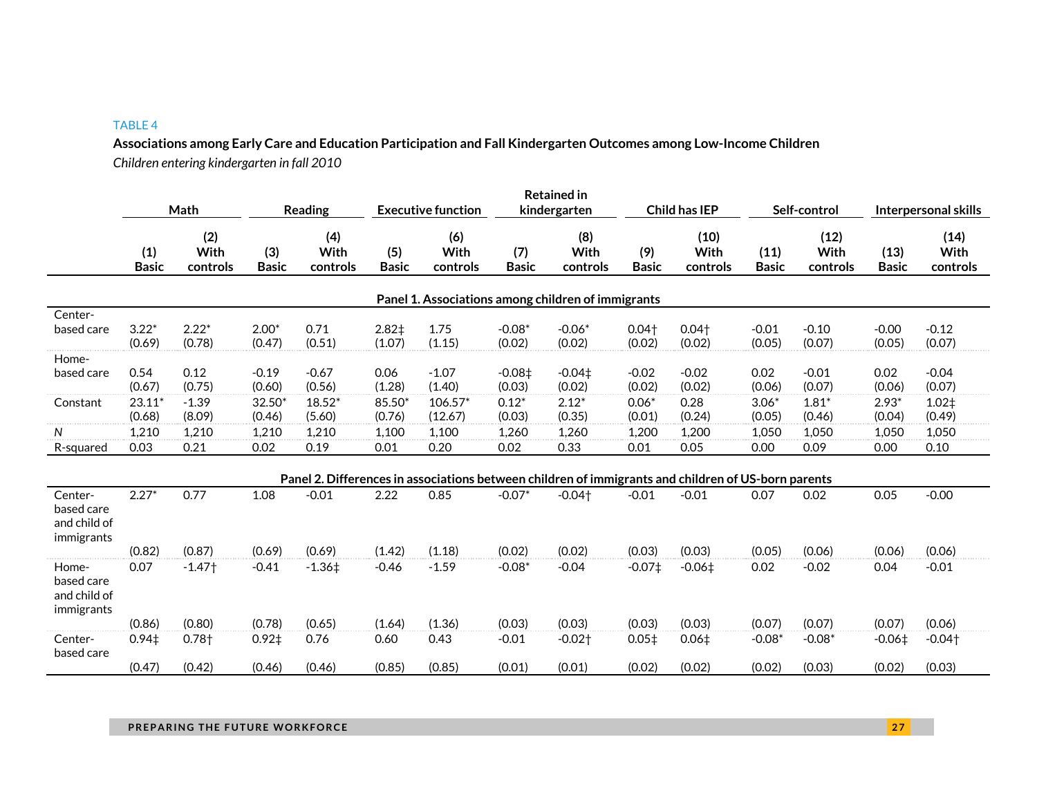TABLE 4

**Associations among Early Care and Education Participation and Fall Kindergarten Outcomes among Low-Income Children**

*Children entering kindergarten in fall 2010*

| | Math | | Reading | | Executive function | | Retained in kindergarten | | Child has IEP | | Self-control | | Interpersonal skills | |
|---|---|---|---|---|---|---|---|---|---|---|---|---|---|---|
| | (1) Basic | (2) With controls | (3) Basic | (4) With controls | (5) Basic | (6) With controls | (7) Basic | (8) With controls | (9) Basic | (10) With controls | (11) Basic | (12) With controls | (13) Basic | (14) With controls |
| **Panel 1. Associations among children of immigrants** | | | | | | | | | | | | | | |
| Center-based care | 3.22* | 2.22* | 2.00* | 0.71 | 2.82‡ | 1.75 | -0.08* | -0.06* | 0.04† | 0.04† | -0.01 | -0.10 | -0.00 | -0.12 |
| | (0.69) | (0.78) | (0.47) | (0.51) | (1.07) | (1.15) | (0.02) | (0.02) | (0.02) | (0.02) | (0.05) | (0.07) | (0.05) | (0.07) |
| Home-based care | 0.54 | 0.12 | -0.19 | -0.67 | 0.06 | -1.07 | -0.08‡ | -0.04‡ | -0.02 | -0.02 | 0.02 | -0.01 | 0.02 | -0.04 |
| | (0.67) | (0.75) | (0.60) | (0.56) | (1.28) | (1.40) | (0.03) | (0.02) | (0.02) | (0.02) | (0.06) | (0.07) | (0.06) | (0.07) |
| Constant | 23.11* | -1.39 | 32.50* | 18.52* | 85.50* | 106.57* | 0.12* | 2.12* | 0.06* | 0.28 | 3.06* | 1.81* | 2.93* | 1.02‡ |
| | (0.68) | (8.09) | (0.46) | (5.60) | (0.76) | (12.67) | (0.03) | (0.35) | (0.01) | (0.24) | (0.05) | (0.46) | (0.04) | (0.49) |
| *N* | 1,210 | 1,210 | 1,210 | 1,210 | 1,100 | 1,100 | 1,260 | 1,260 | 1,200 | 1,200 | 1,050 | 1,050 | 1,050 | 1,050 |
| R-squared | 0.03 | 0.21 | 0.02 | 0.19 | 0.01 | 0.20 | 0.02 | 0.33 | 0.01 | 0.05 | 0.00 | 0.09 | 0.00 | 0.10 |
| **Panel 2. Differences in associations between children of immigrants and children of US-born parents** | | | | | | | | | | | | | | |
| Center-based care and child of immigrants | 2.27* | 0.77 | 1.08 | -0.01 | 2.22 | 0.85 | -0.07* | -0.04† | -0.01 | -0.01 | 0.07 | 0.02 | 0.05 | -0.00 |
| | (0.82) | (0.87) | (0.69) | (0.69) | (1.42) | (1.18) | (0.02) | (0.02) | (0.03) | (0.03) | (0.05) | (0.06) | (0.06) | (0.06) |
| Home-based care and child of immigrants | 0.07 | -1.47† | -0.41 | -1.36‡ | -0.46 | -1.59 | -0.08* | -0.04 | -0.07‡ | -0.06‡ | 0.02 | -0.02 | 0.04 | -0.01 |
| | (0.86) | (0.80) | (0.78) | (0.65) | (1.64) | (1.36) | (0.03) | (0.03) | (0.03) | (0.03) | (0.07) | (0.07) | (0.07) | (0.06) |
| Center-based care | 0.94‡ | 0.78† | 0.92‡ | 0.76 | 0.60 | 0.43 | -0.01 | -0.02† | 0.05‡ | 0.06‡ | -0.08* | -0.08* | -0.06‡ | -0.04† |
| | (0.47) | (0.42) | (0.46) | (0.46) | (0.85) | (0.85) | (0.01) | (0.01) | (0.02) | (0.02) | (0.02) | (0.03) | (0.02) | (0.03) |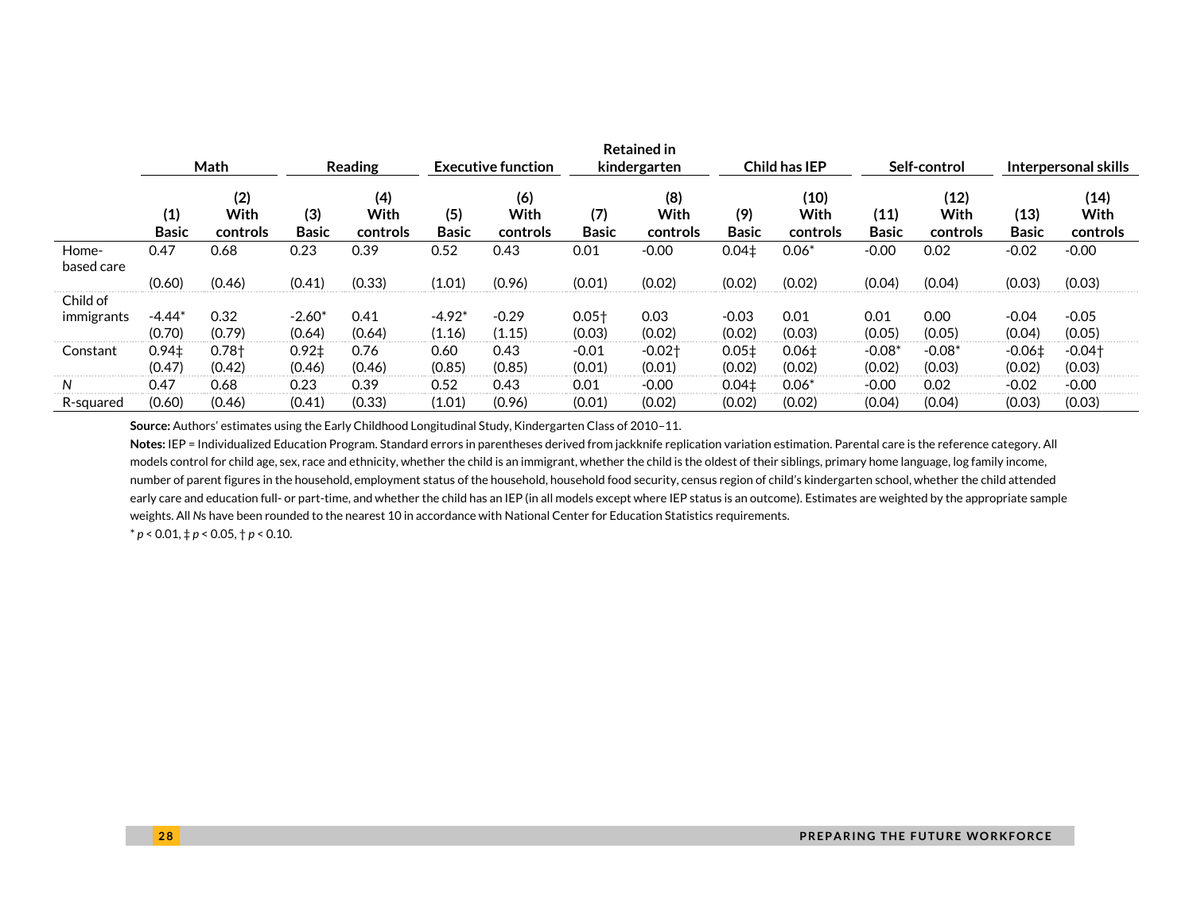| | Math | | Reading | | Executive function | | Retained in kindergarten | | Child has IEP | | Self-control | | Interpersonal skills | |
|---|---|---|---|---|---|---|---|---|---|---|---|---|---|---|
| | (1) Basic | (2) With controls | (3) Basic | (4) With controls | (5) Basic | (6) With controls | (7) Basic | (8) With controls | (9) Basic | (10) With controls | (11) Basic | (12) With controls | (13) Basic | (14) With controls |
| Home-based care | 0.47 | 0.68 | 0.23 | 0.39 | 0.52 | 0.43 | 0.01 | -0.00 | 0.04‡ | 0.06* | -0.00 | 0.02 | -0.02 | -0.00 |
| | (0.60) | (0.46) | (0.41) | (0.33) | (1.01) | (0.96) | (0.01) | (0.02) | (0.02) | (0.02) | (0.04) | (0.04) | (0.03) | (0.03) |
| Child of immigrants | -4.44* | 0.32 | -2.60* | 0.41 | -4.92* | -0.29 | 0.05† | 0.03 | -0.03 | 0.01 | 0.01 | 0.00 | -0.04 | -0.05 |
| | (0.70) | (0.79) | (0.64) | (0.64) | (1.16) | (1.15) | (0.03) | (0.02) | (0.02) | (0.03) | (0.05) | (0.05) | (0.04) | (0.05) |
| Constant | 0.94‡ | 0.78† | 0.92‡ | 0.76 | 0.60 | 0.43 | -0.01 | -0.02† | 0.05‡ | 0.06‡ | -0.08* | -0.08* | -0.06‡ | -0.04† |
| | (0.47) | (0.42) | (0.46) | (0.46) | (0.85) | (0.85) | (0.01) | (0.01) | (0.02) | (0.02) | (0.02) | (0.03) | (0.02) | (0.03) |
| *N* | 0.47 | 0.68 | 0.23 | 0.39 | 0.52 | 0.43 | 0.01 | -0.00 | 0.04‡ | 0.06* | -0.00 | 0.02 | -0.02 | -0.00 |
| R-squared | (0.60) | (0.46) | (0.41) | (0.33) | (1.01) | (0.96) | (0.01) | (0.02) | (0.02) | (0.02) | (0.04) | (0.04) | (0.03) | (0.03) |

**Source:** Authors' estimates using the Early Childhood Longitudinal Study, Kindergarten Class of 2010–11.

**Notes:** IEP = Individualized Education Program. Standard errors in parentheses derived from jackknife replication variation estimation. Parental care is the reference category. All models control for child age, sex, race and ethnicity, whether the child is an immigrant, whether the child is the oldest of their siblings, primary home language, log family income, number of parent figures in the household, employment status of the household, household food security, census region of child's kindergarten school, whether the child attended early care and education full- or part-time, and whether the child has an IEP (in all models except where IEP status is an outcome). Estimates are weighted by the appropriate sample weights. All *N*s have been rounded to the nearest 10 in accordance with National Center for Education Statistics requirements.

\* $p < 0.01$, ‡ $p < 0.05$, † $p < 0.10$.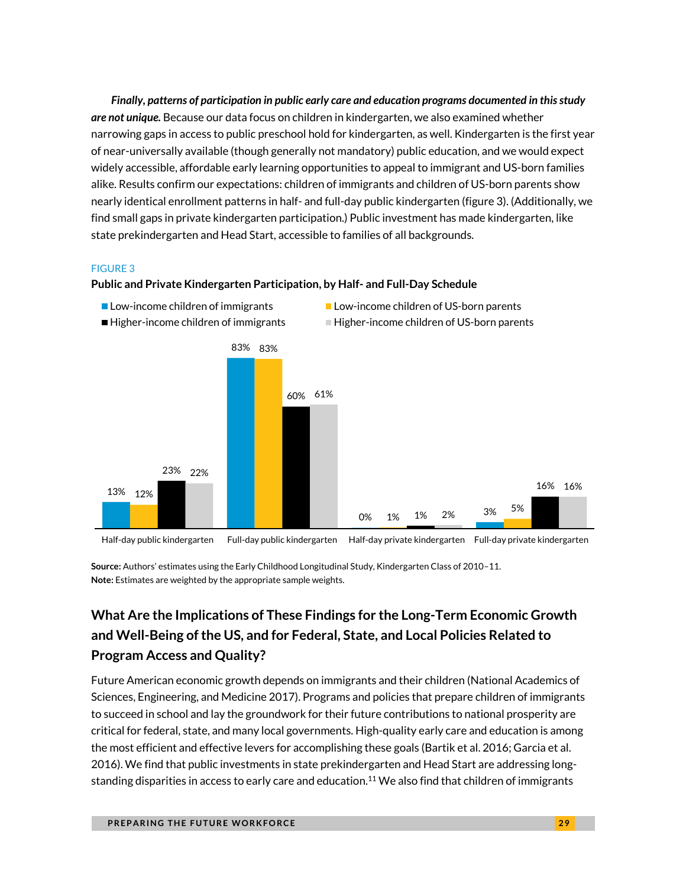***Finally, patterns of participation in public early care and education programs documented in this study are not unique.*** Because our data focus on children in kindergarten, we also examined whether narrowing gaps in access to public preschool hold for kindergarten, as well. Kindergarten is the first year of near-universally available (though generally not mandatory) public education, and we would expect widely accessible, affordable early learning opportunities to appeal to immigrant and US-born families alike. Results confirm our expectations: children of immigrants and children of US-born parents show nearly identical enrollment patterns in half- and full-day public kindergarten (figure 3). (Additionally, we find small gaps in private kindergarten participation.) Public investment has made kindergarten, like state prekindergarten and Head Start, accessible to families of all backgrounds.

FIGURE 3

**Public and Private Kindergarten Participation, by Half- and Full-Day Schedule**

| | Low-income children of immigrants | Low-income children of US-born parents | Higher-income children of immigrants | Higher-income children of US-born parents |
|---|---|---|---|---|
| Half-day public kindergarten | 13% | 12% | 23% | 22% |
| Full-day public kindergarten | 83% | 83% | 60% | 61% |
| Half-day private kindergarten | 0% | 1% | 1% | 2% |
| Full-day private kindergarten | 3% | 5% | 16% | 16% |

**Source:** Authors' estimates using the Early Childhood Longitudinal Study, Kindergarten Class of 2010–11.
**Note:** Estimates are weighted by the appropriate sample weights.

## What Are the Implications of These Findings for the Long-Term Economic Growth and Well-Being of the US, and for Federal, State, and Local Policies Related to Program Access and Quality?

Future American economic growth depends on immigrants and their children (National Academics of Sciences, Engineering, and Medicine 2017). Programs and policies that prepare children of immigrants to succeed in school and lay the groundwork for their future contributions to national prosperity are critical for federal, state, and many local governments. High-quality early care and education is among the most efficient and effective levers for accomplishing these goals (Bartik et al. 2016; Garcia et al. 2016). We find that public investments in state prekindergarten and Head Start are addressing long-standing disparities in access to early care and education.[11] We also find that children of immigrants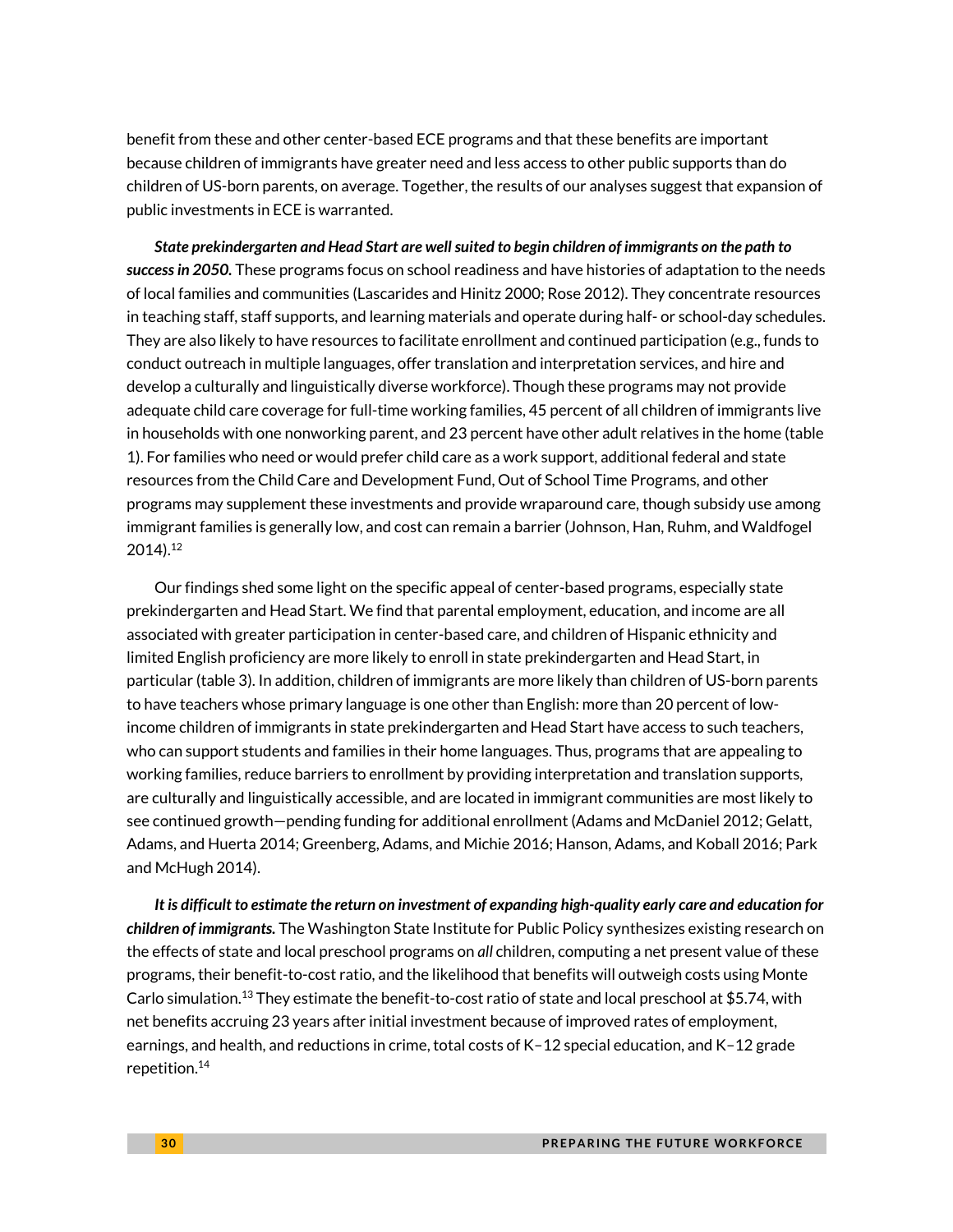benefit from these and other center-based ECE programs and that these benefits are important because children of immigrants have greater need and less access to other public supports than do children of US-born parents, on average. Together, the results of our analyses suggest that expansion of public investments in ECE is warranted.

***State prekindergarten and Head Start are well suited to begin children of immigrants on the path to success in 2050.*** These programs focus on school readiness and have histories of adaptation to the needs of local families and communities (Lascarides and Hinitz 2000; Rose 2012). They concentrate resources in teaching staff, staff supports, and learning materials and operate during half- or school-day schedules. They are also likely to have resources to facilitate enrollment and continued participation (e.g., funds to conduct outreach in multiple languages, offer translation and interpretation services, and hire and develop a culturally and linguistically diverse workforce). Though these programs may not provide adequate child care coverage for full-time working families, 45 percent of all children of immigrants live in households with one nonworking parent, and 23 percent have other adult relatives in the home (table 1). For families who need or would prefer child care as a work support, additional federal and state resources from the Child Care and Development Fund, Out of School Time Programs, and other programs may supplement these investments and provide wraparound care, though subsidy use among immigrant families is generally low, and cost can remain a barrier (Johnson, Han, Ruhm, and Waldfogel 2014).[12]

Our findings shed some light on the specific appeal of center-based programs, especially state prekindergarten and Head Start. We find that parental employment, education, and income are all associated with greater participation in center-based care, and children of Hispanic ethnicity and limited English proficiency are more likely to enroll in state prekindergarten and Head Start, in particular (table 3). In addition, children of immigrants are more likely than children of US-born parents to have teachers whose primary language is one other than English: more than 20 percent of low-income children of immigrants in state prekindergarten and Head Start have access to such teachers, who can support students and families in their home languages. Thus, programs that are appealing to working families, reduce barriers to enrollment by providing interpretation and translation supports, are culturally and linguistically accessible, and are located in immigrant communities are most likely to see continued growth—pending funding for additional enrollment (Adams and McDaniel 2012; Gelatt, Adams, and Huerta 2014; Greenberg, Adams, and Michie 2016; Hanson, Adams, and Koball 2016; Park and McHugh 2014).

***It is difficult to estimate the return on investment of expanding high-quality early care and education for children of immigrants.*** The Washington State Institute for Public Policy synthesizes existing research on the effects of state and local preschool programs on *all* children, computing a net present value of these programs, their benefit-to-cost ratio, and the likelihood that benefits will outweigh costs using Monte Carlo simulation.[13] They estimate the benefit-to-cost ratio of state and local preschool at $5.74, with net benefits accruing 23 years after initial investment because of improved rates of employment, earnings, and health, and reductions in crime, total costs of K–12 special education, and K–12 grade repetition.[14]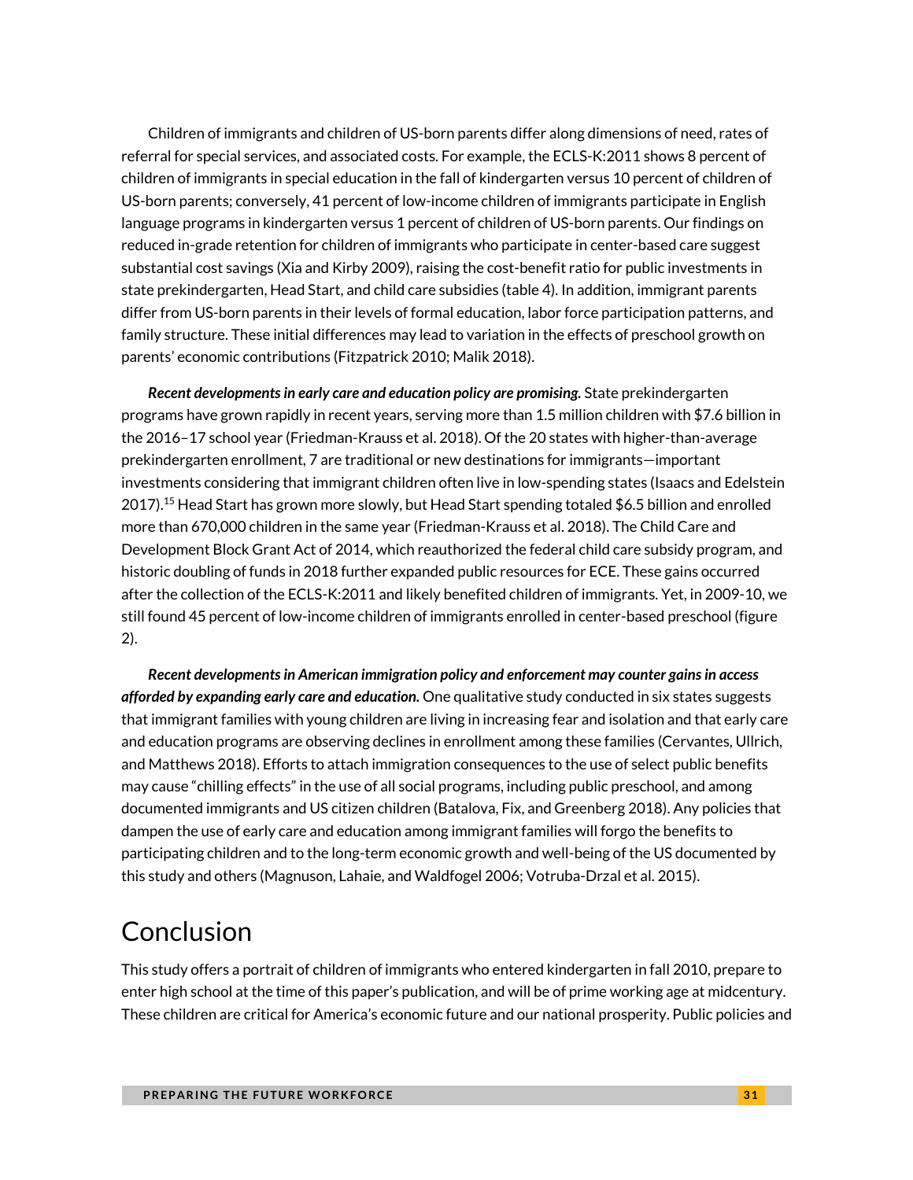Children of immigrants and children of US-born parents differ along dimensions of need, rates of referral for special services, and associated costs. For example, the ECLS-K:2011 shows 8 percent of children of immigrants in special education in the fall of kindergarten versus 10 percent of children of US-born parents; conversely, 41 percent of low-income children of immigrants participate in English language programs in kindergarten versus 1 percent of children of US-born parents. Our findings on reduced in-grade retention for children of immigrants who participate in center-based care suggest substantial cost savings (Xia and Kirby 2009), raising the cost-benefit ratio for public investments in state prekindergarten, Head Start, and child care subsidies (table 4). In addition, immigrant parents differ from US-born parents in their levels of formal education, labor force participation patterns, and family structure. These initial differences may lead to variation in the effects of preschool growth on parents' economic contributions (Fitzpatrick 2010; Malik 2018).

***Recent developments in early care and education policy are promising.*** State prekindergarten programs have grown rapidly in recent years, serving more than 1.5 million children with $7.6 billion in the 2016–17 school year (Friedman-Krauss et al. 2018). Of the 20 states with higher-than-average prekindergarten enrollment, 7 are traditional or new destinations for immigrants—important investments considering that immigrant children often live in low-spending states (Isaacs and Edelstein 2017).[15] Head Start has grown more slowly, but Head Start spending totaled $6.5 billion and enrolled more than 670,000 children in the same year (Friedman-Krauss et al. 2018). The Child Care and Development Block Grant Act of 2014, which reauthorized the federal child care subsidy program, and historic doubling of funds in 2018 further expanded public resources for ECE. These gains occurred after the collection of the ECLS-K:2011 and likely benefited children of immigrants. Yet, in 2009-10, we still found 45 percent of low-income children of immigrants enrolled in center-based preschool (figure 2).

***Recent developments in American immigration policy and enforcement may counter gains in access afforded by expanding early care and education.*** One qualitative study conducted in six states suggests that immigrant families with young children are living in increasing fear and isolation and that early care and education programs are observing declines in enrollment among these families (Cervantes, Ullrich, and Matthews 2018). Efforts to attach immigration consequences to the use of select public benefits may cause "chilling effects" in the use of all social programs, including public preschool, and among documented immigrants and US citizen children (Batalova, Fix, and Greenberg 2018). Any policies that dampen the use of early care and education among immigrant families will forgo the benefits to participating children and to the long-term economic growth and well-being of the US documented by this study and others (Magnuson, Lahaie, and Waldfogel 2006; Votruba-Drzal et al. 2015).

# Conclusion

This study offers a portrait of children of immigrants who entered kindergarten in fall 2010, prepare to enter high school at the time of this paper's publication, and will be of prime working age at midcentury. These children are critical for America's economic future and our national prosperity. Public policies and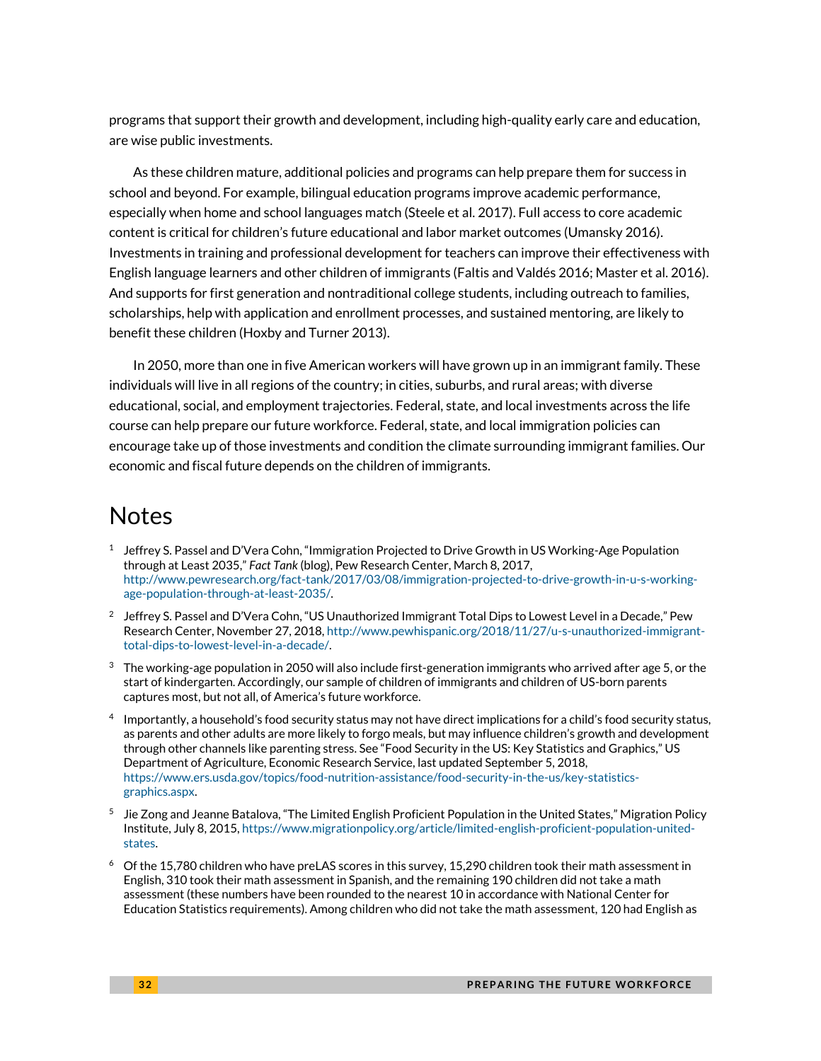programs that support their growth and development, including high-quality early care and education, are wise public investments.

As these children mature, additional policies and programs can help prepare them for success in school and beyond. For example, bilingual education programs improve academic performance, especially when home and school languages match (Steele et al. 2017). Full access to core academic content is critical for children's future educational and labor market outcomes (Umansky 2016). Investments in training and professional development for teachers can improve their effectiveness with English language learners and other children of immigrants (Faltis and Valdés 2016; Master et al. 2016). And supports for first generation and nontraditional college students, including outreach to families, scholarships, help with application and enrollment processes, and sustained mentoring, are likely to benefit these children (Hoxby and Turner 2013).

In 2050, more than one in five American workers will have grown up in an immigrant family. These individuals will live in all regions of the country; in cities, suburbs, and rural areas; with diverse educational, social, and employment trajectories. Federal, state, and local investments across the life course can help prepare our future workforce. Federal, state, and local immigration policies can encourage take up of those investments and condition the climate surrounding immigrant families. Our economic and fiscal future depends on the children of immigrants.

# Notes

1. Jeffrey S. Passel and D'Vera Cohn, "Immigration Projected to Drive Growth in US Working-Age Population through at Least 2035," *Fact Tank* (blog), Pew Research Center, March 8, 2017, http://www.pewresearch.org/fact-tank/2017/03/08/immigration-projected-to-drive-growth-in-u-s-working-age-population-through-at-least-2035/.

2. Jeffrey S. Passel and D'Vera Cohn, "US Unauthorized Immigrant Total Dips to Lowest Level in a Decade," Pew Research Center, November 27, 2018, http://www.pewhispanic.org/2018/11/27/u-s-unauthorized-immigrant-total-dips-to-lowest-level-in-a-decade/.

3. The working-age population in 2050 will also include first-generation immigrants who arrived after age 5, or the start of kindergarten. Accordingly, our sample of children of immigrants and children of US-born parents captures most, but not all, of America's future workforce.

4. Importantly, a household's food security status may not have direct implications for a child's food security status, as parents and other adults are more likely to forgo meals, but may influence children's growth and development through other channels like parenting stress. See "Food Security in the US: Key Statistics and Graphics," US Department of Agriculture, Economic Research Service, last updated September 5, 2018, https://www.ers.usda.gov/topics/food-nutrition-assistance/food-security-in-the-us/key-statistics-graphics.aspx.

5. Jie Zong and Jeanne Batalova, "The Limited English Proficient Population in the United States," Migration Policy Institute, July 8, 2015, https://www.migrationpolicy.org/article/limited-english-proficient-population-united-states.

6. Of the 15,780 children who have preLAS scores in this survey, 15,290 children took their math assessment in English, 310 took their math assessment in Spanish, and the remaining 190 children did not take a math assessment (these numbers have been rounded to the nearest 10 in accordance with National Center for Education Statistics requirements). Among children who did not take the math assessment, 120 had English as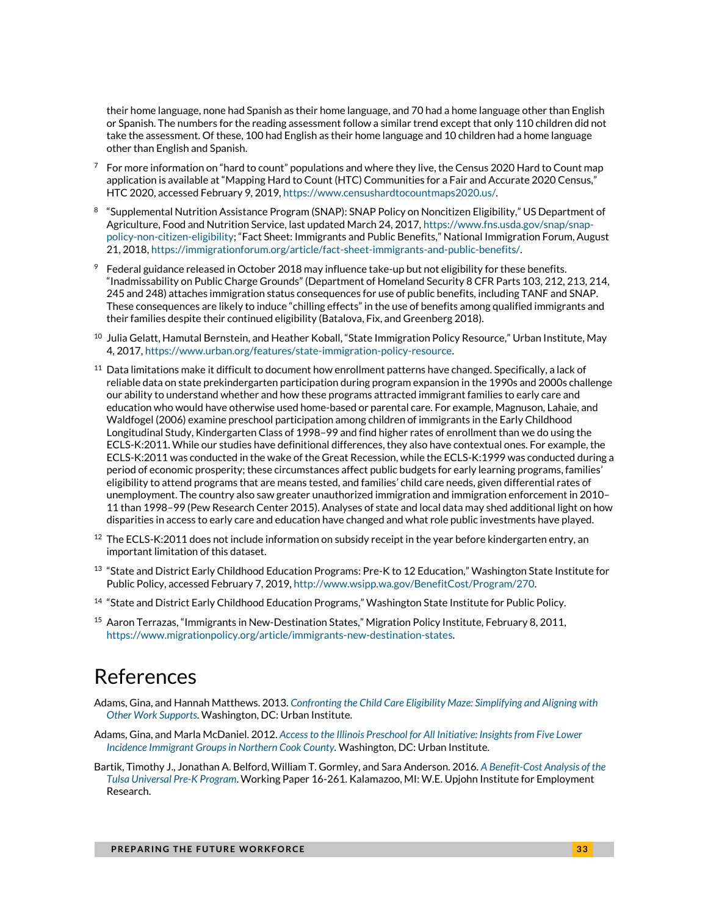their home language, none had Spanish as their home language, and 70 had a home language other than English or Spanish. The numbers for the reading assessment follow a similar trend except that only 110 children did not take the assessment. Of these, 100 had English as their home language and 10 children had a home language other than English and Spanish.

[7] For more information on "hard to count" populations and where they live, the Census 2020 Hard to Count map application is available at "Mapping Hard to Count (HTC) Communities for a Fair and Accurate 2020 Census," HTC 2020, accessed February 9, 2019, https://www.censushardtocountmaps2020.us/.

[8] "Supplemental Nutrition Assistance Program (SNAP): SNAP Policy on Noncitizen Eligibility," US Department of Agriculture, Food and Nutrition Service, last updated March 24, 2017, https://www.fns.usda.gov/snap/snap-policy-non-citizen-eligibility; "Fact Sheet: Immigrants and Public Benefits," National Immigration Forum, August 21, 2018, https://immigrationforum.org/article/fact-sheet-immigrants-and-public-benefits/.

[9] Federal guidance released in October 2018 may influence take-up but not eligibility for these benefits. "Inadmissability on Public Charge Grounds" (Department of Homeland Security 8 CFR Parts 103, 212, 213, 214, 245 and 248) attaches immigration status consequences for use of public benefits, including TANF and SNAP. These consequences are likely to induce "chilling effects" in the use of benefits among qualified immigrants and their families despite their continued eligibility (Batalova, Fix, and Greenberg 2018).

[10] Julia Gelatt, Hamutal Bernstein, and Heather Koball, "State Immigration Policy Resource," Urban Institute, May 4, 2017, https://www.urban.org/features/state-immigration-policy-resource.

[11] Data limitations make it difficult to document how enrollment patterns have changed. Specifically, a lack of reliable data on state prekindergarten participation during program expansion in the 1990s and 2000s challenge our ability to understand whether and how these programs attracted immigrant families to early care and education who would have otherwise used home-based or parental care. For example, Magnuson, Lahaie, and Waldfogel (2006) examine preschool participation among children of immigrants in the Early Childhood Longitudinal Study, Kindergarten Class of 1998–99 and find higher rates of enrollment than we do using the ECLS-K:2011. While our studies have definitional differences, they also have contextual ones. For example, the ECLS-K:2011 was conducted in the wake of the Great Recession, while the ECLS-K:1999 was conducted during a period of economic prosperity; these circumstances affect public budgets for early learning programs, families' eligibility to attend programs that are means tested, and families' child care needs, given differential rates of unemployment. The country also saw greater unauthorized immigration and immigration enforcement in 2010–11 than 1998–99 (Pew Research Center 2015). Analyses of state and local data may shed additional light on how disparities in access to early care and education have changed and what role public investments have played.

[12] The ECLS-K:2011 does not include information on subsidy receipt in the year before kindergarten entry, an important limitation of this dataset.

[13] "State and District Early Childhood Education Programs: Pre-K to 12 Education," Washington State Institute for Public Policy, accessed February 7, 2019, http://www.wsipp.wa.gov/BenefitCost/Program/270.

[14] "State and District Early Childhood Education Programs," Washington State Institute for Public Policy.

[15] Aaron Terrazas, "Immigrants in New-Destination States," Migration Policy Institute, February 8, 2011, https://www.migrationpolicy.org/article/immigrants-new-destination-states.

# References

Adams, Gina, and Hannah Matthews. 2013. *Confronting the Child Care Eligibility Maze: Simplifying and Aligning with Other Work Supports.* Washington, DC: Urban Institute.

Adams, Gina, and Marla McDaniel. 2012. *Access to the Illinois Preschool for All Initiative: Insights from Five Lower Incidence Immigrant Groups in Northern Cook County.* Washington, DC: Urban Institute.

Bartik, Timothy J., Jonathan A. Belford, William T. Gormley, and Sara Anderson. 2016. *A Benefit-Cost Analysis of the Tulsa Universal Pre-K Program*. Working Paper 16-261. Kalamazoo, MI: W.E. Upjohn Institute for Employment Research.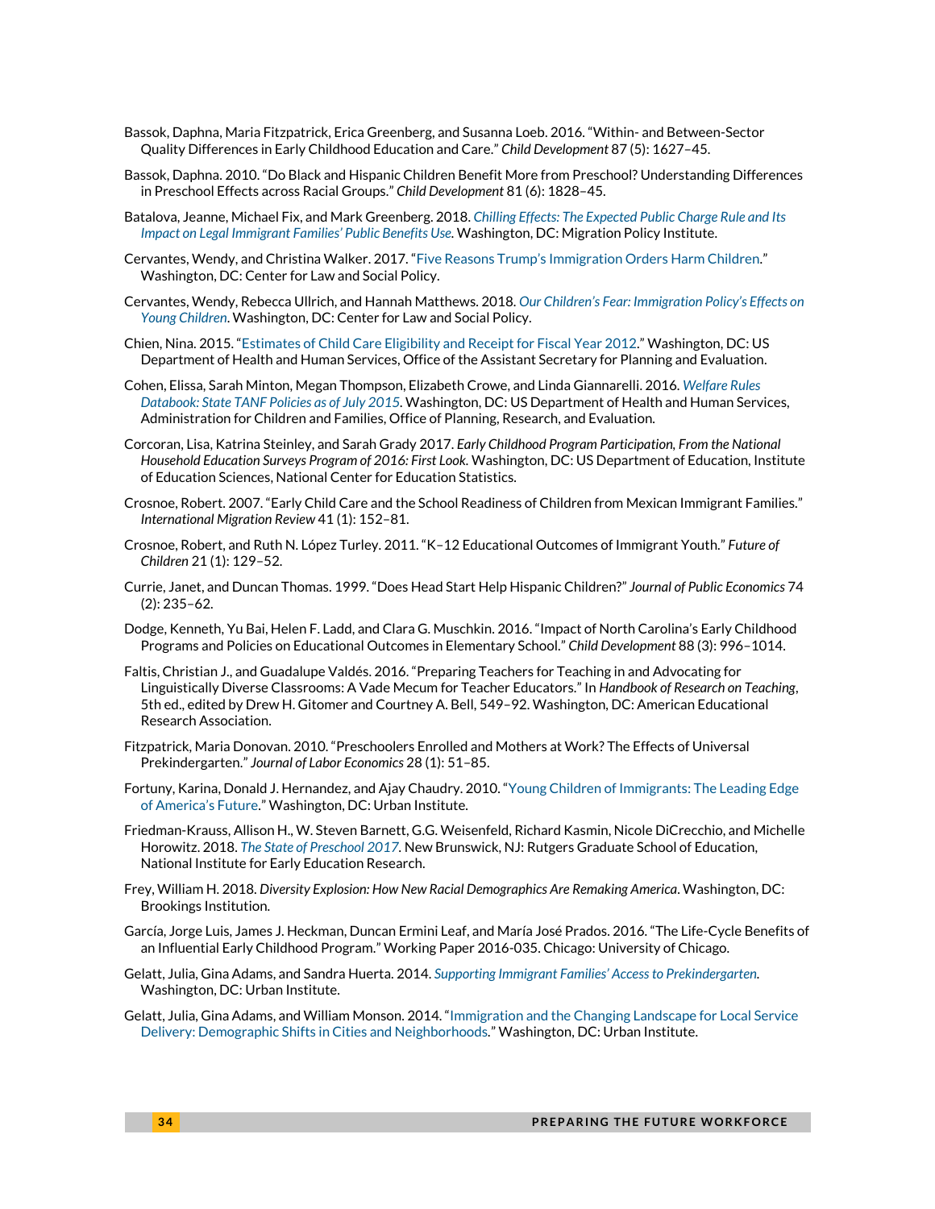Bassok, Daphna, Maria Fitzpatrick, Erica Greenberg, and Susanna Loeb. 2016. "Within- and Between-Sector Quality Differences in Early Childhood Education and Care." *Child Development* 87 (5): 1627–45.

Bassok, Daphna. 2010. "Do Black and Hispanic Children Benefit More from Preschool? Understanding Differences in Preschool Effects across Racial Groups." *Child Development* 81 (6): 1828–45.

Batalova, Jeanne, Michael Fix, and Mark Greenberg. 2018. *Chilling Effects: The Expected Public Charge Rule and Its Impact on Legal Immigrant Families' Public Benefits Use*. Washington, DC: Migration Policy Institute.

Cervantes, Wendy, and Christina Walker. 2017. "Five Reasons Trump's Immigration Orders Harm Children." Washington, DC: Center for Law and Social Policy.

Cervantes, Wendy, Rebecca Ullrich, and Hannah Matthews. 2018. *Our Children's Fear: Immigration Policy's Effects on Young Children*. Washington, DC: Center for Law and Social Policy.

Chien, Nina. 2015. "Estimates of Child Care Eligibility and Receipt for Fiscal Year 2012." Washington, DC: US Department of Health and Human Services, Office of the Assistant Secretary for Planning and Evaluation.

Cohen, Elissa, Sarah Minton, Megan Thompson, Elizabeth Crowe, and Linda Giannarelli. 2016. *Welfare Rules Databook: State TANF Policies as of July 2015*. Washington, DC: US Department of Health and Human Services, Administration for Children and Families, Office of Planning, Research, and Evaluation.

Corcoran, Lisa, Katrina Steinley, and Sarah Grady 2017. *Early Childhood Program Participation, From the National Household Education Surveys Program of 2016: First Look*. Washington, DC: US Department of Education, Institute of Education Sciences, National Center for Education Statistics.

Crosnoe, Robert. 2007. "Early Child Care and the School Readiness of Children from Mexican Immigrant Families." *International Migration Review* 41 (1): 152–81.

Crosnoe, Robert, and Ruth N. López Turley. 2011. "K–12 Educational Outcomes of Immigrant Youth." *Future of Children* 21 (1): 129–52.

Currie, Janet, and Duncan Thomas. 1999. "Does Head Start Help Hispanic Children?" *Journal of Public Economics* 74 (2): 235–62.

Dodge, Kenneth, Yu Bai, Helen F. Ladd, and Clara G. Muschkin. 2016. "Impact of North Carolina's Early Childhood Programs and Policies on Educational Outcomes in Elementary School." *Child Development* 88 (3): 996–1014.

Faltis, Christian J., and Guadalupe Valdés. 2016. "Preparing Teachers for Teaching in and Advocating for Linguistically Diverse Classrooms: A Vade Mecum for Teacher Educators." In *Handbook of Research on Teaching*, 5th ed., edited by Drew H. Gitomer and Courtney A. Bell, 549–92. Washington, DC: American Educational Research Association.

Fitzpatrick, Maria Donovan. 2010. "Preschoolers Enrolled and Mothers at Work? The Effects of Universal Prekindergarten." *Journal of Labor Economics* 28 (1): 51–85.

Fortuny, Karina, Donald J. Hernandez, and Ajay Chaudry. 2010. "Young Children of Immigrants: The Leading Edge of America's Future." Washington, DC: Urban Institute.

Friedman-Krauss, Allison H., W. Steven Barnett, G.G. Weisenfeld, Richard Kasmin, Nicole DiCrecchio, and Michelle Horowitz. 2018. *The State of Preschool 2017*. New Brunswick, NJ: Rutgers Graduate School of Education, National Institute for Early Education Research.

Frey, William H. 2018. *Diversity Explosion: How New Racial Demographics Are Remaking America*. Washington, DC: Brookings Institution.

García, Jorge Luis, James J. Heckman, Duncan Ermini Leaf, and María José Prados. 2016. "The Life-Cycle Benefits of an Influential Early Childhood Program." Working Paper 2016-035. Chicago: University of Chicago.

Gelatt, Julia, Gina Adams, and Sandra Huerta. 2014. *Supporting Immigrant Families' Access to Prekindergarten*. Washington, DC: Urban Institute.

Gelatt, Julia, Gina Adams, and William Monson. 2014. "Immigration and the Changing Landscape for Local Service Delivery: Demographic Shifts in Cities and Neighborhoods." Washington, DC: Urban Institute.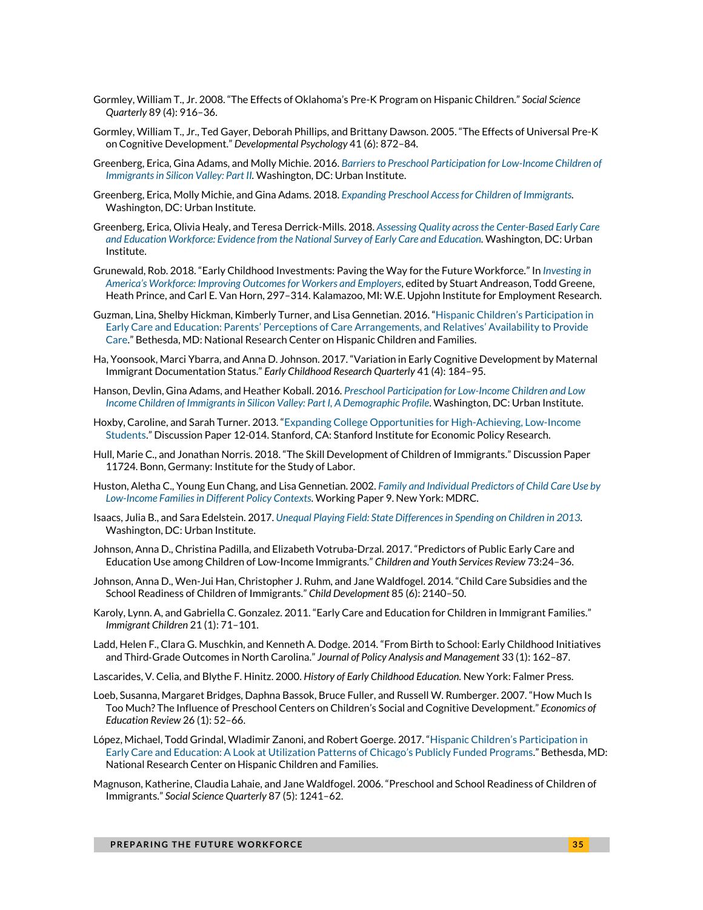Gormley, William T., Jr. 2008. "The Effects of Oklahoma's Pre-K Program on Hispanic Children." *Social Science Quarterly* 89 (4): 916–36.

Gormley, William T., Jr., Ted Gayer, Deborah Phillips, and Brittany Dawson. 2005. "The Effects of Universal Pre-K on Cognitive Development." *Developmental Psychology* 41 (6): 872–84.

Greenberg, Erica, Gina Adams, and Molly Michie. 2016. *Barriers to Preschool Participation for Low-Income Children of Immigrants in Silicon Valley: Part II.* Washington, DC: Urban Institute.

Greenberg, Erica, Molly Michie, and Gina Adams. 2018. *Expanding Preschool Access for Children of Immigrants.* Washington, DC: Urban Institute.

Greenberg, Erica, Olivia Healy, and Teresa Derrick-Mills. 2018. *Assessing Quality across the Center-Based Early Care and Education Workforce: Evidence from the National Survey of Early Care and Education.* Washington, DC: Urban Institute.

Grunewald, Rob. 2018. "Early Childhood Investments: Paving the Way for the Future Workforce." In *Investing in America's Workforce: Improving Outcomes for Workers and Employers*, edited by Stuart Andreason, Todd Greene, Heath Prince, and Carl E. Van Horn, 297–314. Kalamazoo, MI: W.E. Upjohn Institute for Employment Research.

Guzman, Lina, Shelby Hickman, Kimberly Turner, and Lisa Gennetian. 2016. "Hispanic Children's Participation in Early Care and Education: Parents' Perceptions of Care Arrangements, and Relatives' Availability to Provide Care." Bethesda, MD: National Research Center on Hispanic Children and Families.

Ha, Yoonsook, Marci Ybarra, and Anna D. Johnson. 2017. "Variation in Early Cognitive Development by Maternal Immigrant Documentation Status." *Early Childhood Research Quarterly* 41 (4): 184–95.

Hanson, Devlin, Gina Adams, and Heather Koball. 2016. *Preschool Participation for Low-Income Children and Low Income Children of Immigrants in Silicon Valley: Part I, A Demographic Profile*. Washington, DC: Urban Institute.

Hoxby, Caroline, and Sarah Turner. 2013. "Expanding College Opportunities for High-Achieving, Low-Income Students." Discussion Paper 12-014. Stanford, CA: Stanford Institute for Economic Policy Research.

Hull, Marie C., and Jonathan Norris. 2018. "The Skill Development of Children of Immigrants." Discussion Paper 11724. Bonn, Germany: Institute for the Study of Labor.

Huston, Aletha C., Young Eun Chang, and Lisa Gennetian. 2002. *Family and Individual Predictors of Child Care Use by Low-Income Families in Different Policy Contexts.* Working Paper 9. New York: MDRC.

Isaacs, Julia B., and Sara Edelstein. 2017. *Unequal Playing Field: State Differences in Spending on Children in 2013.* Washington, DC: Urban Institute.

Johnson, Anna D., Christina Padilla, and Elizabeth Votruba-Drzal. 2017. "Predictors of Public Early Care and Education Use among Children of Low-Income Immigrants." *Children and Youth Services Review* 73:24–36.

Johnson, Anna D., Wen-Jui Han, Christopher J. Ruhm, and Jane Waldfogel. 2014. "Child Care Subsidies and the School Readiness of Children of Immigrants." *Child Development* 85 (6): 2140–50.

Karoly, Lynn. A, and Gabriella C. Gonzalez. 2011. "Early Care and Education for Children in Immigrant Families." *Immigrant Children* 21 (1): 71–101.

Ladd, Helen F., Clara G. Muschkin, and Kenneth A. Dodge. 2014. "From Birth to School: Early Childhood Initiatives and Third-Grade Outcomes in North Carolina." *Journal of Policy Analysis and Management* 33 (1): 162–87.

Lascarides, V. Celia, and Blythe F. Hinitz. 2000. *History of Early Childhood Education.* New York: Falmer Press.

Loeb, Susanna, Margaret Bridges, Daphna Bassok, Bruce Fuller, and Russell W. Rumberger. 2007. "How Much Is Too Much? The Influence of Preschool Centers on Children's Social and Cognitive Development." *Economics of Education Review* 26 (1): 52–66.

López, Michael, Todd Grindal, Wladimir Zanoni, and Robert Goerge. 2017. "Hispanic Children's Participation in Early Care and Education: A Look at Utilization Patterns of Chicago's Publicly Funded Programs." Bethesda, MD: National Research Center on Hispanic Children and Families.

Magnuson, Katherine, Claudia Lahaie, and Jane Waldfogel. 2006. "Preschool and School Readiness of Children of Immigrants." *Social Science Quarterly* 87 (5): 1241–62.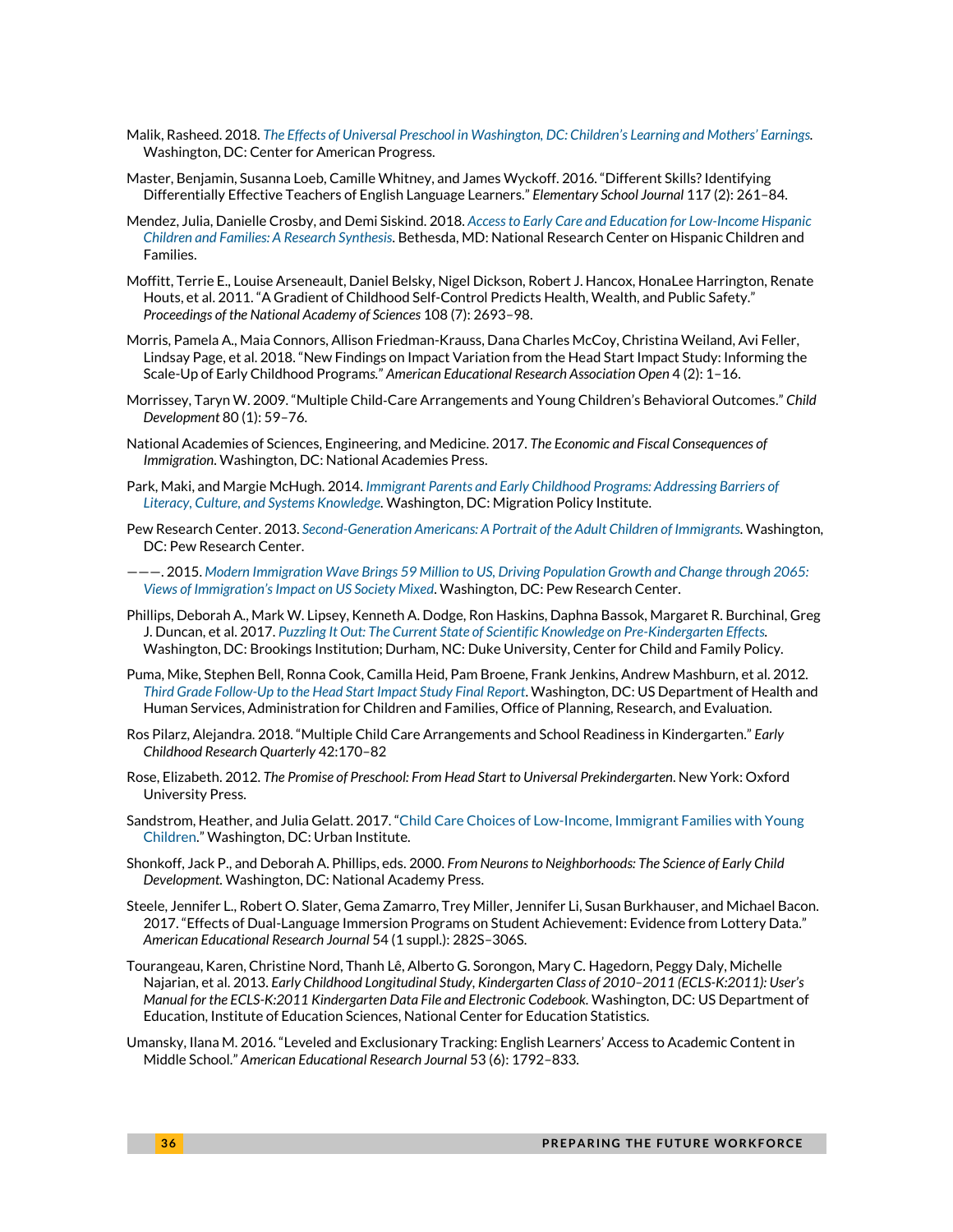Malik, Rasheed. 2018. *The Effects of Universal Preschool in Washington, DC: Children's Learning and Mothers' Earnings.* Washington, DC: Center for American Progress.

Master, Benjamin, Susanna Loeb, Camille Whitney, and James Wyckoff. 2016. "Different Skills? Identifying Differentially Effective Teachers of English Language Learners." *Elementary School Journal* 117 (2): 261–84.

Mendez, Julia, Danielle Crosby, and Demi Siskind. 2018. *Access to Early Care and Education for Low-Income Hispanic Children and Families: A Research Synthesis*. Bethesda, MD: National Research Center on Hispanic Children and Families.

Moffitt, Terrie E., Louise Arseneault, Daniel Belsky, Nigel Dickson, Robert J. Hancox, HonaLee Harrington, Renate Houts, et al. 2011. "A Gradient of Childhood Self-Control Predicts Health, Wealth, and Public Safety." *Proceedings of the National Academy of Sciences* 108 (7): 2693–98.

Morris, Pamela A., Maia Connors, Allison Friedman-Krauss, Dana Charles McCoy, Christina Weiland, Avi Feller, Lindsay Page, et al. 2018. "New Findings on Impact Variation from the Head Start Impact Study: Informing the Scale-Up of Early Childhood Programs." *American Educational Research Association Open* 4 (2): 1–16.

Morrissey, Taryn W. 2009. "Multiple Child-Care Arrangements and Young Children's Behavioral Outcomes." *Child Development* 80 (1): 59–76.

National Academies of Sciences, Engineering, and Medicine. 2017. *The Economic and Fiscal Consequences of Immigration*. Washington, DC: National Academies Press.

Park, Maki, and Margie McHugh. 2014. *Immigrant Parents and Early Childhood Programs: Addressing Barriers of Literacy, Culture, and Systems Knowledge.* Washington, DC: Migration Policy Institute.

Pew Research Center. 2013. *Second-Generation Americans: A Portrait of the Adult Children of Immigrants.* Washington, DC: Pew Research Center.

———. 2015. *Modern Immigration Wave Brings 59 Million to US, Driving Population Growth and Change through 2065: Views of Immigration's Impact on US Society Mixed*. Washington, DC: Pew Research Center.

Phillips, Deborah A., Mark W. Lipsey, Kenneth A. Dodge, Ron Haskins, Daphna Bassok, Margaret R. Burchinal, Greg J. Duncan, et al. 2017. *Puzzling It Out: The Current State of Scientific Knowledge on Pre-Kindergarten Effects.* Washington, DC: Brookings Institution; Durham, NC: Duke University, Center for Child and Family Policy.

Puma, Mike, Stephen Bell, Ronna Cook, Camilla Heid, Pam Broene, Frank Jenkins, Andrew Mashburn, et al. 2012. *Third Grade Follow-Up to the Head Start Impact Study Final Report*. Washington, DC: US Department of Health and Human Services, Administration for Children and Families, Office of Planning, Research, and Evaluation.

Ros Pilarz, Alejandra. 2018. "Multiple Child Care Arrangements and School Readiness in Kindergarten." *Early Childhood Research Quarterly* 42:170–82

Rose, Elizabeth. 2012. *The Promise of Preschool: From Head Start to Universal Prekindergarten*. New York: Oxford University Press.

Sandstrom, Heather, and Julia Gelatt. 2017. "Child Care Choices of Low-Income, Immigrant Families with Young Children." Washington, DC: Urban Institute.

Shonkoff, Jack P., and Deborah A. Phillips, eds. 2000. *From Neurons to Neighborhoods: The Science of Early Child Development.* Washington, DC: National Academy Press.

Steele, Jennifer L., Robert O. Slater, Gema Zamarro, Trey Miller, Jennifer Li, Susan Burkhauser, and Michael Bacon. 2017. "Effects of Dual-Language Immersion Programs on Student Achievement: Evidence from Lottery Data." *American Educational Research Journal* 54 (1 suppl.): 282S–306S.

Tourangeau, Karen, Christine Nord, Thanh Lê, Alberto G. Sorongon, Mary C. Hagedorn, Peggy Daly, Michelle Najarian, et al. 2013. *Early Childhood Longitudinal Study, Kindergarten Class of 2010–2011 (ECLS-K:2011): User's Manual for the ECLS-K:2011 Kindergarten Data File and Electronic Codebook*. Washington, DC: US Department of Education, Institute of Education Sciences, National Center for Education Statistics.

Umansky, Ilana M. 2016. "Leveled and Exclusionary Tracking: English Learners' Access to Academic Content in Middle School." *American Educational Research Journal* 53 (6): 1792–833.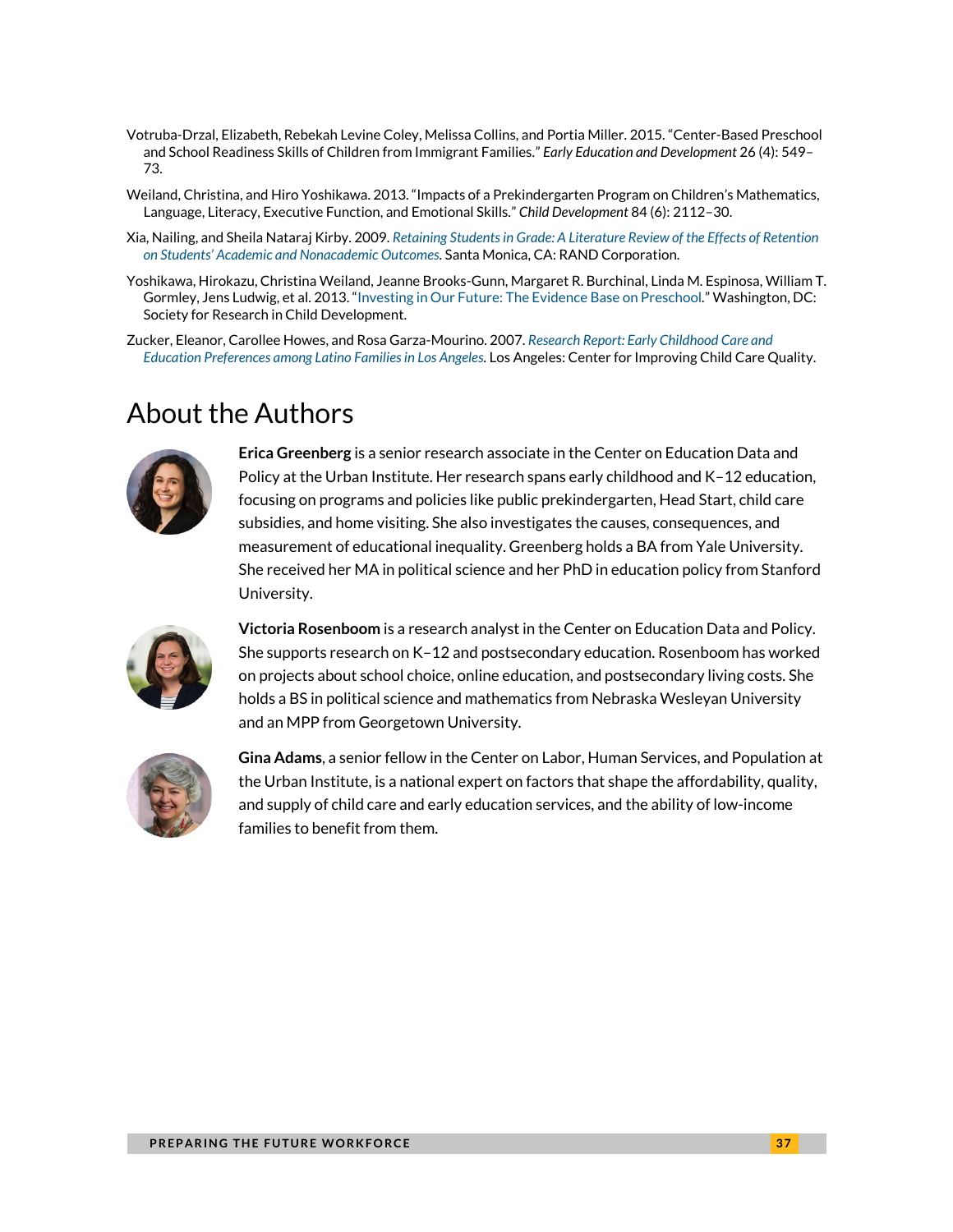Votruba-Drzal, Elizabeth, Rebekah Levine Coley, Melissa Collins, and Portia Miller. 2015. "Center-Based Preschool and School Readiness Skills of Children from Immigrant Families." *Early Education and Development* 26 (4): 549–73.

Weiland, Christina, and Hiro Yoshikawa. 2013. "Impacts of a Prekindergarten Program on Children's Mathematics, Language, Literacy, Executive Function, and Emotional Skills." *Child Development* 84 (6): 2112–30.

Xia, Nailing, and Sheila Nataraj Kirby. 2009. *Retaining Students in Grade: A Literature Review of the Effects of Retention on Students' Academic and Nonacademic Outcomes*. Santa Monica, CA: RAND Corporation.

Yoshikawa, Hirokazu, Christina Weiland, Jeanne Brooks-Gunn, Margaret R. Burchinal, Linda M. Espinosa, William T. Gormley, Jens Ludwig, et al. 2013. "Investing in Our Future: The Evidence Base on Preschool." Washington, DC: Society for Research in Child Development.

Zucker, Eleanor, Carollee Howes, and Rosa Garza-Mourino. 2007. *Research Report: Early Childhood Care and Education Preferences among Latino Families in Los Angeles*. Los Angeles: Center for Improving Child Care Quality.

# About the Authors

**Erica Greenberg** is a senior research associate in the Center on Education Data and Policy at the Urban Institute. Her research spans early childhood and K–12 education, focusing on programs and policies like public prekindergarten, Head Start, child care subsidies, and home visiting. She also investigates the causes, consequences, and measurement of educational inequality. Greenberg holds a BA from Yale University. She received her MA in political science and her PhD in education policy from Stanford University.

**Victoria Rosenboom** is a research analyst in the Center on Education Data and Policy. She supports research on K–12 and postsecondary education. Rosenboom has worked on projects about school choice, online education, and postsecondary living costs. She holds a BS in political science and mathematics from Nebraska Wesleyan University and an MPP from Georgetown University.

**Gina Adams**, a senior fellow in the Center on Labor, Human Services, and Population at the Urban Institute, is a national expert on factors that shape the affordability, quality, and supply of child care and early education services, and the ability of low-income families to benefit from them.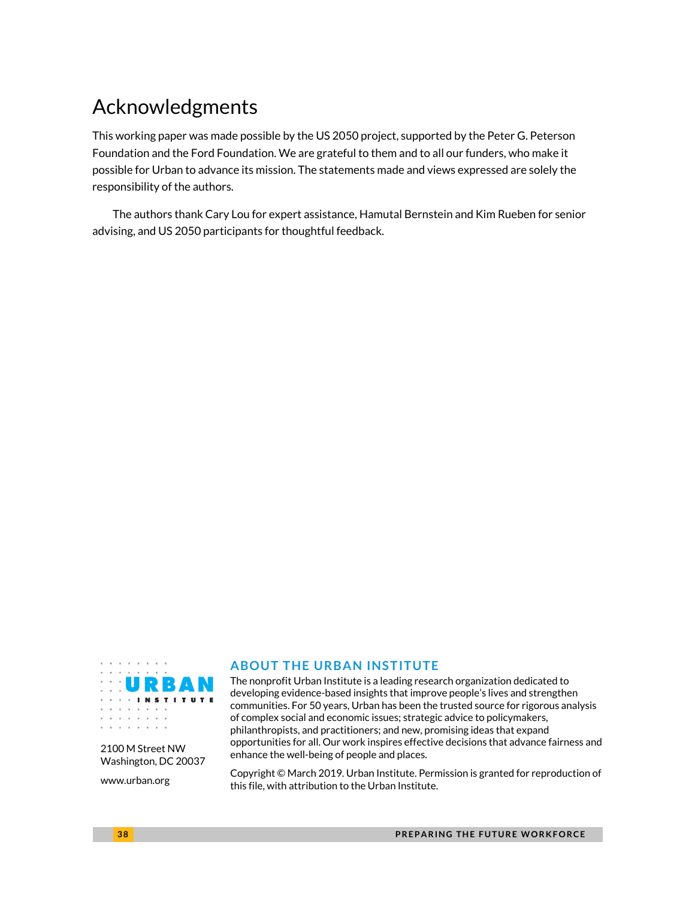# Acknowledgments

This working paper was made possible by the US 2050 project, supported by the Peter G. Peterson Foundation and the Ford Foundation. We are grateful to them and to all our funders, who make it possible for Urban to advance its mission. The statements made and views expressed are solely the responsibility of the authors.

The authors thank Cary Lou for expert assistance, Hamutal Bernstein and Kim Rueben for senior advising, and US 2050 participants for thoughtful feedback.

URBAN INSTITUTE

2100 M Street NW
Washington, DC 20037

www.urban.org

**ABOUT THE URBAN INSTITUTE**

The nonprofit Urban Institute is a leading research organization dedicated to developing evidence-based insights that improve people's lives and strengthen communities. For 50 years, Urban has been the trusted source for rigorous analysis of complex social and economic issues; strategic advice to policymakers, philanthropists, and practitioners; and new, promising ideas that expand opportunities for all. Our work inspires effective decisions that advance fairness and enhance the well-being of people and places.

Copyright © March 2019. Urban Institute. Permission is granted for reproduction of this file, with attribution to the Urban Institute.